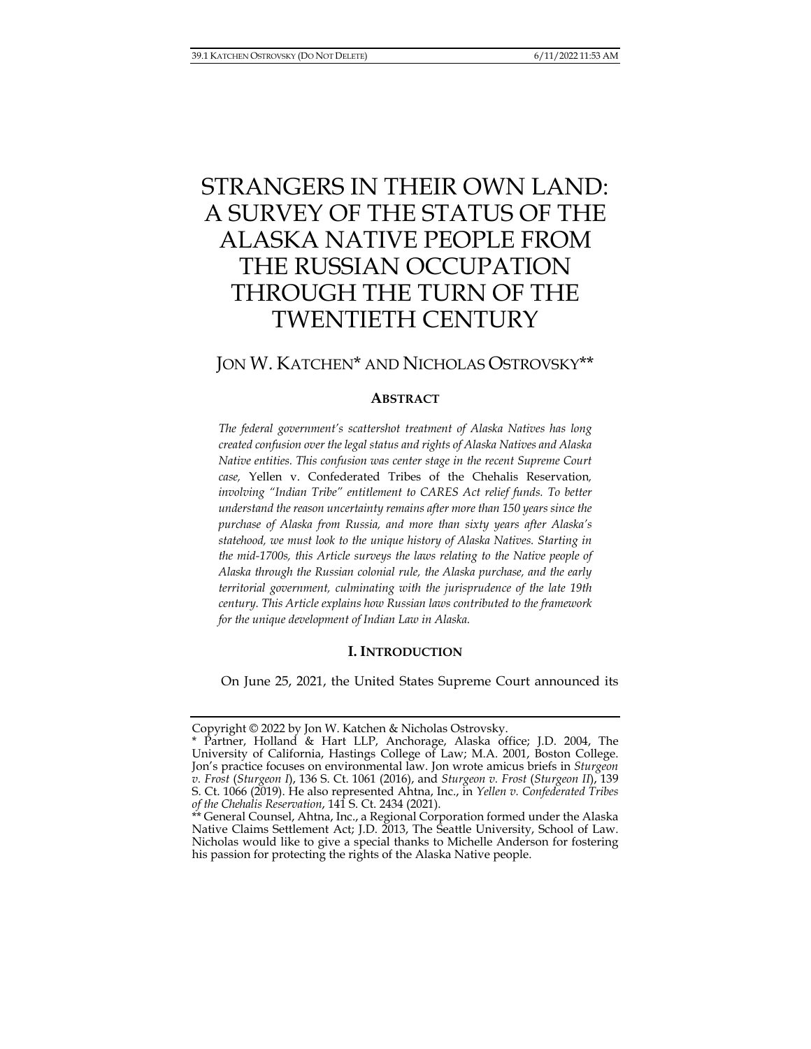# STRANGERS IN THEIR OWN LAND: A SURVEY OF THE STATUS OF THE ALASKA NATIVE PEOPLE FROM THE RUSSIAN OCCUPATION THROUGH THE TURN OF THE TWENTIETH CENTURY

JON W. KATCHEN* AND NICHOLAS OSTROVSKY**

## ABSTRACT

*The federal government's scattershot treatment of Alaska Natives has long created confusion over the legal status and rights of Alaska Natives and Alaska Native entities. This confusion was center stage in the recent Supreme Court case,* Yellen v. Confederated Tribes of the Chehalis Reservation, *involving "Indian Tribe" entitlement to CARES Act relief funds. To better understand the reason uncertainty remains after more than 150 years since the purchase of Alaska from Russia, and more than sixty years after Alaska's statehood, we must look to the unique history of Alaska Natives. Starting in the mid-1700s, this Article surveys the laws relating to the Native people of Alaska through the Russian colonial rule, the Alaska purchase, and the early territorial government, culminating with the jurisprudence of the late 19th century. This Article explains how Russian laws contributed to the framework for the unique development of Indian Law in Alaska.*

## I. INTRODUCTION

On June 25, 2021, the United States Supreme Court announced its

---

Copyright © 2022 by Jon W. Katchen & Nicholas Ostrovsky.

\* Partner, Holland & Hart LLP, Anchorage, Alaska office; J.D. 2004, The University of California, Hastings College of Law; M.A. 2001, Boston College. Jon's practice focuses on environmental law. Jon wrote amicus briefs in *Sturgeon v. Frost* (*Sturgeon I*), 136 S. Ct. 1061 (2016), and *Sturgeon v. Frost* (*Sturgeon II*), 139 S. Ct. 1066 (2019). He also represented Ahtna, Inc., in *Yellen v. Confederated Tribes of the Chehalis Reservation*, 141 S. Ct. 2434 (2021).

\*\* General Counsel, Ahtna, Inc., a Regional Corporation formed under the Alaska Native Claims Settlement Act; J.D. 2013, The Seattle University, School of Law. Nicholas would like to give a special thanks to Michelle Anderson for fostering his passion for protecting the rights of the Alaska Native people.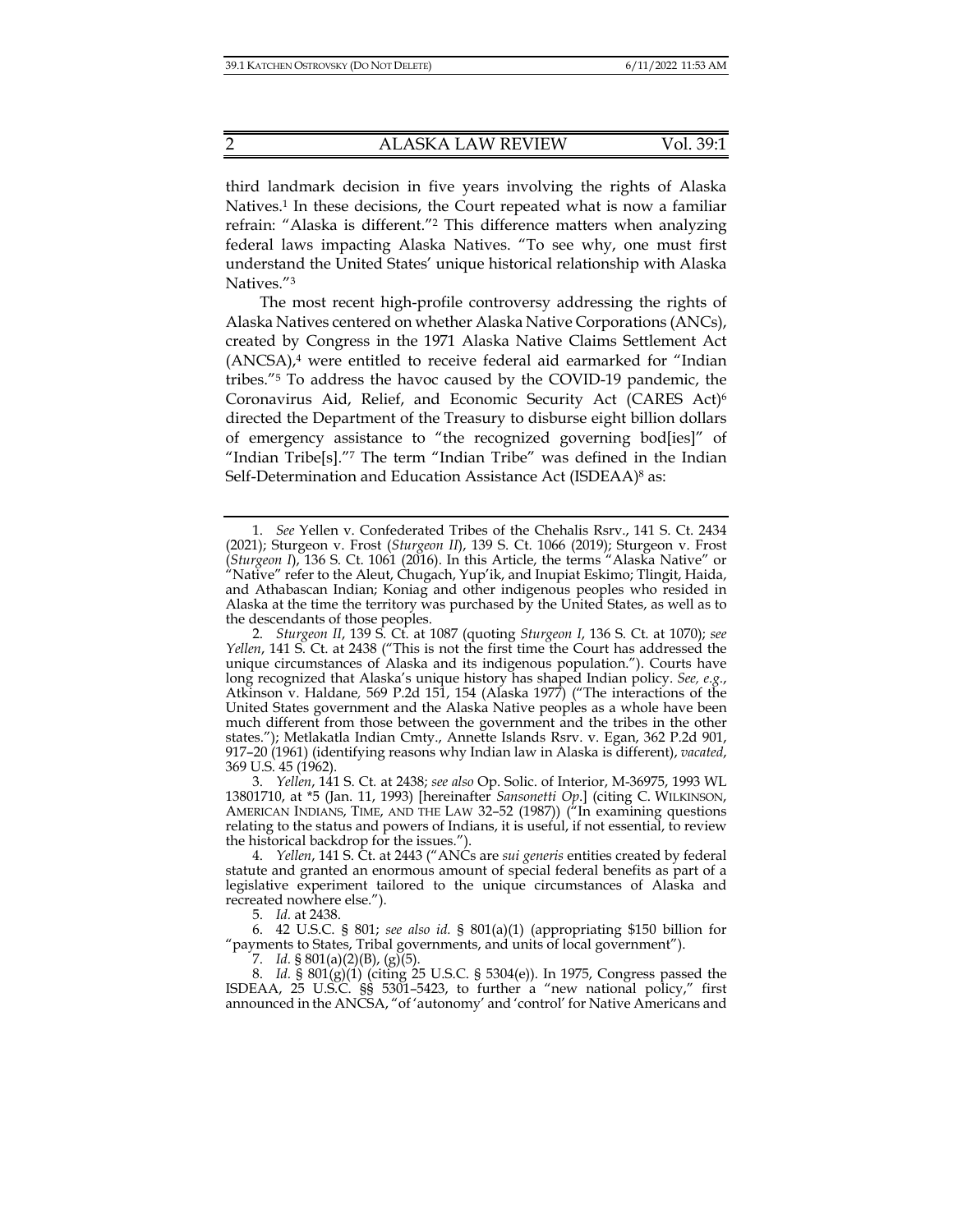third landmark decision in five years involving the rights of Alaska Natives.[1] In these decisions, the Court repeated what is now a familiar refrain: "Alaska is different."[2] This difference matters when analyzing federal laws impacting Alaska Natives. "To see why, one must first understand the United States' unique historical relationship with Alaska Natives."[3]

The most recent high-profile controversy addressing the rights of Alaska Natives centered on whether Alaska Native Corporations (ANCs), created by Congress in the 1971 Alaska Native Claims Settlement Act (ANCSA),[4] were entitled to receive federal aid earmarked for "Indian tribes."[5] To address the havoc caused by the COVID-19 pandemic, the Coronavirus Aid, Relief, and Economic Security Act (CARES Act)[6] directed the Department of the Treasury to disburse eight billion dollars of emergency assistance to "the recognized governing bod[ies]" of "Indian Tribe[s]."[7] The term "Indian Tribe" was defined in the Indian Self-Determination and Education Assistance Act (ISDEAA)[8] as:

---

1. *See* Yellen v. Confederated Tribes of the Chehalis Rsrv., 141 S. Ct. 2434 (2021); Sturgeon v. Frost (*Sturgeon II*), 139 S. Ct. 1066 (2019); Sturgeon v. Frost (*Sturgeon I*), 136 S. Ct. 1061 (2016). In this Article, the terms "Alaska Native" or "Native" refer to the Aleut, Chugach, Yup'ik, and Inupiat Eskimo; Tlingit, Haida, and Athabascan Indian; Koniag and other indigenous peoples who resided in Alaska at the time the territory was purchased by the United States, as well as to the descendants of those peoples.

2. *Sturgeon II*, 139 S. Ct. at 1087 (quoting *Sturgeon I*, 136 S. Ct. at 1070); *see Yellen*, 141 S. Ct. at 2438 ("This is not the first time the Court has addressed the unique circumstances of Alaska and its indigenous population."). Courts have long recognized that Alaska's unique history has shaped Indian policy. *See, e.g.*, Atkinson v. Haldane, 569 P.2d 151, 154 (Alaska 1977) ("The interactions of the United States government and the Alaska Native peoples as a whole have been much different from those between the government and the tribes in the other states."); Metlakatla Indian Cmty., Annette Islands Rsrv. v. Egan, 362 P.2d 901, 917–20 (1961) (identifying reasons why Indian law in Alaska is different), *vacated*, 369 U.S. 45 (1962).

3. *Yellen*, 141 S. Ct. at 2438; *see also* Op. Solic. of Interior, M-36975, 1993 WL 13801710, at *5 (Jan. 11, 1993) [hereinafter *Sansonetti Op.*] (citing C. WILKINSON, AMERICAN INDIANS, TIME, AND THE LAW 32–52 (1987)) ("In examining questions relating to the status and powers of Indians, it is useful, if not essential, to review the historical backdrop for the issues.").

4. *Yellen*, 141 S. Ct. at 2443 ("ANCs are *sui generis* entities created by federal statute and granted an enormous amount of special federal benefits as part of a legislative experiment tailored to the unique circumstances of Alaska and recreated nowhere else.").

5. *Id.* at 2438.

6. 42 U.S.C. § 801; *see also id.* § 801(a)(1) (appropriating $150 billion for "payments to States, Tribal governments, and units of local government").

7. *Id.* § 801(a)(2)(B), (g)(5).

8. *Id.* § 801(g)(1) (citing 25 U.S.C. § 5304(e)). In 1975, Congress passed the ISDEAA, 25 U.S.C. §§ 5301–5423, to further a "new national policy," first announced in the ANCSA, "of 'autonomy' and 'control' for Native Americans and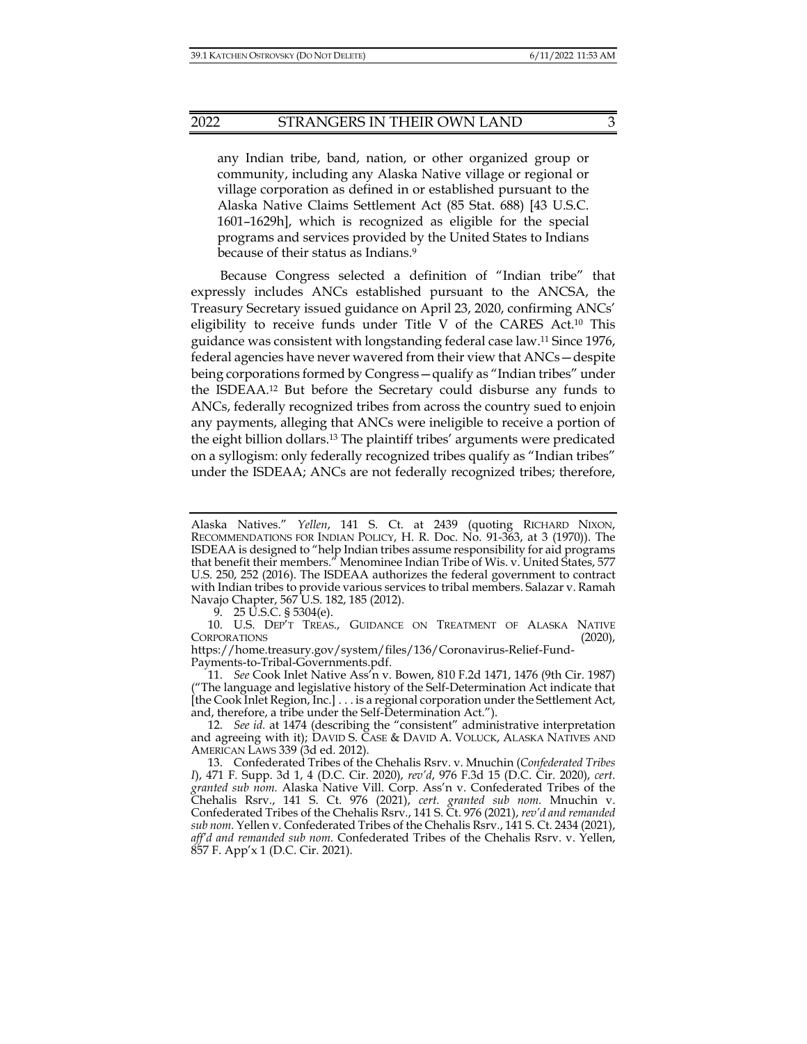> any Indian tribe, band, nation, or other organized group or community, including any Alaska Native village or regional or village corporation as defined in or established pursuant to the Alaska Native Claims Settlement Act (85 Stat. 688) [43 U.S.C. 1601–1629h], which is recognized as eligible for the special programs and services provided by the United States to Indians because of their status as Indians.[9]

Because Congress selected a definition of "Indian tribe" that expressly includes ANCs established pursuant to the ANCSA, the Treasury Secretary issued guidance on April 23, 2020, confirming ANCs' eligibility to receive funds under Title V of the CARES Act.[10] This guidance was consistent with longstanding federal case law.[11] Since 1976, federal agencies have never wavered from their view that ANCs—despite being corporations formed by Congress—qualify as "Indian tribes" under the ISDEAA.[12] But before the Secretary could disburse any funds to ANCs, federally recognized tribes from across the country sued to enjoin any payments, alleging that ANCs were ineligible to receive a portion of the eight billion dollars.[13] The plaintiff tribes' arguments were predicated on a syllogism: only federally recognized tribes qualify as "Indian tribes" under the ISDEAA; ANCs are not federally recognized tribes; therefore,

---

Alaska Natives." *Yellen*, 141 S. Ct. at 2439 (quoting RICHARD NIXON, RECOMMENDATIONS FOR INDIAN POLICY, H. R. Doc. No. 91-363, at 3 (1970)). The ISDEAA is designed to "help Indian tribes assume responsibility for aid programs that benefit their members." Menominee Indian Tribe of Wis. v. United States, 577 U.S. 250, 252 (2016). The ISDEAA authorizes the federal government to contract with Indian tribes to provide various services to tribal members. Salazar v. Ramah Navajo Chapter, 567 U.S. 182, 185 (2012).

9. 25 U.S.C. § 5304(e).

10. U.S. DEP'T TREAS., GUIDANCE ON TREATMENT OF ALASKA NATIVE CORPORATIONS (2020), https://home.treasury.gov/system/files/136/Coronavirus-Relief-Fund-Payments-to-Tribal-Governments.pdf.

11. *See* Cook Inlet Native Ass'n v. Bowen, 810 F.2d 1471, 1476 (9th Cir. 1987) ("The language and legislative history of the Self-Determination Act indicate that [the Cook Inlet Region, Inc.] . . . is a regional corporation under the Settlement Act, and, therefore, a tribe under the Self-Determination Act.").

12. *See id.* at 1474 (describing the "consistent" administrative interpretation and agreeing with it); DAVID S. CASE & DAVID A. VOLUCK, ALASKA NATIVES AND AMERICAN LAWS 339 (3d ed. 2012).

13. Confederated Tribes of the Chehalis Rsrv. v. Mnuchin (*Confederated Tribes I*), 471 F. Supp. 3d 1, 4 (D.C. Cir. 2020), *rev'd*, 976 F.3d 15 (D.C. Cir. 2020), *cert. granted sub nom.* Alaska Native Vill. Corp. Ass'n v. Confederated Tribes of the Chehalis Rsrv., 141 S. Ct. 976 (2021), *cert. granted sub nom.* Mnuchin v. Confederated Tribes of the Chehalis Rsrv., 141 S. Ct. 976 (2021), *rev'd and remanded sub nom.* Yellen v. Confederated Tribes of the Chehalis Rsrv., 141 S. Ct. 2434 (2021), *aff'd and remanded sub nom.* Confederated Tribes of the Chehalis Rsrv. v. Yellen, 857 F. App'x 1 (D.C. Cir. 2021).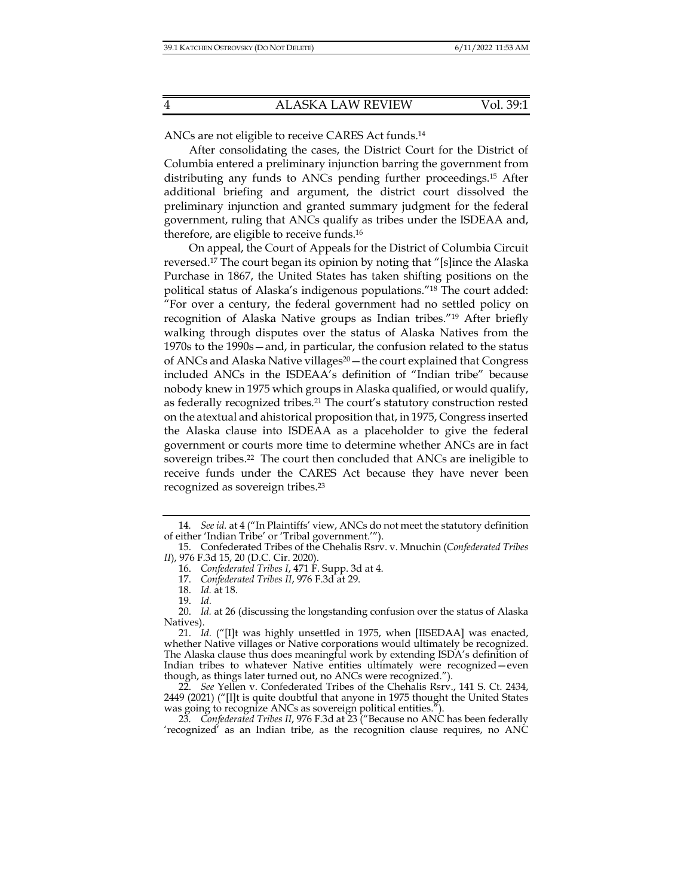ANCs are not eligible to receive CARES Act funds.[14]

After consolidating the cases, the District Court for the District of Columbia entered a preliminary injunction barring the government from distributing any funds to ANCs pending further proceedings.[15] After additional briefing and argument, the district court dissolved the preliminary injunction and granted summary judgment for the federal government, ruling that ANCs qualify as tribes under the ISDEAA and, therefore, are eligible to receive funds.[16]

On appeal, the Court of Appeals for the District of Columbia Circuit reversed.[17] The court began its opinion by noting that "[s]ince the Alaska Purchase in 1867, the United States has taken shifting positions on the political status of Alaska's indigenous populations."[18] The court added: "For over a century, the federal government had no settled policy on recognition of Alaska Native groups as Indian tribes."[19] After briefly walking through disputes over the status of Alaska Natives from the 1970s to the 1990s—and, in particular, the confusion related to the status of ANCs and Alaska Native villages[20]—the court explained that Congress included ANCs in the ISDEAA's definition of "Indian tribe" because nobody knew in 1975 which groups in Alaska qualified, or would qualify, as federally recognized tribes.[21] The court's statutory construction rested on the atextual and ahistorical proposition that, in 1975, Congress inserted the Alaska clause into ISDEAA as a placeholder to give the federal government or courts more time to determine whether ANCs are in fact sovereign tribes.[22] The court then concluded that ANCs are ineligible to receive funds under the CARES Act because they have never been recognized as sovereign tribes.[23]

---

14. *See id.* at 4 ("In Plaintiffs' view, ANCs do not meet the statutory definition of either 'Indian Tribe' or 'Tribal government.'").

15. Confederated Tribes of the Chehalis Rsrv. v. Mnuchin (*Confederated Tribes II*), 976 F.3d 15, 20 (D.C. Cir. 2020).

16. *Confederated Tribes I*, 471 F. Supp. 3d at 4.

17. *Confederated Tribes II*, 976 F.3d at 29.

18. *Id.* at 18.

19. *Id.*

20. *Id.* at 26 (discussing the longstanding confusion over the status of Alaska Natives).

21. *Id.* ("[I]t was highly unsettled in 1975, when [IISEDAA] was enacted, whether Native villages or Native corporations would ultimately be recognized. The Alaska clause thus does meaningful work by extending ISDA's definition of Indian tribes to whatever Native entities ultimately were recognized—even though, as things later turned out, no ANCs were recognized.").

22. *See* Yellen v. Confederated Tribes of the Chehalis Rsrv., 141 S. Ct. 2434, 2449 (2021) ("[I]t is quite doubtful that anyone in 1975 thought the United States was going to recognize ANCs as sovereign political entities.").

23. *Confederated Tribes II*, 976 F.3d at 23 ("Because no ANC has been federally 'recognized' as an Indian tribe, as the recognition clause requires, no ANC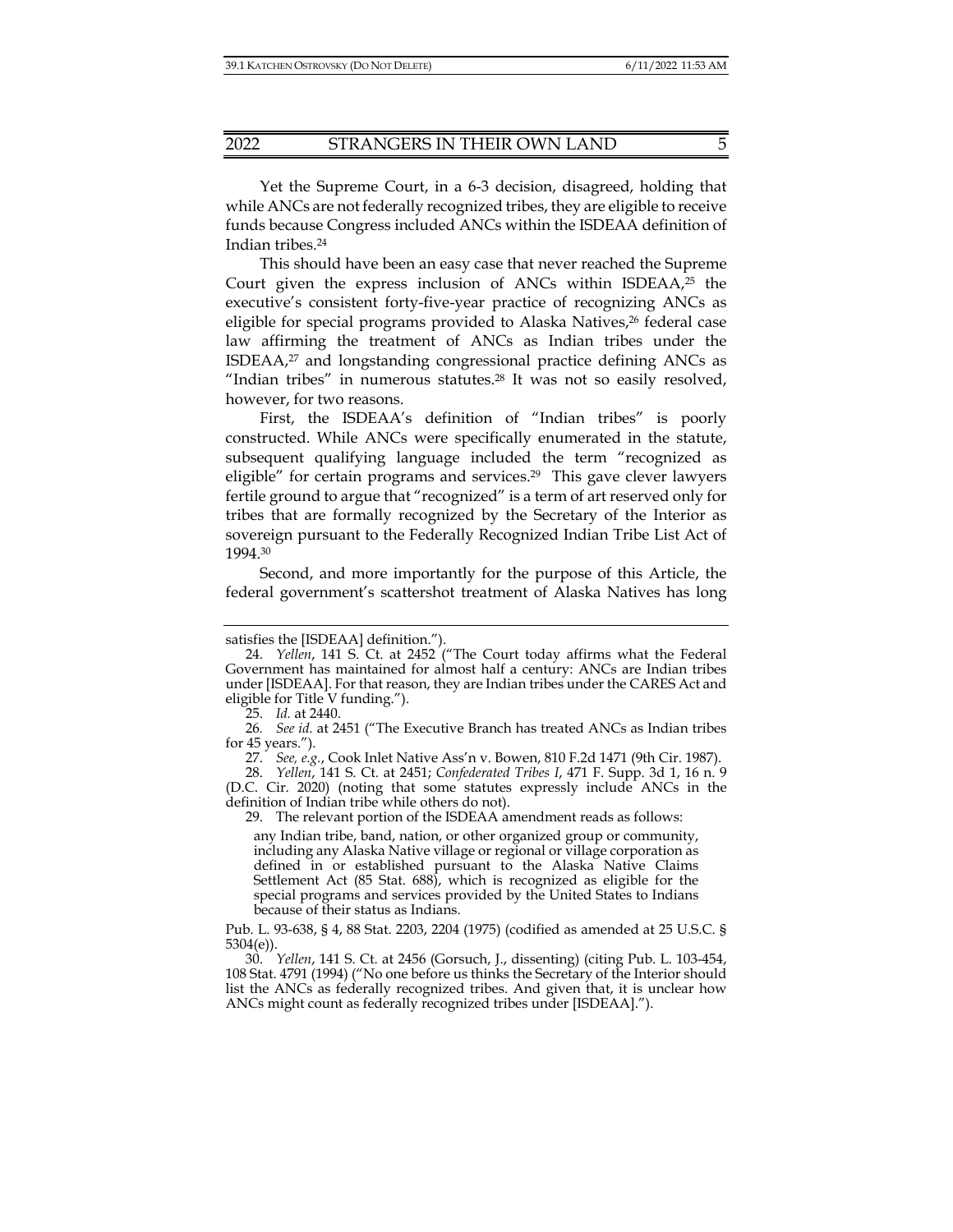Yet the Supreme Court, in a 6-3 decision, disagreed, holding that while ANCs are not federally recognized tribes, they are eligible to receive funds because Congress included ANCs within the ISDEAA definition of Indian tribes.[24]

This should have been an easy case that never reached the Supreme Court given the express inclusion of ANCs within ISDEAA,[25] the executive's consistent forty-five-year practice of recognizing ANCs as eligible for special programs provided to Alaska Natives,[26] federal case law affirming the treatment of ANCs as Indian tribes under the ISDEAA,[27] and longstanding congressional practice defining ANCs as "Indian tribes" in numerous statutes.[28] It was not so easily resolved, however, for two reasons.

First, the ISDEAA's definition of "Indian tribes" is poorly constructed. While ANCs were specifically enumerated in the statute, subsequent qualifying language included the term "recognized as eligible" for certain programs and services.[29] This gave clever lawyers fertile ground to argue that "recognized" is a term of art reserved only for tribes that are formally recognized by the Secretary of the Interior as sovereign pursuant to the Federally Recognized Indian Tribe List Act of 1994.[30]

Second, and more importantly for the purpose of this Article, the federal government's scattershot treatment of Alaska Natives has long

---

satisfies the [ISDEAA] definition.").

24. *Yellen*, 141 S. Ct. at 2452 ("The Court today affirms what the Federal Government has maintained for almost half a century: ANCs are Indian tribes under [ISDEAA]. For that reason, they are Indian tribes under the CARES Act and eligible for Title V funding.").

25. *Id.* at 2440.

26. *See id.* at 2451 ("The Executive Branch has treated ANCs as Indian tribes for 45 years.").

27. *See, e.g.*, Cook Inlet Native Ass'n v. Bowen, 810 F.2d 1471 (9th Cir. 1987).

28. *Yellen*, 141 S. Ct. at 2451; *Confederated Tribes I*, 471 F. Supp. 3d 1, 16 n. 9 (D.C. Cir. 2020) (noting that some statutes expressly include ANCs in the definition of Indian tribe while others do not).

29. The relevant portion of the ISDEAA amendment reads as follows:

> any Indian tribe, band, nation, or other organized group or community, including any Alaska Native village or regional or village corporation as defined in or established pursuant to the Alaska Native Claims Settlement Act (85 Stat. 688), which is recognized as eligible for the special programs and services provided by the United States to Indians because of their status as Indians.

Pub. L. 93-638, § 4, 88 Stat. 2203, 2204 (1975) (codified as amended at 25 U.S.C. § 5304(e)).

30. *Yellen*, 141 S. Ct. at 2456 (Gorsuch, J., dissenting) (citing Pub. L. 103-454, 108 Stat. 4791 (1994) ("No one before us thinks the Secretary of the Interior should list the ANCs as federally recognized tribes. And given that, it is unclear how ANCs might count as federally recognized tribes under [ISDEAA].").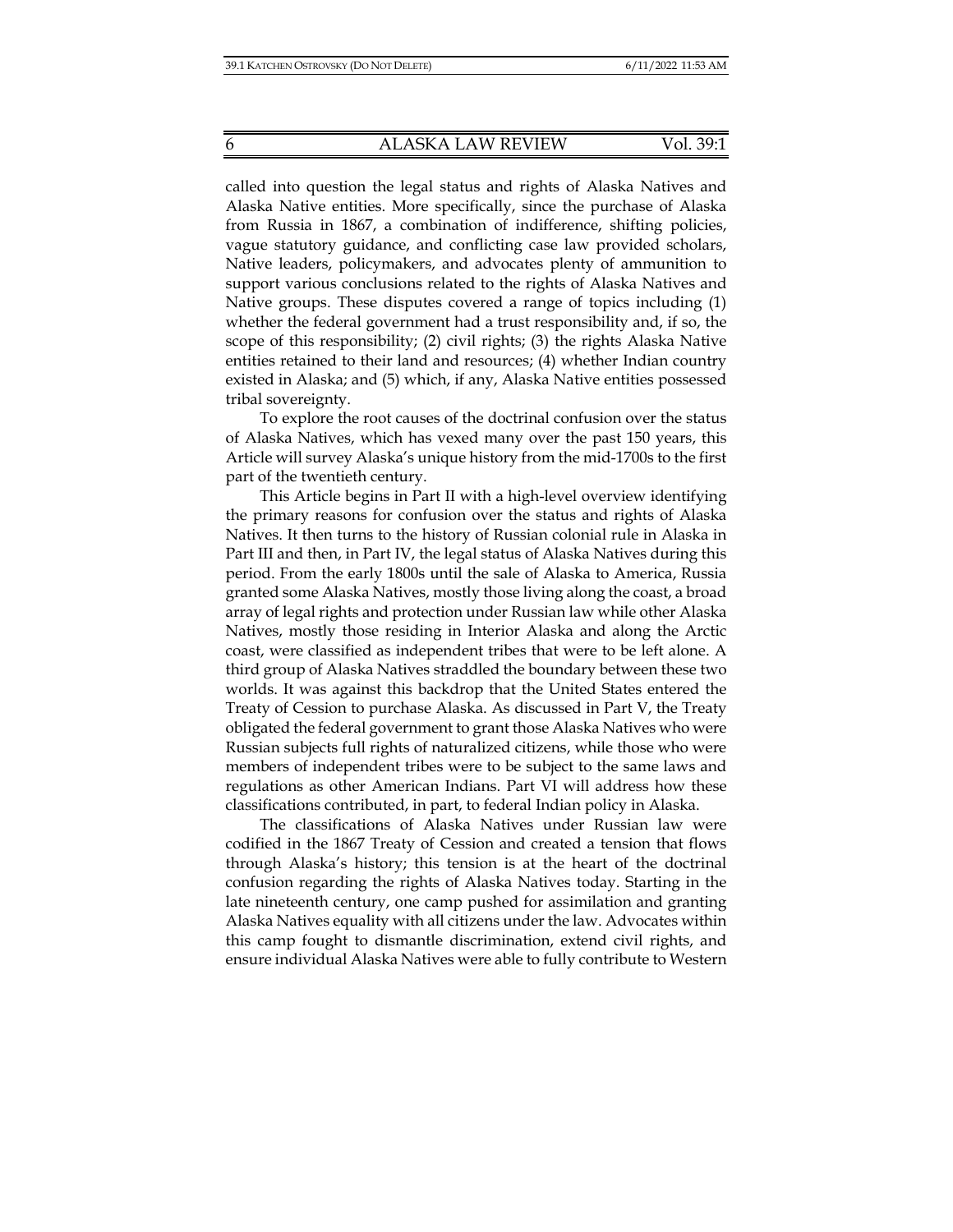called into question the legal status and rights of Alaska Natives and Alaska Native entities. More specifically, since the purchase of Alaska from Russia in 1867, a combination of indifference, shifting policies, vague statutory guidance, and conflicting case law provided scholars, Native leaders, policymakers, and advocates plenty of ammunition to support various conclusions related to the rights of Alaska Natives and Native groups. These disputes covered a range of topics including (1) whether the federal government had a trust responsibility and, if so, the scope of this responsibility; (2) civil rights; (3) the rights Alaska Native entities retained to their land and resources; (4) whether Indian country existed in Alaska; and (5) which, if any, Alaska Native entities possessed tribal sovereignty.

To explore the root causes of the doctrinal confusion over the status of Alaska Natives, which has vexed many over the past 150 years, this Article will survey Alaska's unique history from the mid-1700s to the first part of the twentieth century.

This Article begins in Part II with a high-level overview identifying the primary reasons for confusion over the status and rights of Alaska Natives. It then turns to the history of Russian colonial rule in Alaska in Part III and then, in Part IV, the legal status of Alaska Natives during this period. From the early 1800s until the sale of Alaska to America, Russia granted some Alaska Natives, mostly those living along the coast, a broad array of legal rights and protection under Russian law while other Alaska Natives, mostly those residing in Interior Alaska and along the Arctic coast, were classified as independent tribes that were to be left alone. A third group of Alaska Natives straddled the boundary between these two worlds. It was against this backdrop that the United States entered the Treaty of Cession to purchase Alaska. As discussed in Part V, the Treaty obligated the federal government to grant those Alaska Natives who were Russian subjects full rights of naturalized citizens, while those who were members of independent tribes were to be subject to the same laws and regulations as other American Indians. Part VI will address how these classifications contributed, in part, to federal Indian policy in Alaska.

The classifications of Alaska Natives under Russian law were codified in the 1867 Treaty of Cession and created a tension that flows through Alaska's history; this tension is at the heart of the doctrinal confusion regarding the rights of Alaska Natives today. Starting in the late nineteenth century, one camp pushed for assimilation and granting Alaska Natives equality with all citizens under the law. Advocates within this camp fought to dismantle discrimination, extend civil rights, and ensure individual Alaska Natives were able to fully contribute to Western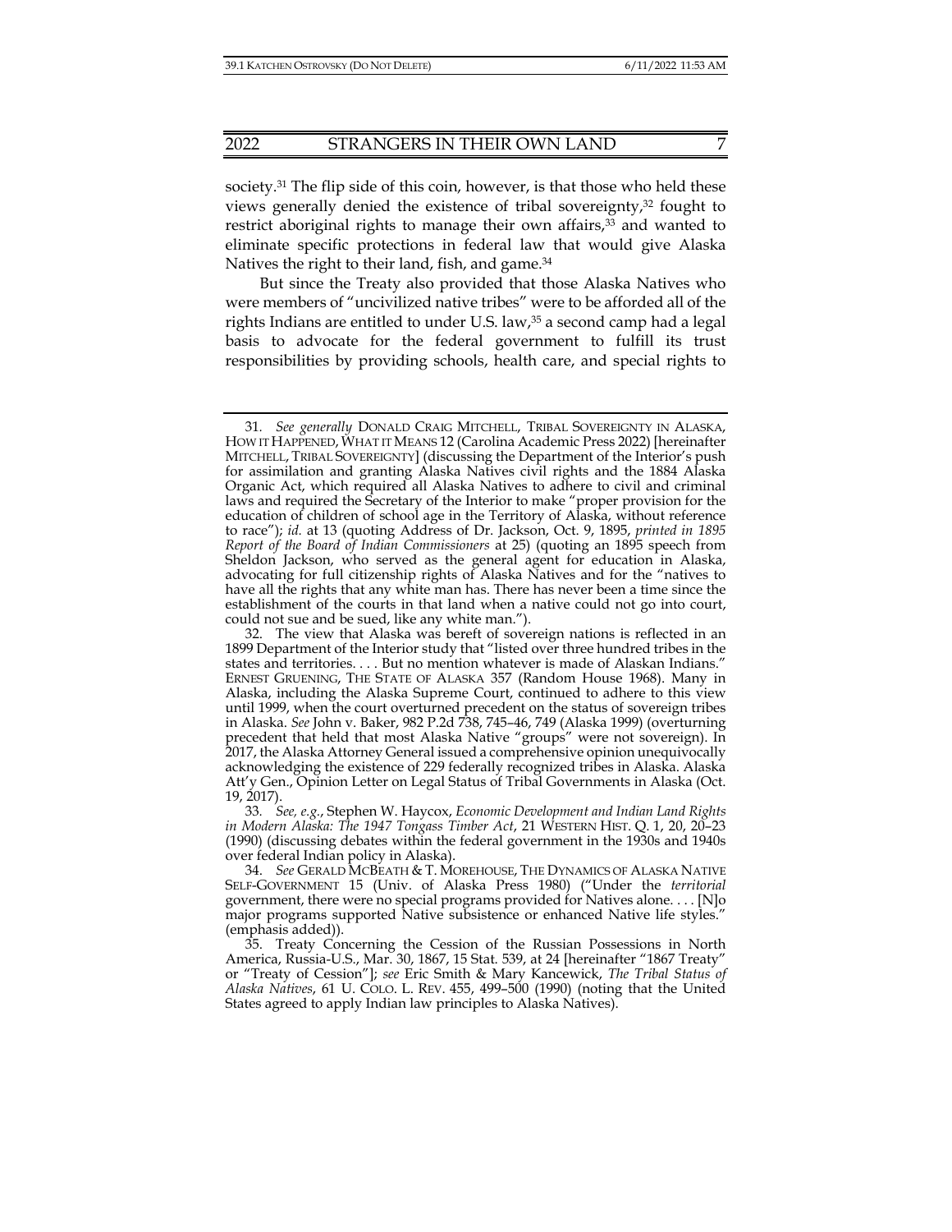society.[31] The flip side of this coin, however, is that those who held these views generally denied the existence of tribal sovereignty,[32] fought to restrict aboriginal rights to manage their own affairs,[33] and wanted to eliminate specific protections in federal law that would give Alaska Natives the right to their land, fish, and game.[34]

But since the Treaty also provided that those Alaska Natives who were members of "uncivilized native tribes" were to be afforded all of the rights Indians are entitled to under U.S. law,[35] a second camp had a legal basis to advocate for the federal government to fulfill its trust responsibilities by providing schools, health care, and special rights to

---

31. *See generally* DONALD CRAIG MITCHELL, TRIBAL SOVEREIGNTY IN ALASKA, HOW IT HAPPENED, WHAT IT MEANS 12 (Carolina Academic Press 2022) [hereinafter MITCHELL, TRIBAL SOVEREIGNTY] (discussing the Department of the Interior's push for assimilation and granting Alaska Natives civil rights and the 1884 Alaska Organic Act, which required all Alaska Natives to adhere to civil and criminal laws and required the Secretary of the Interior to make "proper provision for the education of children of school age in the Territory of Alaska, without reference to race"); *id.* at 13 (quoting Address of Dr. Jackson, Oct. 9, 1895, *printed in 1895 Report of the Board of Indian Commissioners* at 25) (quoting an 1895 speech from Sheldon Jackson, who served as the general agent for education in Alaska, advocating for full citizenship rights of Alaska Natives and for the "natives to have all the rights that any white man has. There has never been a time since the establishment of the courts in that land when a native could not go into court, could not sue and be sued, like any white man.").

32. The view that Alaska was bereft of sovereign nations is reflected in an 1899 Department of the Interior study that "listed over three hundred tribes in the states and territories. . . . But no mention whatever is made of Alaskan Indians." ERNEST GRUENING, THE STATE OF ALASKA 357 (Random House 1968). Many in Alaska, including the Alaska Supreme Court, continued to adhere to this view until 1999, when the court overturned precedent on the status of sovereign tribes in Alaska. *See* John v. Baker, 982 P.2d 738, 745–46, 749 (Alaska 1999) (overturning precedent that held that most Alaska Native "groups" were not sovereign). In 2017, the Alaska Attorney General issued a comprehensive opinion unequivocally acknowledging the existence of 229 federally recognized tribes in Alaska. Alaska Att'y Gen., Opinion Letter on Legal Status of Tribal Governments in Alaska (Oct. 19, 2017).

33. *See, e.g.*, Stephen W. Haycox, *Economic Development and Indian Land Rights in Modern Alaska: The 1947 Tongass Timber Act*, 21 WESTERN HIST. Q. 1, 20, 20–23 (1990) (discussing debates within the federal government in the 1930s and 1940s over federal Indian policy in Alaska).

34. *See* GERALD MCBEATH & T. MOREHOUSE, THE DYNAMICS OF ALASKA NATIVE SELF-GOVERNMENT 15 (Univ. of Alaska Press 1980) ("Under the *territorial* government, there were no special programs provided for Natives alone. . . . [N]o major programs supported Native subsistence or enhanced Native life styles." (emphasis added)).

35. Treaty Concerning the Cession of the Russian Possessions in North America, Russia-U.S., Mar. 30, 1867, 15 Stat. 539, at 24 [hereinafter "1867 Treaty" or "Treaty of Cession"]; *see* Eric Smith & Mary Kancewick, *The Tribal Status of Alaska Natives*, 61 U. COLO. L. REV. 455, 499–500 (1990) (noting that the United States agreed to apply Indian law principles to Alaska Natives).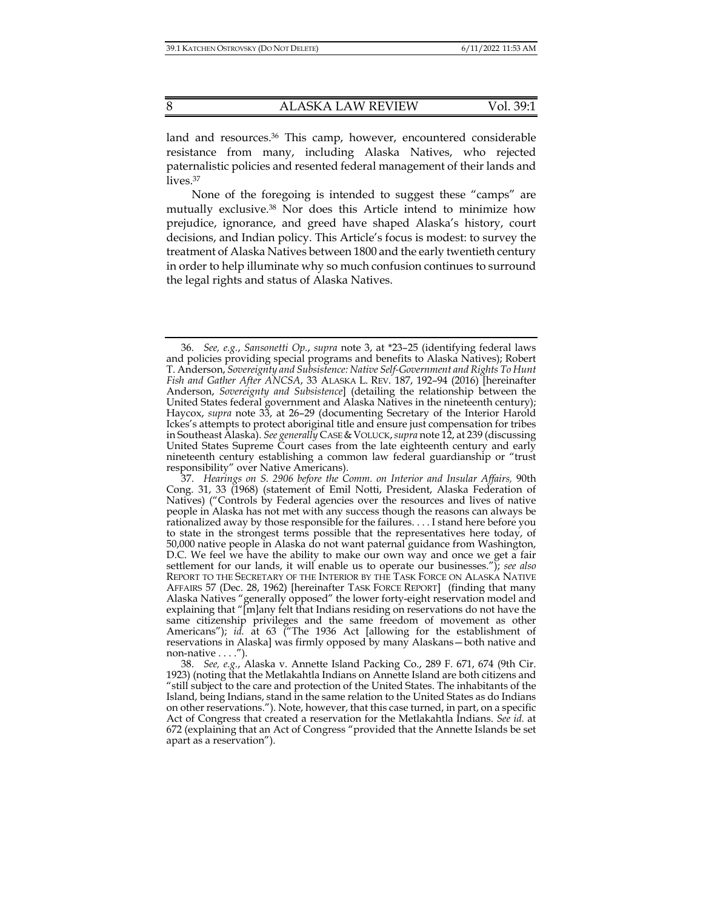land and resources.[36] This camp, however, encountered considerable resistance from many, including Alaska Natives, who rejected paternalistic policies and resented federal management of their lands and lives.[37]

None of the foregoing is intended to suggest these "camps" are mutually exclusive.[38] Nor does this Article intend to minimize how prejudice, ignorance, and greed have shaped Alaska's history, court decisions, and Indian policy. This Article's focus is modest: to survey the treatment of Alaska Natives between 1800 and the early twentieth century in order to help illuminate why so much confusion continues to surround the legal rights and status of Alaska Natives.

---

36. *See, e.g.*, *Sansonetti Op.*, *supra* note 3, at *23–25 (identifying federal laws and policies providing special programs and benefits to Alaska Natives); Robert T. Anderson, *Sovereignty and Subsistence: Native Self-Government and Rights To Hunt Fish and Gather After ANCSA*, 33 ALASKA L. REV. 187, 192–94 (2016) [hereinafter Anderson, *Sovereignty and Subsistence*] (detailing the relationship between the United States federal government and Alaska Natives in the nineteenth century); Haycox, *supra* note 33, at 26–29 (documenting Secretary of the Interior Harold Ickes's attempts to protect aboriginal title and ensure just compensation for tribes in Southeast Alaska). *See generally* CASE & VOLUCK, *supra* note 12, at 239 (discussing United States Supreme Court cases from the late eighteenth century and early nineteenth century establishing a common law federal guardianship or "trust responsibility" over Native Americans).

37. *Hearings on S. 2906 before the Comm. on Interior and Insular Affairs,* 90th Cong. 31, 33 (1968) (statement of Emil Notti, President, Alaska Federation of Natives) ("Controls by Federal agencies over the resources and lives of native people in Alaska has not met with any success though the reasons can always be rationalized away by those responsible for the failures. . . . I stand here before you to state in the strongest terms possible that the representatives here today, of 50,000 native people in Alaska do not want paternal guidance from Washington, D.C. We feel we have the ability to make our own way and once we get a fair settlement for our lands, it will enable us to operate our businesses."); *see also* REPORT TO THE SECRETARY OF THE INTERIOR BY THE TASK FORCE ON ALASKA NATIVE AFFAIRS 57 (Dec. 28, 1962) [hereinafter TASK FORCE REPORT] (finding that many Alaska Natives "generally opposed" the lower forty-eight reservation model and explaining that "[m]any felt that Indians residing on reservations do not have the same citizenship privileges and the same freedom of movement as other Americans"); *id.* at 63 ("The 1936 Act [allowing for the establishment of reservations in Alaska] was firmly opposed by many Alaskans—both native and non-native . . . .").

38. *See, e.g.*, Alaska v. Annette Island Packing Co., 289 F. 671, 674 (9th Cir. 1923) (noting that the Metlakahtla Indians on Annette Island are both citizens and "still subject to the care and protection of the United States. The inhabitants of the Island, being Indians, stand in the same relation to the United States as do Indians on other reservations."). Note, however, that this case turned, in part, on a specific Act of Congress that created a reservation for the Metlakahtla Indians. *See id.* at 672 (explaining that an Act of Congress "provided that the Annette Islands be set apart as a reservation").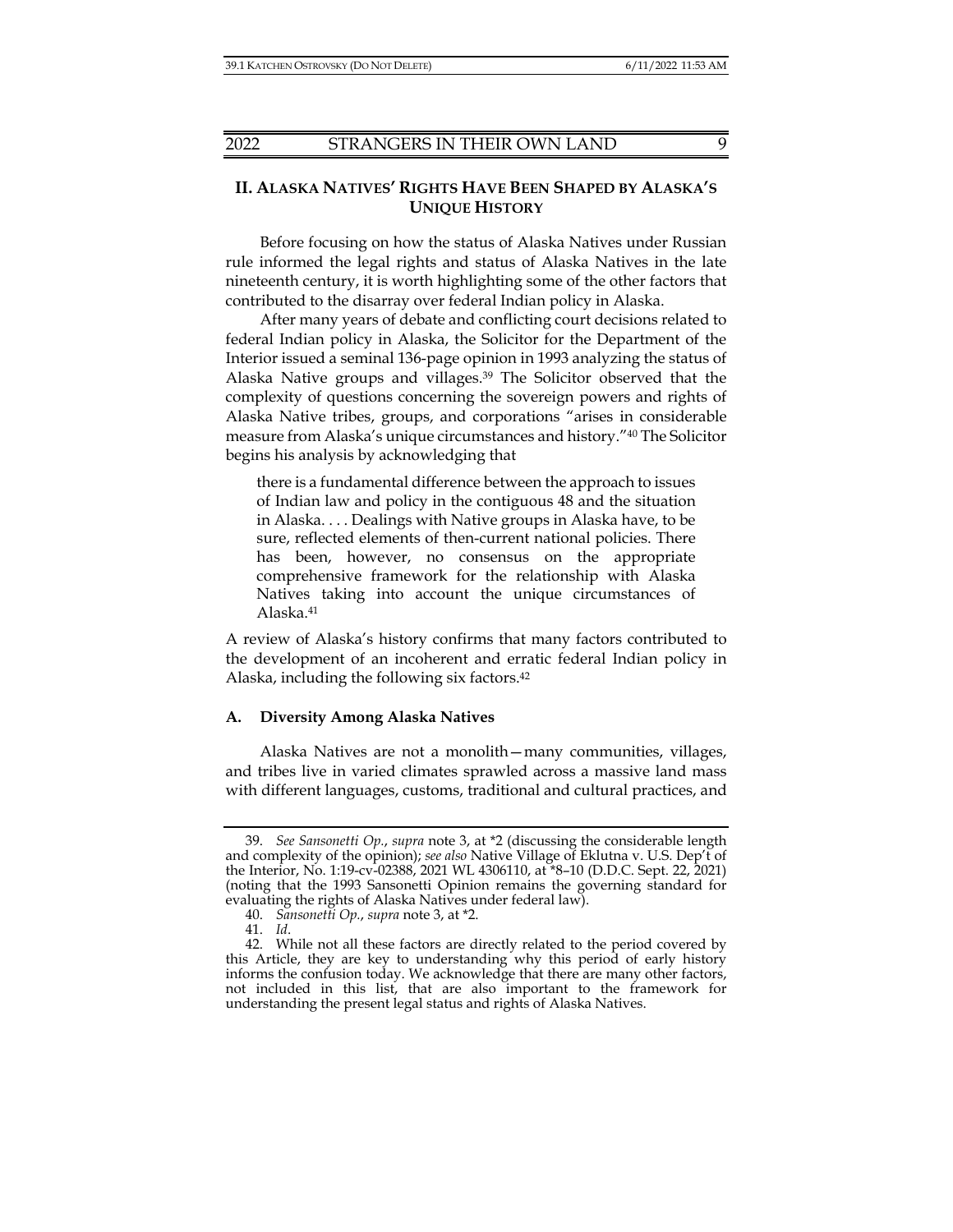## II. ALASKA NATIVES' RIGHTS HAVE BEEN SHAPED BY ALASKA'S UNIQUE HISTORY

Before focusing on how the status of Alaska Natives under Russian rule informed the legal rights and status of Alaska Natives in the late nineteenth century, it is worth highlighting some of the other factors that contributed to the disarray over federal Indian policy in Alaska.

After many years of debate and conflicting court decisions related to federal Indian policy in Alaska, the Solicitor for the Department of the Interior issued a seminal 136-page opinion in 1993 analyzing the status of Alaska Native groups and villages.[39] The Solicitor observed that the complexity of questions concerning the sovereign powers and rights of Alaska Native tribes, groups, and corporations "arises in considerable measure from Alaska's unique circumstances and history."[40] The Solicitor begins his analysis by acknowledging that

> there is a fundamental difference between the approach to issues of Indian law and policy in the contiguous 48 and the situation in Alaska. . . . Dealings with Native groups in Alaska have, to be sure, reflected elements of then-current national policies. There has been, however, no consensus on the appropriate comprehensive framework for the relationship with Alaska Natives taking into account the unique circumstances of Alaska.[41]

A review of Alaska's history confirms that many factors contributed to the development of an incoherent and erratic federal Indian policy in Alaska, including the following six factors.[42]

### A. Diversity Among Alaska Natives

Alaska Natives are not a monolith—many communities, villages, and tribes live in varied climates sprawled across a massive land mass with different languages, customs, traditional and cultural practices, and

---

39. *See Sansonetti Op.*, *supra* note 3, at *2 (discussing the considerable length and complexity of the opinion); *see also* Native Village of Eklutna v. U.S. Dep't of the Interior, No. 1:19-cv-02388, 2021 WL 4306110, at *8–10 (D.D.C. Sept. 22, 2021) (noting that the 1993 Sansonetti Opinion remains the governing standard for evaluating the rights of Alaska Natives under federal law).

40. *Sansonetti Op.*, *supra* note 3, at *2.

41. *Id.*

42. While not all these factors are directly related to the period covered by this Article, they are key to understanding why this period of early history informs the confusion today. We acknowledge that there are many other factors, not included in this list, that are also important to the framework for understanding the present legal status and rights of Alaska Natives.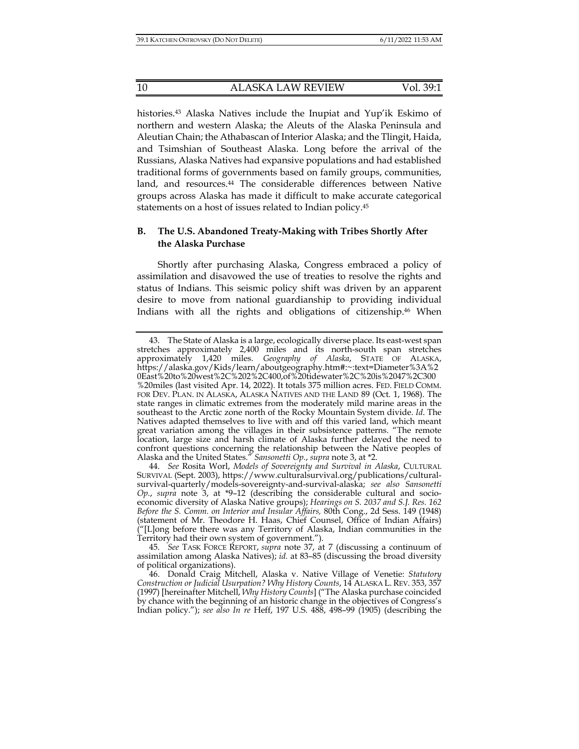histories.[43] Alaska Natives include the Inupiat and Yup'ik Eskimo of northern and western Alaska; the Aleuts of the Alaska Peninsula and Aleutian Chain; the Athabascan of Interior Alaska; and the Tlingit, Haida, and Tsimshian of Southeast Alaska. Long before the arrival of the Russians, Alaska Natives had expansive populations and had established traditional forms of governments based on family groups, communities, land, and resources.[44] The considerable differences between Native groups across Alaska has made it difficult to make accurate categorical statements on a host of issues related to Indian policy.[45]

### B. The U.S. Abandoned Treaty-Making with Tribes Shortly After the Alaska Purchase

Shortly after purchasing Alaska, Congress embraced a policy of assimilation and disavowed the use of treaties to resolve the rights and status of Indians. This seismic policy shift was driven by an apparent desire to move from national guardianship to providing individual Indians with all the rights and obligations of citizenship.[46] When

---

43. The State of Alaska is a large, ecologically diverse place. Its east-west span stretches approximately 2,400 miles and its north-south span stretches approximately 1,420 miles. *Geography of Alaska*, STATE OF ALASKA, https://alaska.gov/Kids/learn/aboutgeography.htm#:~:text=Diameter%3A%20East%20to%20west%2C%202%2C400,of%20tidewater%2C%20is%2047%2C300%20miles (last visited Apr. 14, 2022). It totals 375 million acres. FED. FIELD COMM. FOR DEV. PLAN. IN ALASKA, ALASKA NATIVES AND THE LAND 89 (Oct. 1, 1968). The state ranges in climatic extremes from the moderately mild marine areas in the southeast to the Arctic zone north of the Rocky Mountain System divide. *Id*. The Natives adapted themselves to live with and off this varied land, which meant great variation among the villages in their subsistence patterns. "The remote location, large size and harsh climate of Alaska further delayed the need to confront questions concerning the relationship between the Native peoples of Alaska and the United States." *Sansonetti Op.*, *supra* note 3, at *2.

44. *See* Rosita Worl, *Models of Sovereignty and Survival in Alaska*, CULTURAL SURVIVAL (Sept. 2003), https://www.culturalsurvival.org/publications/cultural-survival-quarterly/models-sovereignty-and-survival-alaska; *see also Sansonetti Op.*, *supra* note 3, at *9–12 (describing the considerable cultural and socio-economic diversity of Alaska Native groups); *Hearings on S. 2037 and S.J. Res. 162 Before the S. Comm. on Interior and Insular Affairs,* 80th Cong., 2d Sess. 149 (1948) (statement of Mr. Theodore H. Haas, Chief Counsel, Office of Indian Affairs) ("[L]ong before there was any Territory of Alaska, Indian communities in the Territory had their own system of government.").

45. *See* TASK FORCE REPORT, *supra* note 37, at 7 (discussing a continuum of assimilation among Alaska Natives); *id.* at 83–85 (discussing the broad diversity of political organizations).

46. Donald Craig Mitchell, Alaska v. Native Village of Venetie: *Statutory Construction or Judicial Usurpation? Why History Counts*, 14 ALASKA L. REV. 353, 357 (1997) [hereinafter Mitchell, *Why History Counts*] ("The Alaska purchase coincided by chance with the beginning of an historic change in the objectives of Congress's Indian policy."); *see also In re* Heff, 197 U.S. 488, 498–99 (1905) (describing the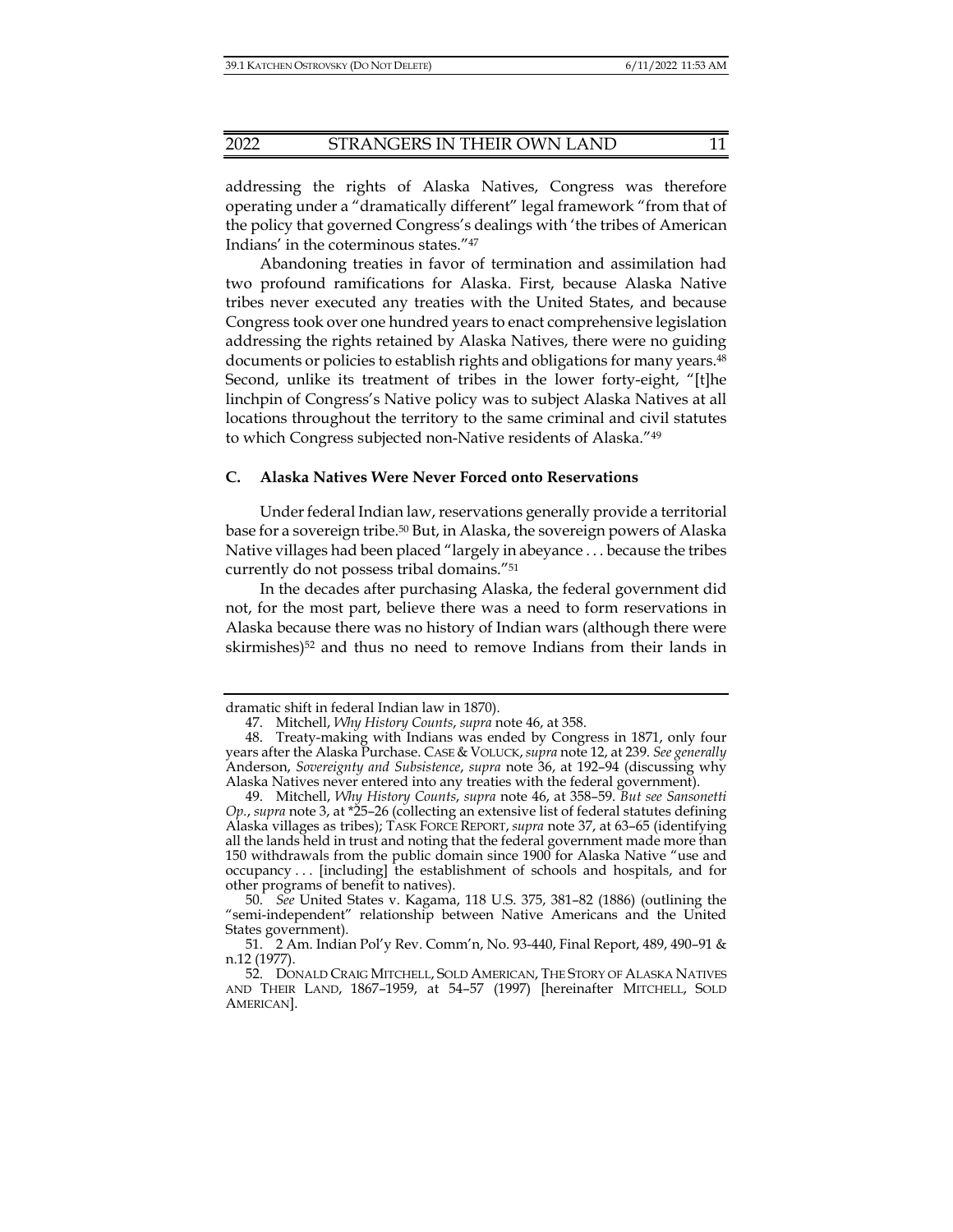addressing the rights of Alaska Natives, Congress was therefore operating under a "dramatically different" legal framework "from that of the policy that governed Congress's dealings with 'the tribes of American Indians' in the coterminous states."[47]

Abandoning treaties in favor of termination and assimilation had two profound ramifications for Alaska. First, because Alaska Native tribes never executed any treaties with the United States, and because Congress took over one hundred years to enact comprehensive legislation addressing the rights retained by Alaska Natives, there were no guiding documents or policies to establish rights and obligations for many years.[48] Second, unlike its treatment of tribes in the lower forty-eight, "[t]he linchpin of Congress's Native policy was to subject Alaska Natives at all locations throughout the territory to the same criminal and civil statutes to which Congress subjected non-Native residents of Alaska."[49]

### C. Alaska Natives Were Never Forced onto Reservations

Under federal Indian law, reservations generally provide a territorial base for a sovereign tribe.[50] But, in Alaska, the sovereign powers of Alaska Native villages had been placed "largely in abeyance . . . because the tribes currently do not possess tribal domains."[51]

In the decades after purchasing Alaska, the federal government did not, for the most part, believe there was a need to form reservations in Alaska because there was no history of Indian wars (although there were skirmishes)[52] and thus no need to remove Indians from their lands in

---

dramatic shift in federal Indian law in 1870).

47. Mitchell, *Why History Counts*, *supra* note 46, at 358.

48. Treaty-making with Indians was ended by Congress in 1871, only four years after the Alaska Purchase. CASE & VOLUCK, *supra* note 12, at 239. *See generally* Anderson, *Sovereignty and Subsistence*, *supra* note 36, at 192–94 (discussing why Alaska Natives never entered into any treaties with the federal government).

49. Mitchell, *Why History Counts*, *supra* note 46, at 358–59. *But see Sansonetti Op.*, *supra* note 3, at *25–26 (collecting an extensive list of federal statutes defining Alaska villages as tribes); TASK FORCE REPORT, *supra* note 37, at 63–65 (identifying all the lands held in trust and noting that the federal government made more than 150 withdrawals from the public domain since 1900 for Alaska Native "use and occupancy . . . [including] the establishment of schools and hospitals, and for other programs of benefit to natives).

50. *See* United States v. Kagama, 118 U.S. 375, 381–82 (1886) (outlining the "semi-independent" relationship between Native Americans and the United States government).

51. 2 Am. Indian Pol'y Rev. Comm'n, No. 93-440, Final Report, 489, 490–91 & n.12 (1977).

52. DONALD CRAIG MITCHELL, SOLD AMERICAN, THE STORY OF ALASKA NATIVES AND THEIR LAND, 1867–1959, at 54–57 (1997) [hereinafter MITCHELL, SOLD AMERICAN].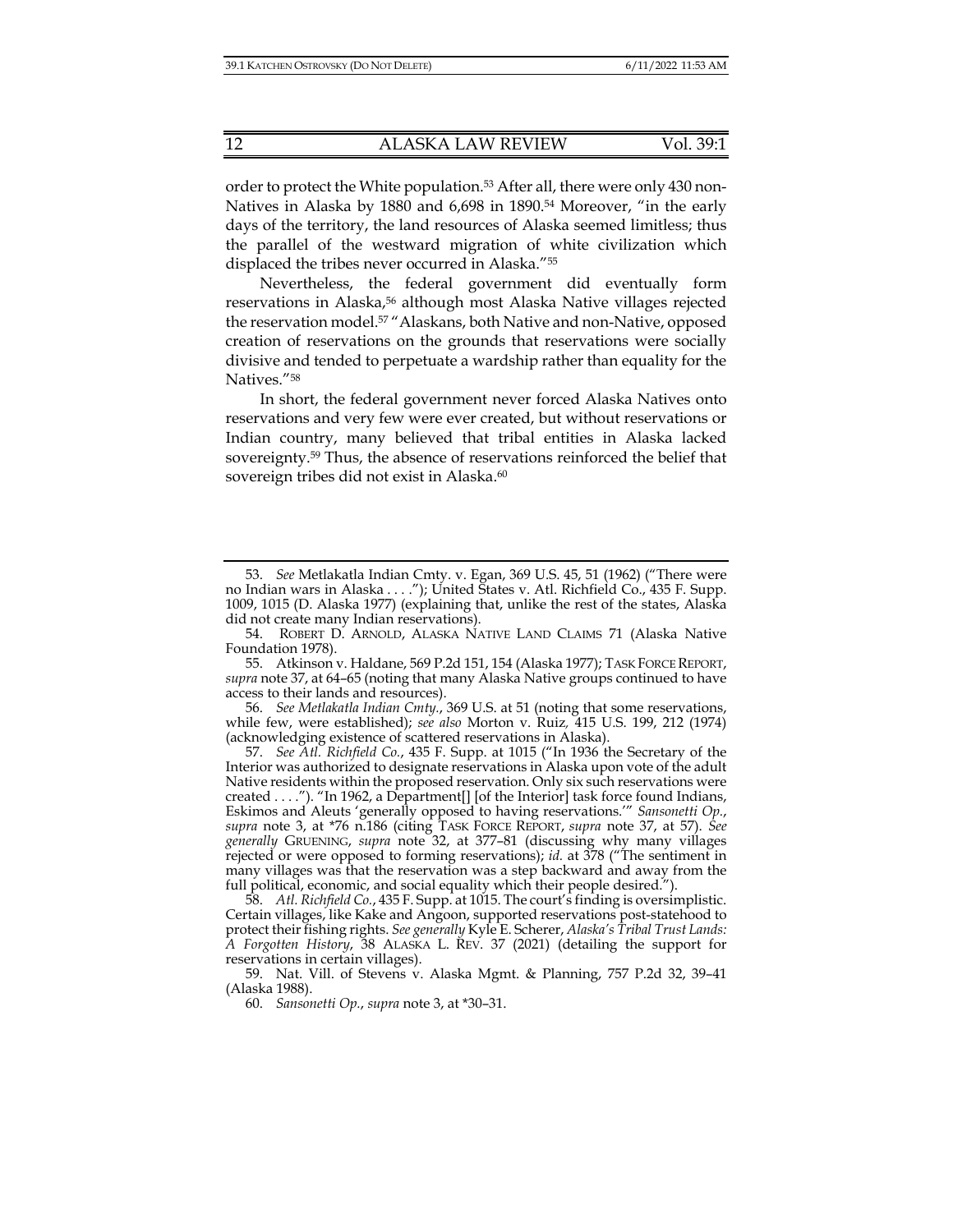order to protect the White population.[53] After all, there were only 430 non-Natives in Alaska by 1880 and 6,698 in 1890.[54] Moreover, "in the early days of the territory, the land resources of Alaska seemed limitless; thus the parallel of the westward migration of white civilization which displaced the tribes never occurred in Alaska."[55]

Nevertheless, the federal government did eventually form reservations in Alaska,[56] although most Alaska Native villages rejected the reservation model.[57] "Alaskans, both Native and non-Native, opposed creation of reservations on the grounds that reservations were socially divisive and tended to perpetuate a wardship rather than equality for the Natives."[58]

In short, the federal government never forced Alaska Natives onto reservations and very few were ever created, but without reservations or Indian country, many believed that tribal entities in Alaska lacked sovereignty.[59] Thus, the absence of reservations reinforced the belief that sovereign tribes did not exist in Alaska.[60]

---

53. *See* Metlakatla Indian Cmty. v. Egan, 369 U.S. 45, 51 (1962) ("There were no Indian wars in Alaska . . . ."); United States v. Atl. Richfield Co., 435 F. Supp. 1009, 1015 (D. Alaska 1977) (explaining that, unlike the rest of the states, Alaska did not create many Indian reservations).

54. ROBERT D. ARNOLD, ALASKA NATIVE LAND CLAIMS 71 (Alaska Native Foundation 1978).

55. Atkinson v. Haldane, 569 P.2d 151, 154 (Alaska 1977); TASK FORCE REPORT, *supra* note 37, at 64–65 (noting that many Alaska Native groups continued to have access to their lands and resources).

56. *See Metlakatla Indian Cmty.*, 369 U.S. at 51 (noting that some reservations, while few, were established); *see also* Morton v. Ruiz*,* 415 U.S. 199, 212 (1974) (acknowledging existence of scattered reservations in Alaska).

57. *See Atl. Richfield Co.*, 435 F. Supp. at 1015 ("In 1936 the Secretary of the Interior was authorized to designate reservations in Alaska upon vote of the adult Native residents within the proposed reservation. Only six such reservations were created . . . ."). "In 1962, a Department[] [of the Interior] task force found Indians, Eskimos and Aleuts 'generally opposed to having reservations.'" *Sansonetti Op.*, *supra* note 3, at \*76 n.186 (citing TASK FORCE REPORT, *supra* note 37, at 57). *See generally* GRUENING, *supra* note 32, at 377–81 (discussing why many villages rejected or were opposed to forming reservations); *id.* at 378 ("The sentiment in many villages was that the reservation was a step backward and away from the full political, economic, and social equality which their people desired.").

58. *Atl. Richfield Co.*, 435 F. Supp. at 1015. The court's finding is oversimplistic. Certain villages, like Kake and Angoon, supported reservations post-statehood to protect their fishing rights. *See generally* Kyle E. Scherer, *Alaska's Tribal Trust Lands: A Forgotten History*, 38 ALASKA L. REV. 37 (2021) (detailing the support for reservations in certain villages).

59. Nat. Vill. of Stevens v. Alaska Mgmt. & Planning, 757 P.2d 32, 39–41 (Alaska 1988).

60. *Sansonetti Op.*, *supra* note 3, at \*30–31.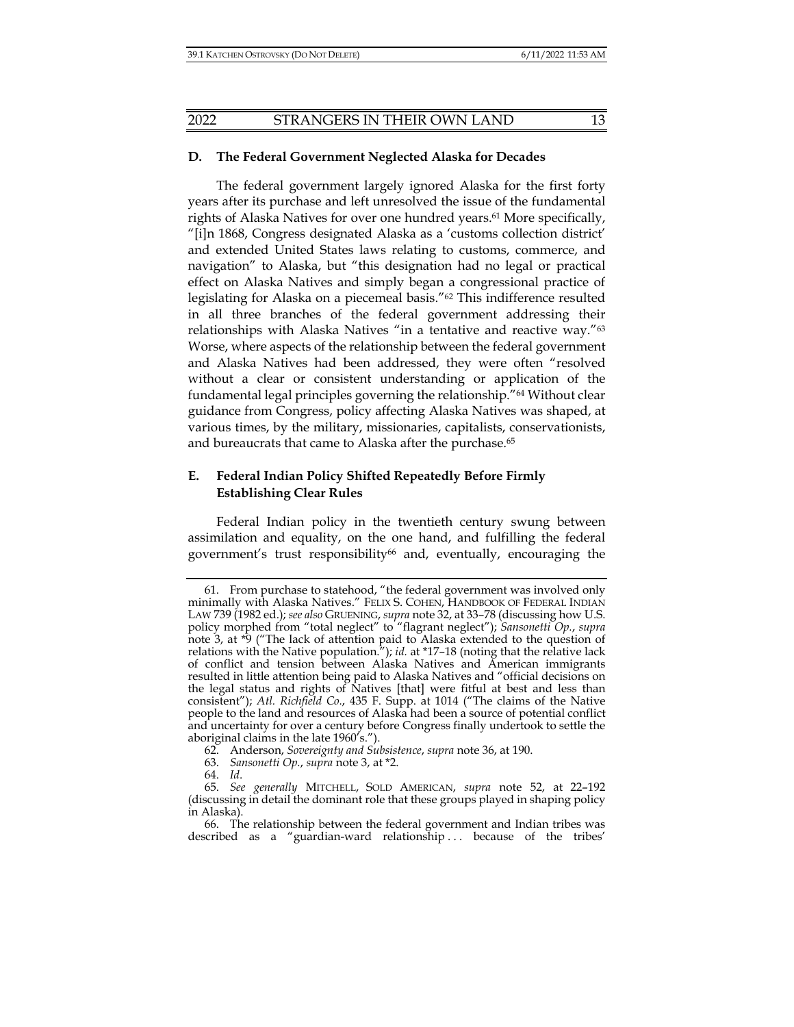### D. The Federal Government Neglected Alaska for Decades

The federal government largely ignored Alaska for the first forty years after its purchase and left unresolved the issue of the fundamental rights of Alaska Natives for over one hundred years.[61] More specifically, "[i]n 1868, Congress designated Alaska as a 'customs collection district' and extended United States laws relating to customs, commerce, and navigation" to Alaska, but "this designation had no legal or practical effect on Alaska Natives and simply began a congressional practice of legislating for Alaska on a piecemeal basis."[62] This indifference resulted in all three branches of the federal government addressing their relationships with Alaska Natives "in a tentative and reactive way."[63] Worse, where aspects of the relationship between the federal government and Alaska Natives had been addressed, they were often "resolved without a clear or consistent understanding or application of the fundamental legal principles governing the relationship."[64] Without clear guidance from Congress, policy affecting Alaska Natives was shaped, at various times, by the military, missionaries, capitalists, conservationists, and bureaucrats that came to Alaska after the purchase.[65]

### E. Federal Indian Policy Shifted Repeatedly Before Firmly Establishing Clear Rules

Federal Indian policy in the twentieth century swung between assimilation and equality, on the one hand, and fulfilling the federal government's trust responsibility[66] and, eventually, encouraging the

---

61. From purchase to statehood, "the federal government was involved only minimally with Alaska Natives." FELIX S. COHEN, HANDBOOK OF FEDERAL INDIAN LAW 739 (1982 ed.); *see also* GRUENING, *supra* note 32, at 33–78 (discussing how U.S. policy morphed from "total neglect" to "flagrant neglect"); *Sansonetti Op.*, *supra* note 3, at *9 ("The lack of attention paid to Alaska extended to the question of relations with the Native population."); *id.* at *17–18 (noting that the relative lack of conflict and tension between Alaska Natives and American immigrants resulted in little attention being paid to Alaska Natives and "official decisions on the legal status and rights of Natives [that] were fitful at best and less than consistent"); *Atl. Richfield Co.*, 435 F. Supp. at 1014 ("The claims of the Native people to the land and resources of Alaska had been a source of potential conflict and uncertainty for over a century before Congress finally undertook to settle the aboriginal claims in the late 1960's.").

62. Anderson, *Sovereignty and Subsistence*, *supra* note 36, at 190.

63. *Sansonetti Op.*, *supra* note 3, at *2.

64. *Id*.

65. *See generally* MITCHELL, SOLD AMERICAN, *supra* note 52, at 22–192 (discussing in detail the dominant role that these groups played in shaping policy in Alaska).

66. The relationship between the federal government and Indian tribes was described as a "guardian-ward relationship . . . because of the tribes'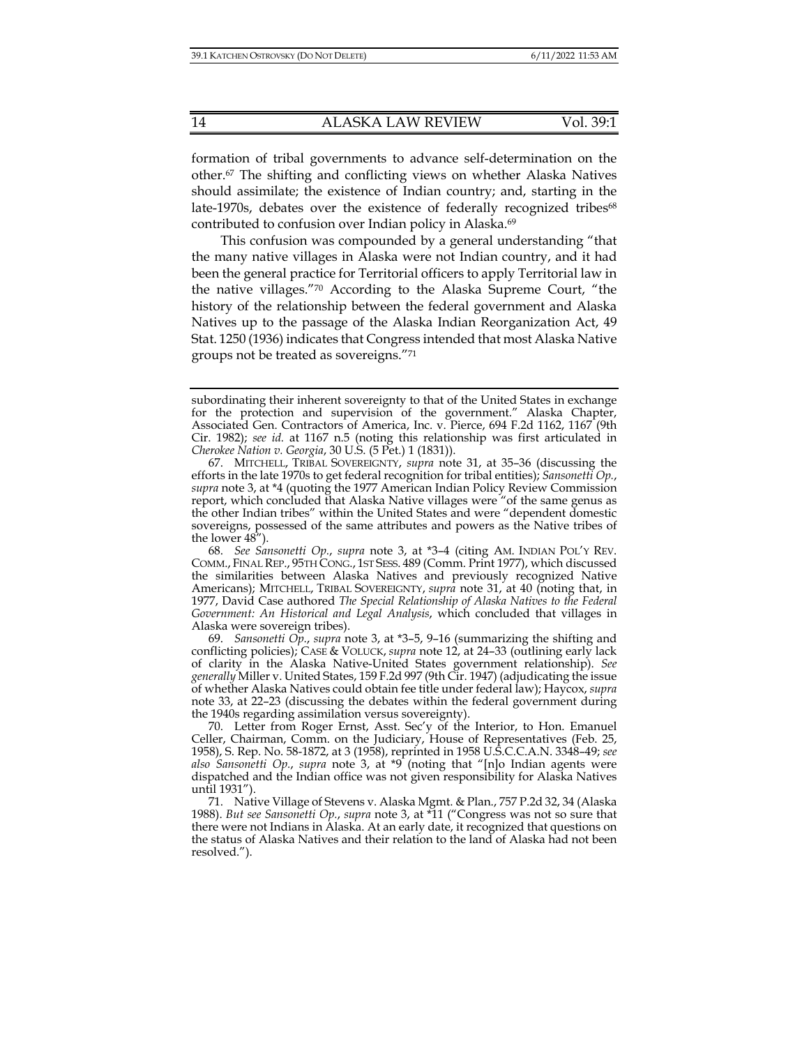formation of tribal governments to advance self-determination on the other.[67] The shifting and conflicting views on whether Alaska Natives should assimilate; the existence of Indian country; and, starting in the late-1970s, debates over the existence of federally recognized tribes[68] contributed to confusion over Indian policy in Alaska.[69]

This confusion was compounded by a general understanding "that the many native villages in Alaska were not Indian country, and it had been the general practice for Territorial officers to apply Territorial law in the native villages."[70] According to the Alaska Supreme Court, "the history of the relationship between the federal government and Alaska Natives up to the passage of the Alaska Indian Reorganization Act, 49 Stat. 1250 (1936) indicates that Congress intended that most Alaska Native groups not be treated as sovereigns."[71]

---

subordinating their inherent sovereignty to that of the United States in exchange for the protection and supervision of the government." Alaska Chapter, Associated Gen. Contractors of America, Inc. v. Pierce, 694 F.2d 1162, 1167 (9th Cir. 1982); *see id.* at 1167 n.5 (noting this relationship was first articulated in *Cherokee Nation v. Georgia*, 30 U.S. (5 Pet.) 1 (1831)).

67. MITCHELL, TRIBAL SOVEREIGNTY, *supra* note 31, at 35–36 (discussing the efforts in the late 1970s to get federal recognition for tribal entities); *Sansonetti Op.*, *supra* note 3, at *4 (quoting the 1977 American Indian Policy Review Commission report, which concluded that Alaska Native villages were "of the same genus as the other Indian tribes" within the United States and were "dependent domestic sovereigns, possessed of the same attributes and powers as the Native tribes of the lower 48").

68. *See Sansonetti Op.*, *supra* note 3, at *3–4 (citing AM. INDIAN POL'Y REV. COMM., FINAL REP., 95TH CONG., 1ST SESS. 489 (Comm. Print 1977), which discussed the similarities between Alaska Natives and previously recognized Native Americans); MITCHELL, TRIBAL SOVEREIGNTY, *supra* note 31, at 40 (noting that, in 1977, David Case authored *The Special Relationship of Alaska Natives to the Federal Government: An Historical and Legal Analysis*, which concluded that villages in Alaska were sovereign tribes).

69. *Sansonetti Op.*, *supra* note 3, at *3–5, 9–16 (summarizing the shifting and conflicting policies); CASE & VOLUCK, *supra* note 12, at 24–33 (outlining early lack of clarity in the Alaska Native-United States government relationship). *See generally* Miller v. United States, 159 F.2d 997 (9th Cir. 1947) (adjudicating the issue of whether Alaska Natives could obtain fee title under federal law); Haycox, *supra* note 33, at 22–23 (discussing the debates within the federal government during the 1940s regarding assimilation versus sovereignty).

70. Letter from Roger Ernst, Asst. Sec'y of the Interior, to Hon. Emanuel Celler, Chairman, Comm. on the Judiciary, House of Representatives (Feb. 25, 1958), S. Rep. No. 58-1872, at 3 (1958), reprinted in 1958 U.S.C.C.A.N. 3348–49; *see also Sansonetti Op.*, *supra* note 3, at *9 (noting that "[n]o Indian agents were dispatched and the Indian office was not given responsibility for Alaska Natives until 1931").

71. Native Village of Stevens v. Alaska Mgmt. & Plan., 757 P.2d 32, 34 (Alaska 1988). *But see Sansonetti Op.*, *supra* note 3, at *11 ("Congress was not so sure that there were not Indians in Alaska. At an early date, it recognized that questions on the status of Alaska Natives and their relation to the land of Alaska had not been resolved.").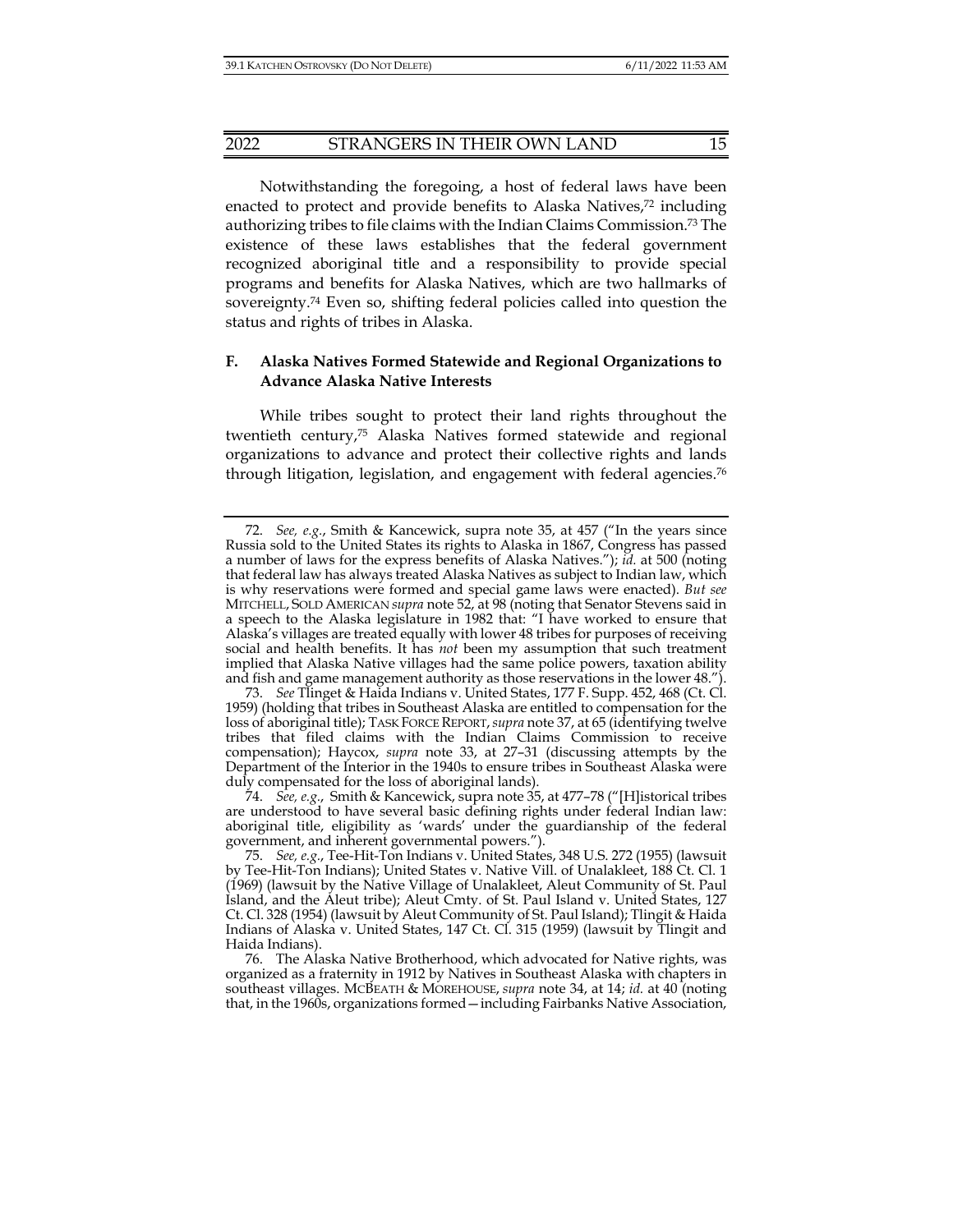Notwithstanding the foregoing, a host of federal laws have been enacted to protect and provide benefits to Alaska Natives,[72] including authorizing tribes to file claims with the Indian Claims Commission.[73] The existence of these laws establishes that the federal government recognized aboriginal title and a responsibility to provide special programs and benefits for Alaska Natives, which are two hallmarks of sovereignty.[74] Even so, shifting federal policies called into question the status and rights of tribes in Alaska.

### F. Alaska Natives Formed Statewide and Regional Organizations to Advance Alaska Native Interests

While tribes sought to protect their land rights throughout the twentieth century,[75] Alaska Natives formed statewide and regional organizations to advance and protect their collective rights and lands through litigation, legislation, and engagement with federal agencies.[76]

---

72. *See, e.g.*, Smith & Kancewick, supra note 35, at 457 ("In the years since Russia sold to the United States its rights to Alaska in 1867, Congress has passed a number of laws for the express benefits of Alaska Natives."); *id.* at 500 (noting that federal law has always treated Alaska Natives as subject to Indian law, which is why reservations were formed and special game laws were enacted). *But see* MITCHELL, SOLD AMERICAN *supra* note 52, at 98 (noting that Senator Stevens said in a speech to the Alaska legislature in 1982 that: "I have worked to ensure that Alaska's villages are treated equally with lower 48 tribes for purposes of receiving social and health benefits. It has *not* been my assumption that such treatment implied that Alaska Native villages had the same police powers, taxation ability and fish and game management authority as those reservations in the lower 48.").

73. *See* Tlinget & Haida Indians v. United States, 177 F. Supp. 452, 468 (Ct. Cl. 1959) (holding that tribes in Southeast Alaska are entitled to compensation for the loss of aboriginal title); TASK FORCE REPORT, *supra* note 37, at 65 (identifying twelve tribes that filed claims with the Indian Claims Commission to receive compensation); Haycox, *supra* note 33, at 27–31 (discussing attempts by the Department of the Interior in the 1940s to ensure tribes in Southeast Alaska were duly compensated for the loss of aboriginal lands).

74. *See, e.g.*, Smith & Kancewick, supra note 35, at 477–78 ("[H]istorical tribes are understood to have several basic defining rights under federal Indian law: aboriginal title, eligibility as 'wards' under the guardianship of the federal government, and inherent governmental powers.").

75. *See, e.g.*, Tee-Hit-Ton Indians v. United States, 348 U.S. 272 (1955) (lawsuit by Tee-Hit-Ton Indians); United States v. Native Vill. of Unalakleet, 188 Ct. Cl. 1 (1969) (lawsuit by the Native Village of Unalakleet, Aleut Community of St. Paul Island, and the Aleut tribe); Aleut Cmty. of St. Paul Island v. United States, 127 Ct. Cl. 328 (1954) (lawsuit by Aleut Community of St. Paul Island); Tlingit & Haida Indians of Alaska v. United States, 147 Ct. Cl. 315 (1959) (lawsuit by Tlingit and Haida Indians).

76. The Alaska Native Brotherhood, which advocated for Native rights, was organized as a fraternity in 1912 by Natives in Southeast Alaska with chapters in southeast villages. MCBEATH & MOREHOUSE, *supra* note 34, at 14; *id.* at 40 (noting that, in the 1960s, organizations formed—including Fairbanks Native Association,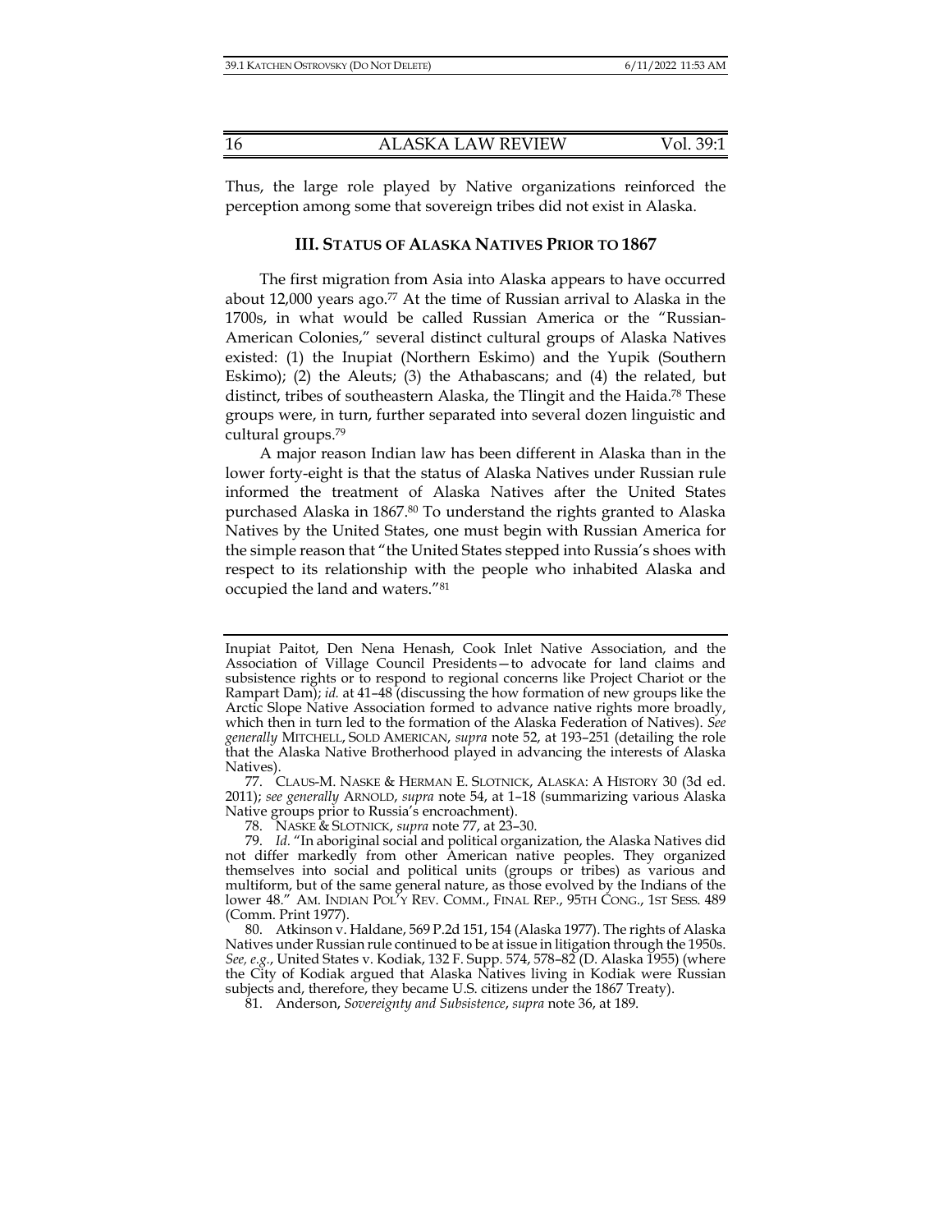Thus, the large role played by Native organizations reinforced the perception among some that sovereign tribes did not exist in Alaska.

## III. STATUS OF ALASKA NATIVES PRIOR TO 1867

The first migration from Asia into Alaska appears to have occurred about 12,000 years ago.[77] At the time of Russian arrival to Alaska in the 1700s, in what would be called Russian America or the "Russian-American Colonies," several distinct cultural groups of Alaska Natives existed: (1) the Inupiat (Northern Eskimo) and the Yupik (Southern Eskimo); (2) the Aleuts; (3) the Athabascans; and (4) the related, but distinct, tribes of southeastern Alaska, the Tlingit and the Haida.[78] These groups were, in turn, further separated into several dozen linguistic and cultural groups.[79]

A major reason Indian law has been different in Alaska than in the lower forty-eight is that the status of Alaska Natives under Russian rule informed the treatment of Alaska Natives after the United States purchased Alaska in 1867.[80] To understand the rights granted to Alaska Natives by the United States, one must begin with Russian America for the simple reason that "the United States stepped into Russia's shoes with respect to its relationship with the people who inhabited Alaska and occupied the land and waters."[81]

---

Inupiat Paitot, Den Nena Henash, Cook Inlet Native Association, and the Association of Village Council Presidents—to advocate for land claims and subsistence rights or to respond to regional concerns like Project Chariot or the Rampart Dam); *id.* at 41–48 (discussing the how formation of new groups like the Arctic Slope Native Association formed to advance native rights more broadly, which then in turn led to the formation of the Alaska Federation of Natives). *See generally* MITCHELL, SOLD AMERICAN, *supra* note 52, at 193–251 (detailing the role that the Alaska Native Brotherhood played in advancing the interests of Alaska Natives).

77. CLAUS-M. NASKE & HERMAN E. SLOTNICK, ALASKA: A HISTORY 30 (3d ed. 2011); *see generally* ARNOLD, *supra* note 54, at 1–18 (summarizing various Alaska Native groups prior to Russia's encroachment).

78. NASKE & SLOTNICK, *supra* note 77, at 23–30.

79. *Id.* "In aboriginal social and political organization, the Alaska Natives did not differ markedly from other American native peoples. They organized themselves into social and political units (groups or tribes) as various and multiform, but of the same general nature, as those evolved by the Indians of the lower 48." AM. INDIAN POL'Y REV. COMM., FINAL REP., 95TH CONG., 1ST SESS. 489 (Comm. Print 1977).

80. Atkinson v. Haldane, 569 P.2d 151, 154 (Alaska 1977). The rights of Alaska Natives under Russian rule continued to be at issue in litigation through the 1950s. *See, e.g.*, United States v. Kodiak, 132 F. Supp. 574, 578–82 (D. Alaska 1955) (where the City of Kodiak argued that Alaska Natives living in Kodiak were Russian subjects and, therefore, they became U.S. citizens under the 1867 Treaty).

81. Anderson, *Sovereignty and Subsistence*, *supra* note 36, at 189.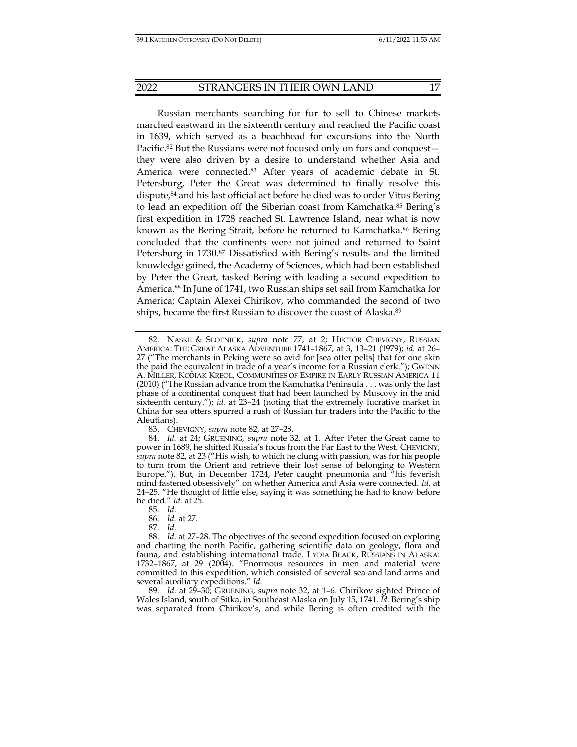Russian merchants searching for fur to sell to Chinese markets marched eastward in the sixteenth century and reached the Pacific coast in 1639, which served as a beachhead for excursions into the North Pacific.[82] But the Russians were not focused only on furs and conquest—they were also driven by a desire to understand whether Asia and America were connected.[83] After years of academic debate in St. Petersburg, Peter the Great was determined to finally resolve this dispute,[84] and his last official act before he died was to order Vitus Bering to lead an expedition off the Siberian coast from Kamchatka.[85] Bering's first expedition in 1728 reached St. Lawrence Island, near what is now known as the Bering Strait, before he returned to Kamchatka.[86] Bering concluded that the continents were not joined and returned to Saint Petersburg in 1730.[87] Dissatisfied with Bering's results and the limited knowledge gained, the Academy of Sciences, which had been established by Peter the Great, tasked Bering with leading a second expedition to America.[88] In June of 1741, two Russian ships set sail from Kamchatka for America; Captain Alexei Chirikov, who commanded the second of two ships, became the first Russian to discover the coast of Alaska.[89]

---

82. NASKE & SLOTNICK, *supra* note 77, at 2; HECTOR CHEVIGNY, RUSSIAN AMERICA: THE GREAT ALASKA ADVENTURE 1741–1867, at 3, 13–21 (1979); *id.* at 26–27 ("The merchants in Peking were so avid for [sea otter pelts] that for one skin the paid the equivalent in trade of a year's income for a Russian clerk."); GWENN A. MILLER, KODIAK KREOL, COMMUNITIES OF EMPIRE IN EARLY RUSSIAN AMERICA 11 (2010) ("The Russian advance from the Kamchatka Peninsula . . . was only the last phase of a continental conquest that had been launched by Muscovy in the mid sixteenth century."); *id.* at 23–24 (noting that the extremely lucrative market in China for sea otters spurred a rush of Russian fur traders into the Pacific to the Aleutians).

83. CHEVIGNY, *supra* note 82, at 27–28.

84. *Id.* at 24; GRUENING, *supra* note 32, at 1. After Peter the Great came to power in 1689, he shifted Russia's focus from the Far East to the West. CHEVIGNY, *supra* note 82, at 23 ("His wish, to which he clung with passion, was for his people to turn from the Orient and retrieve their lost sense of belonging to Western Europe."). But, in December 1724, Peter caught pneumonia and "his feverish mind fastened obsessively" on whether America and Asia were connected. *Id.* at 24–25. "He thought of little else, saying it was something he had to know before he died." *Id.* at 25.

85. *Id.*

86. *Id.* at 27.

87. *Id.*

88. *Id.* at 27–28. The objectives of the second expedition focused on exploring and charting the north Pacific, gathering scientific data on geology, flora and fauna, and establishing international trade. LYDIA BLACK, RUSSIANS IN ALASKA: 1732–1867, at 29 (2004). "Enormous resources in men and material were committed to this expedition, which consisted of several sea and land arms and several auxiliary expeditions." *Id.*

89. *Id.* at 29–30; GRUENING, *supra* note 32, at 1–6. Chirikov sighted Prince of Wales Island, south of Sitka, in Southeast Alaska on July 15, 1741. *Id.* Bering's ship was separated from Chirikov's, and while Bering is often credited with the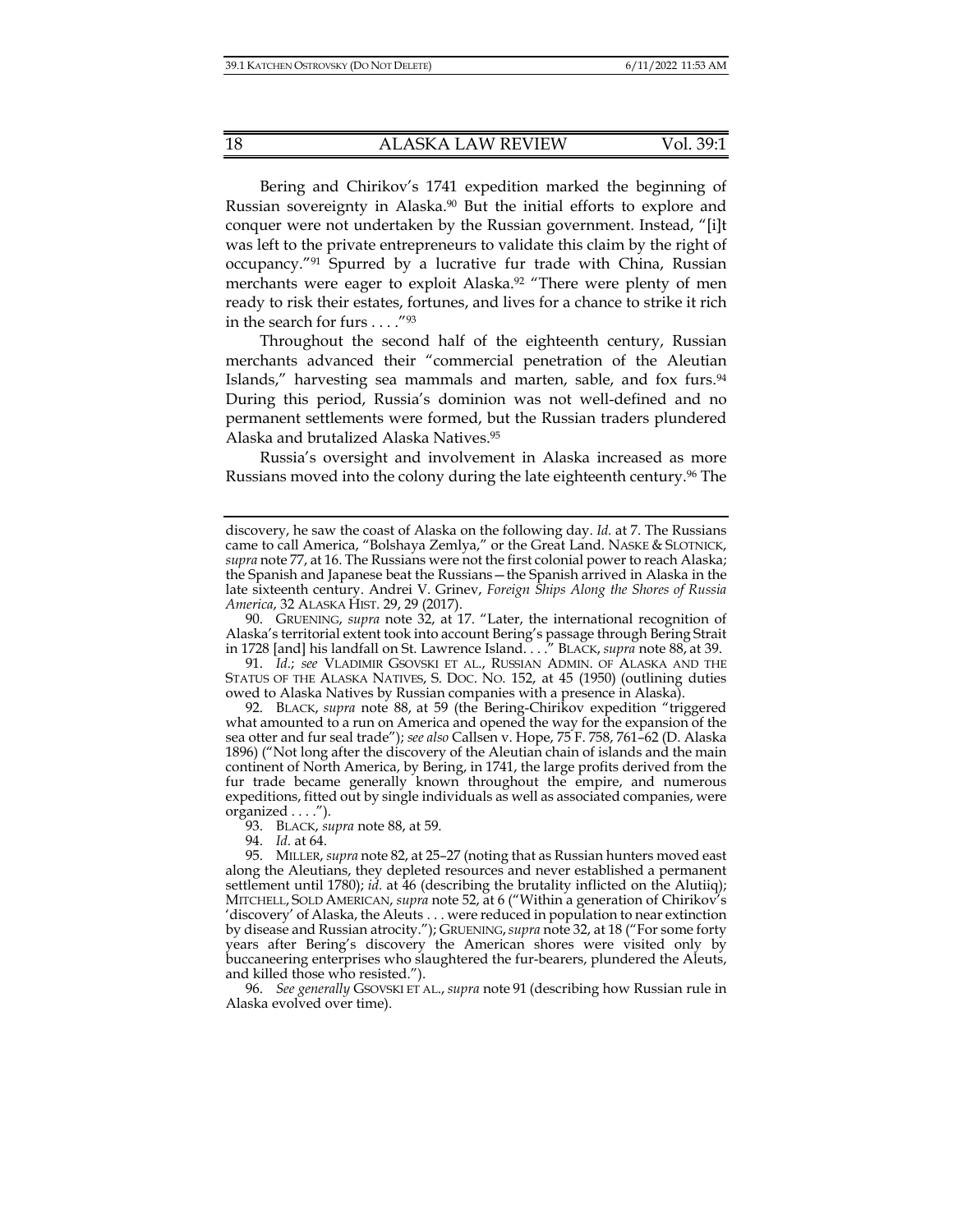Bering and Chirikov's 1741 expedition marked the beginning of Russian sovereignty in Alaska.[90] But the initial efforts to explore and conquer were not undertaken by the Russian government. Instead, "[i]t was left to the private entrepreneurs to validate this claim by the right of occupancy."[91] Spurred by a lucrative fur trade with China, Russian merchants were eager to exploit Alaska.[92] "There were plenty of men ready to risk their estates, fortunes, and lives for a chance to strike it rich in the search for furs . . . ."[93]

Throughout the second half of the eighteenth century, Russian merchants advanced their "commercial penetration of the Aleutian Islands," harvesting sea mammals and marten, sable, and fox furs.[94] During this period, Russia's dominion was not well-defined and no permanent settlements were formed, but the Russian traders plundered Alaska and brutalized Alaska Natives.[95]

Russia's oversight and involvement in Alaska increased as more Russians moved into the colony during the late eighteenth century.[96] The

---

discovery, he saw the coast of Alaska on the following day. *Id.* at 7. The Russians came to call America, "Bolshaya Zemlya," or the Great Land. NASKE & SLOTNICK, *supra* note 77, at 16. The Russians were not the first colonial power to reach Alaska; the Spanish and Japanese beat the Russians—the Spanish arrived in Alaska in the late sixteenth century. Andrei V. Grinev, *Foreign Ships Along the Shores of Russia America*, 32 ALASKA HIST. 29, 29 (2017).

90. GRUENING, *supra* note 32, at 17. "Later, the international recognition of Alaska's territorial extent took into account Bering's passage through Bering Strait in 1728 [and] his landfall on St. Lawrence Island. . . ." BLACK, *supra* note 88, at 39.

91. *Id.*; *see* VLADIMIR GSOVSKI ET AL., RUSSIAN ADMIN. OF ALASKA AND THE STATUS OF THE ALASKA NATIVES, S. DOC. NO. 152, at 45 (1950) (outlining duties owed to Alaska Natives by Russian companies with a presence in Alaska).

92. BLACK, *supra* note 88, at 59 (the Bering-Chirikov expedition "triggered what amounted to a run on America and opened the way for the expansion of the sea otter and fur seal trade"); *see also* Callsen v. Hope, 75 F. 758, 761–62 (D. Alaska 1896) ("Not long after the discovery of the Aleutian chain of islands and the main continent of North America, by Bering, in 1741, the large profits derived from the fur trade became generally known throughout the empire, and numerous expeditions, fitted out by single individuals as well as associated companies, were organized . . . .").

93. BLACK, *supra* note 88, at 59.

94. *Id.* at 64.

95. MILLER, *supra* note 82, at 25–27 (noting that as Russian hunters moved east along the Aleutians, they depleted resources and never established a permanent settlement until 1780); *id.* at 46 (describing the brutality inflicted on the Alutiiq); MITCHELL, SOLD AMERICAN, *supra* note 52, at 6 ("Within a generation of Chirikov's 'discovery' of Alaska, the Aleuts . . . were reduced in population to near extinction by disease and Russian atrocity."); GRUENING, *supra* note 32, at 18 ("For some forty years after Bering's discovery the American shores were visited only by buccaneering enterprises who slaughtered the fur-bearers, plundered the Aleuts, and killed those who resisted.").

96. *See generally* GSOVSKI ET AL., *supra* note 91 (describing how Russian rule in Alaska evolved over time).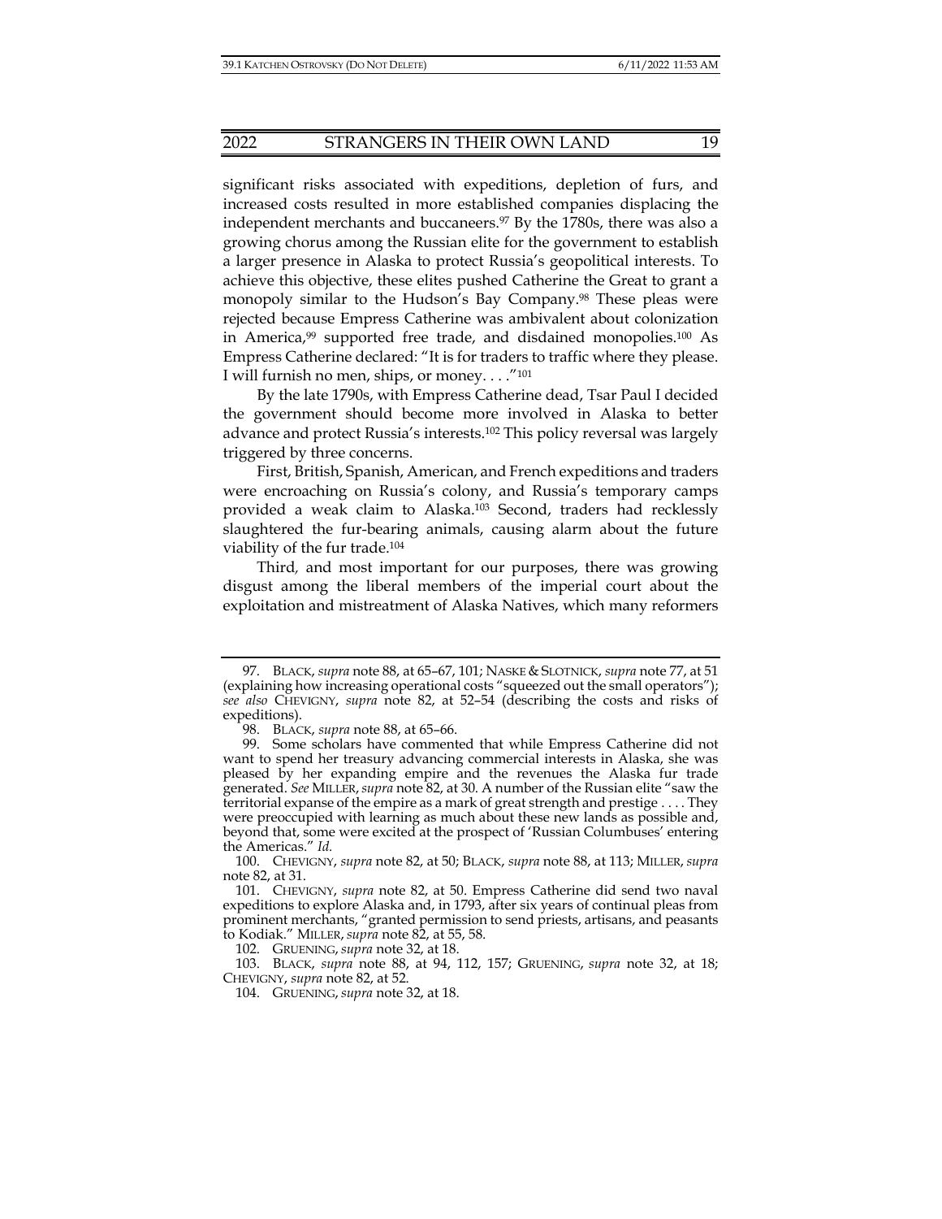significant risks associated with expeditions, depletion of furs, and increased costs resulted in more established companies displacing the independent merchants and buccaneers.[97] By the 1780s, there was also a growing chorus among the Russian elite for the government to establish a larger presence in Alaska to protect Russia's geopolitical interests. To achieve this objective, these elites pushed Catherine the Great to grant a monopoly similar to the Hudson's Bay Company.[98] These pleas were rejected because Empress Catherine was ambivalent about colonization in America,[99] supported free trade, and disdained monopolies.[100] As Empress Catherine declared: "It is for traders to traffic where they please. I will furnish no men, ships, or money. . . ."[101]

By the late 1790s, with Empress Catherine dead, Tsar Paul I decided the government should become more involved in Alaska to better advance and protect Russia's interests.[102] This policy reversal was largely triggered by three concerns.

First, British, Spanish, American, and French expeditions and traders were encroaching on Russia's colony, and Russia's temporary camps provided a weak claim to Alaska.[103] Second, traders had recklessly slaughtered the fur-bearing animals, causing alarm about the future viability of the fur trade.[104]

Third, and most important for our purposes, there was growing disgust among the liberal members of the imperial court about the exploitation and mistreatment of Alaska Natives, which many reformers

---

97. BLACK, *supra* note 88, at 65–67, 101; NASKE & SLOTNICK, *supra* note 77, at 51 (explaining how increasing operational costs "squeezed out the small operators"); *see also* CHEVIGNY, *supra* note 82, at 52–54 (describing the costs and risks of expeditions).

98. BLACK, *supra* note 88, at 65–66.

99. Some scholars have commented that while Empress Catherine did not want to spend her treasury advancing commercial interests in Alaska, she was pleased by her expanding empire and the revenues the Alaska fur trade generated. *See* MILLER, *supra* note 82, at 30. A number of the Russian elite "saw the territorial expanse of the empire as a mark of great strength and prestige . . . . They were preoccupied with learning as much about these new lands as possible and, beyond that, some were excited at the prospect of 'Russian Columbuses' entering the Americas." *Id.*

100. CHEVIGNY, *supra* note 82, at 50; BLACK, *supra* note 88, at 113; MILLER, *supra* note 82, at 31.

101. CHEVIGNY, *supra* note 82, at 50. Empress Catherine did send two naval expeditions to explore Alaska and, in 1793, after six years of continual pleas from prominent merchants, "granted permission to send priests, artisans, and peasants to Kodiak." MILLER, *supra* note 82, at 55, 58.

102. GRUENING, *supra* note 32, at 18.

103. BLACK, *supra* note 88, at 94, 112, 157; GRUENING, *supra* note 32, at 18; CHEVIGNY, *supra* note 82, at 52.

104. GRUENING, *supra* note 32, at 18.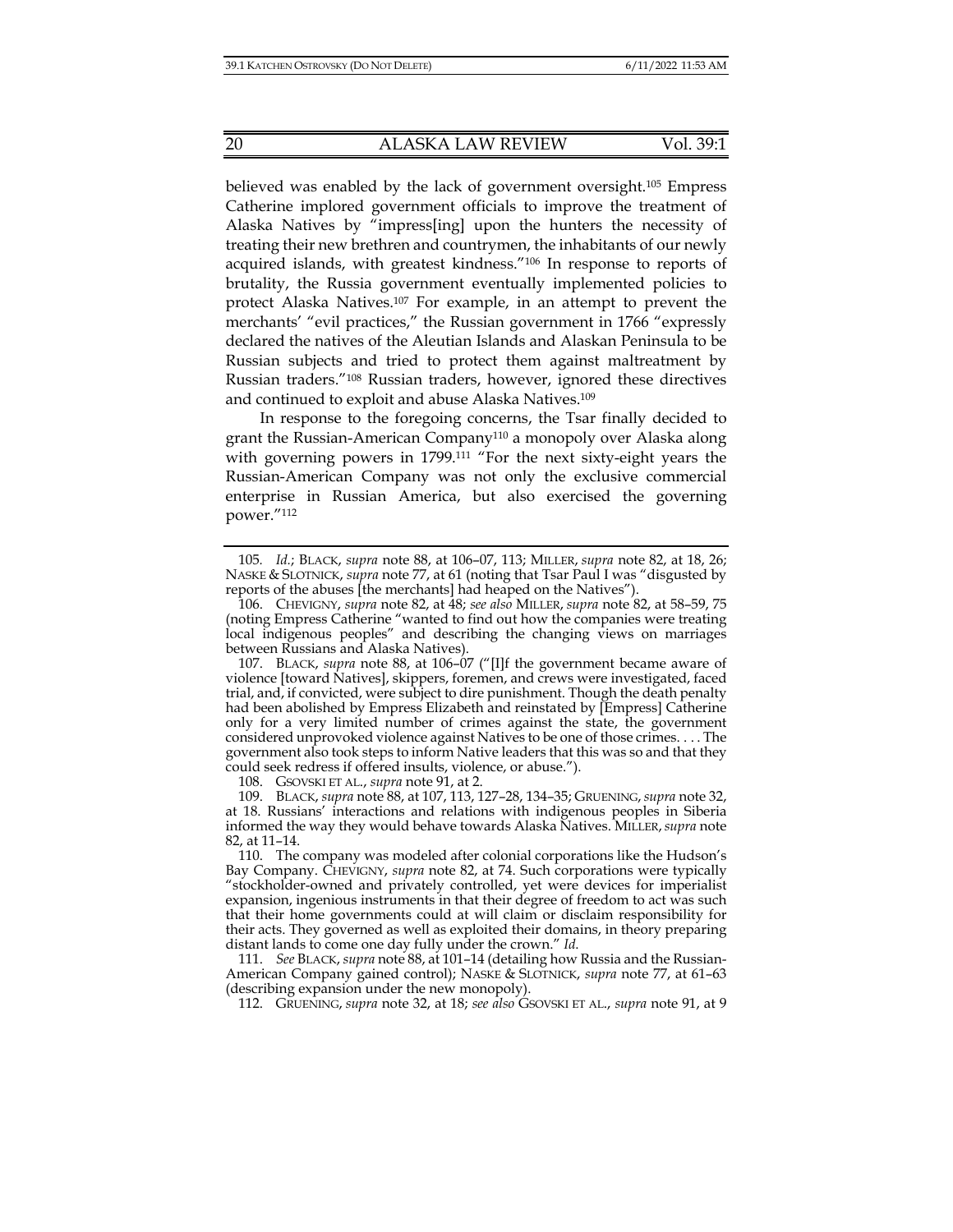believed was enabled by the lack of government oversight.[105] Empress Catherine implored government officials to improve the treatment of Alaska Natives by "impress[ing] upon the hunters the necessity of treating their new brethren and countrymen, the inhabitants of our newly acquired islands, with greatest kindness."[106] In response to reports of brutality, the Russia government eventually implemented policies to protect Alaska Natives.[107] For example, in an attempt to prevent the merchants' "evil practices," the Russian government in 1766 "expressly declared the natives of the Aleutian Islands and Alaskan Peninsula to be Russian subjects and tried to protect them against maltreatment by Russian traders."[108] Russian traders, however, ignored these directives and continued to exploit and abuse Alaska Natives.[109]

In response to the foregoing concerns, the Tsar finally decided to grant the Russian-American Company[110] a monopoly over Alaska along with governing powers in 1799.[111] "For the next sixty-eight years the Russian-American Company was not only the exclusive commercial enterprise in Russian America, but also exercised the governing power."[112]

---

105. *Id.*; BLACK, *supra* note 88, at 106–07, 113; MILLER, *supra* note 82, at 18, 26; NASKE & SLOTNICK, *supra* note 77, at 61 (noting that Tsar Paul I was "disgusted by reports of the abuses [the merchants] had heaped on the Natives").

106. CHEVIGNY, *supra* note 82, at 48; *see also* MILLER, *supra* note 82, at 58–59, 75 (noting Empress Catherine "wanted to find out how the companies were treating local indigenous peoples" and describing the changing views on marriages between Russians and Alaska Natives).

107. BLACK, *supra* note 88, at 106–07 ("[I]f the government became aware of violence [toward Natives], skippers, foremen, and crews were investigated, faced trial, and, if convicted, were subject to dire punishment. Though the death penalty had been abolished by Empress Elizabeth and reinstated by [Empress] Catherine only for a very limited number of crimes against the state, the government considered unprovoked violence against Natives to be one of those crimes. . . . The government also took steps to inform Native leaders that this was so and that they could seek redress if offered insults, violence, or abuse.").

108. GSOVSKI ET AL., *supra* note 91, at 2.

109. BLACK, *supra* note 88, at 107, 113, 127–28, 134–35; GRUENING, *supra* note 32, at 18. Russians' interactions and relations with indigenous peoples in Siberia informed the way they would behave towards Alaska Natives. MILLER, *supra* note 82, at 11–14.

110. The company was modeled after colonial corporations like the Hudson's Bay Company. CHEVIGNY, *supra* note 82, at 74. Such corporations were typically "stockholder-owned and privately controlled, yet were devices for imperialist expansion, ingenious instruments in that their degree of freedom to act was such that their home governments could at will claim or disclaim responsibility for their acts. They governed as well as exploited their domains, in theory preparing distant lands to come one day fully under the crown." *Id.*

111. *See* BLACK, *supra* note 88, at 101–14 (detailing how Russia and the Russian-American Company gained control); NASKE & SLOTNICK, *supra* note 77, at 61–63 (describing expansion under the new monopoly).

112. GRUENING, *supra* note 32, at 18; *see also* GSOVSKI ET AL., *supra* note 91, at 9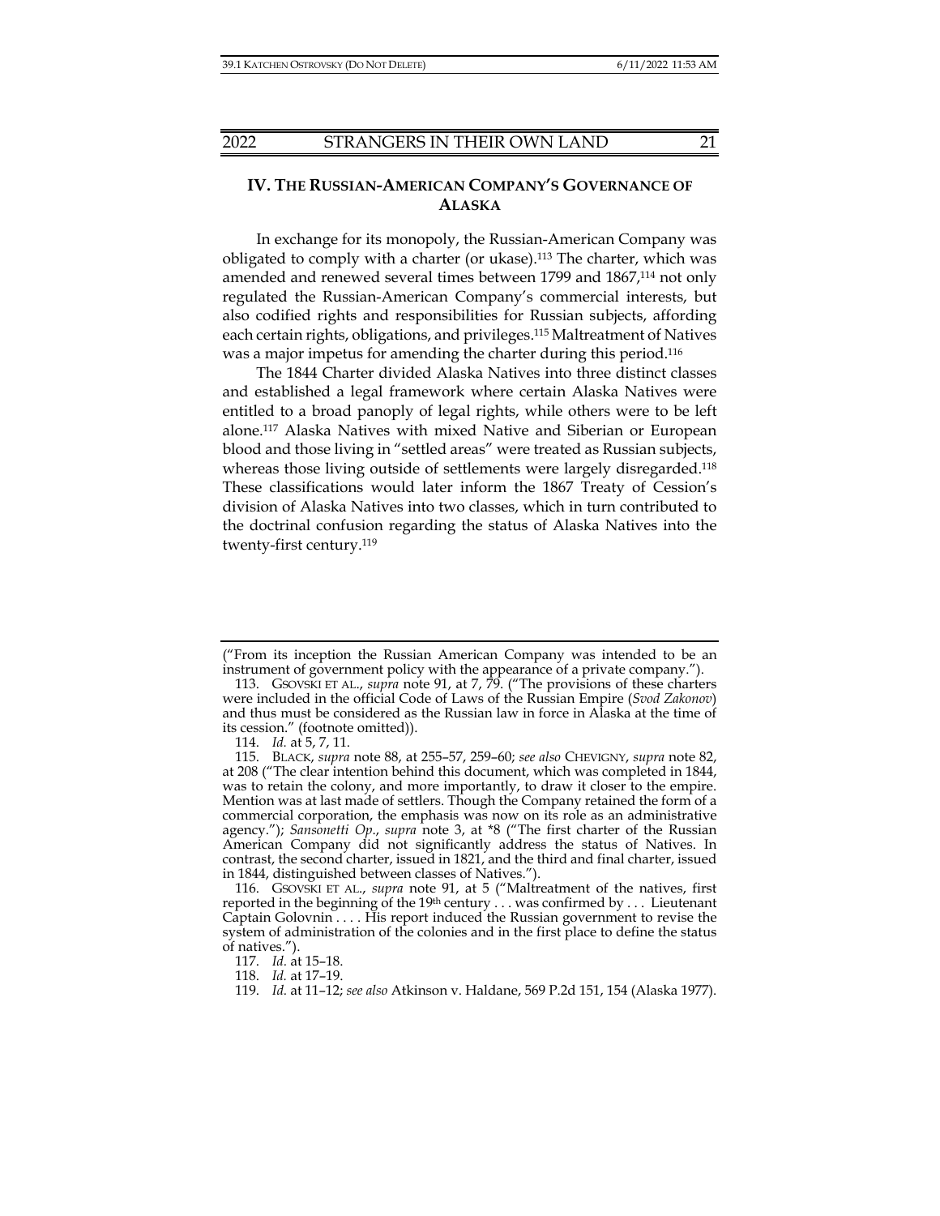## IV. THE RUSSIAN-AMERICAN COMPANY'S GOVERNANCE OF ALASKA

In exchange for its monopoly, the Russian-American Company was obligated to comply with a charter (or ukase).[113] The charter, which was amended and renewed several times between 1799 and 1867,[114] not only regulated the Russian-American Company's commercial interests, but also codified rights and responsibilities for Russian subjects, affording each certain rights, obligations, and privileges.[115] Maltreatment of Natives was a major impetus for amending the charter during this period.[116]

The 1844 Charter divided Alaska Natives into three distinct classes and established a legal framework where certain Alaska Natives were entitled to a broad panoply of legal rights, while others were to be left alone.[117] Alaska Natives with mixed Native and Siberian or European blood and those living in "settled areas" were treated as Russian subjects, whereas those living outside of settlements were largely disregarded.[118] These classifications would later inform the 1867 Treaty of Cession's division of Alaska Natives into two classes, which in turn contributed to the doctrinal confusion regarding the status of Alaska Natives into the twenty-first century.[119]

---

("From its inception the Russian American Company was intended to be an instrument of government policy with the appearance of a private company.").

113. GSOVSKI ET AL., *supra* note 91, at 7, 79. ("The provisions of these charters were included in the official Code of Laws of the Russian Empire (*Svod Zakonov*) and thus must be considered as the Russian law in force in Alaska at the time of its cession." (footnote omitted)).

114. *Id.* at 5, 7, 11.

115. BLACK, *supra* note 88, at 255–57, 259–60; *see also* CHEVIGNY, *supra* note 82, at 208 ("The clear intention behind this document, which was completed in 1844, was to retain the colony, and more importantly, to draw it closer to the empire. Mention was at last made of settlers. Though the Company retained the form of a commercial corporation, the emphasis was now on its role as an administrative agency."); *Sansonetti Op.*, *supra* note 3, at *8 ("The first charter of the Russian American Company did not significantly address the status of Natives. In contrast, the second charter, issued in 1821, and the third and final charter, issued in 1844, distinguished between classes of Natives.").

116. GSOVSKI ET AL., *supra* note 91, at 5 ("Maltreatment of the natives, first reported in the beginning of the 19th century . . . was confirmed by . . . Lieutenant Captain Golovnin . . . . His report induced the Russian government to revise the system of administration of the colonies and in the first place to define the status of natives.").

117. *Id.* at 15–18.

118. *Id.* at 17–19.

119. *Id.* at 11–12; *see also* Atkinson v. Haldane, 569 P.2d 151, 154 (Alaska 1977).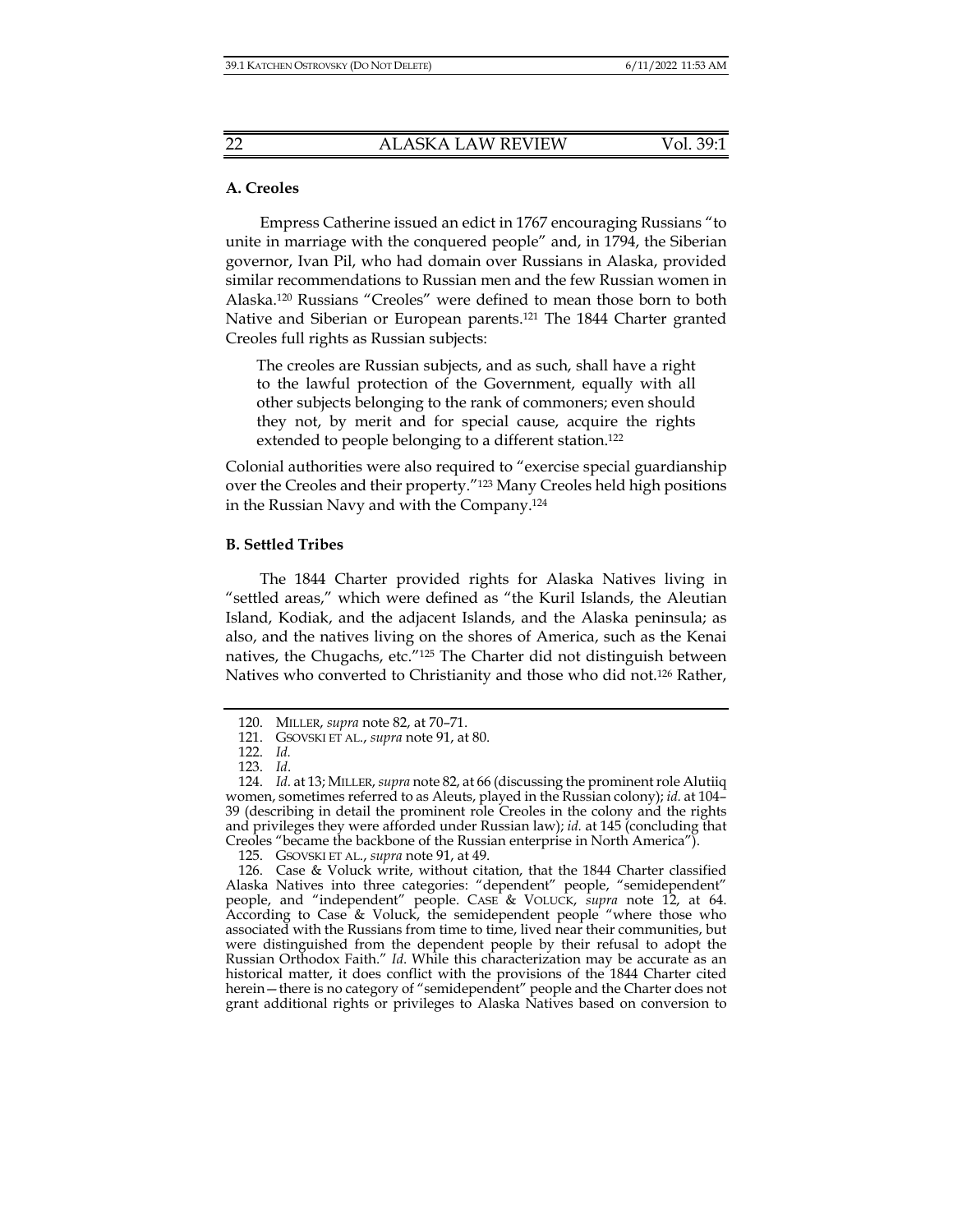### A. Creoles

Empress Catherine issued an edict in 1767 encouraging Russians "to unite in marriage with the conquered people" and, in 1794, the Siberian governor, Ivan Pil, who had domain over Russians in Alaska, provided similar recommendations to Russian men and the few Russian women in Alaska.[120] Russians "Creoles" were defined to mean those born to both Native and Siberian or European parents.[121] The 1844 Charter granted Creoles full rights as Russian subjects:

> The creoles are Russian subjects, and as such, shall have a right to the lawful protection of the Government, equally with all other subjects belonging to the rank of commoners; even should they not, by merit and for special cause, acquire the rights extended to people belonging to a different station.[122]

Colonial authorities were also required to "exercise special guardianship over the Creoles and their property."[123] Many Creoles held high positions in the Russian Navy and with the Company.[124]

### B. Settled Tribes

The 1844 Charter provided rights for Alaska Natives living in "settled areas," which were defined as "the Kuril Islands, the Aleutian Island, Kodiak, and the adjacent Islands, and the Alaska peninsula; as also, and the natives living on the shores of America, such as the Kenai natives, the Chugachs, etc."[125] The Charter did not distinguish between Natives who converted to Christianity and those who did not.[126] Rather,

---

120. MILLER, *supra* note 82, at 70–71.

121. GSOVSKI ET AL., *supra* note 91, at 80.

122. *Id.*

123. *Id*.

124. *Id.* at 13; MILLER, *supra* note 82, at 66 (discussing the prominent role Alutiiq women, sometimes referred to as Aleuts, played in the Russian colony); *id.* at 104–39 (describing in detail the prominent role Creoles in the colony and the rights and privileges they were afforded under Russian law); *id.* at 145 (concluding that Creoles "became the backbone of the Russian enterprise in North America").

125. GSOVSKI ET AL., *supra* note 91, at 49.

126. Case & Voluck write, without citation, that the 1844 Charter classified Alaska Natives into three categories: "dependent" people, "semidependent" people, and "independent" people. CASE & VOLUCK, *supra* note 12, at 64. According to Case & Voluck, the semidependent people "where those who associated with the Russians from time to time, lived near their communities, but were distinguished from the dependent people by their refusal to adopt the Russian Orthodox Faith." *Id*. While this characterization may be accurate as an historical matter, it does conflict with the provisions of the 1844 Charter cited herein—there is no category of "semidependent" people and the Charter does not grant additional rights or privileges to Alaska Natives based on conversion to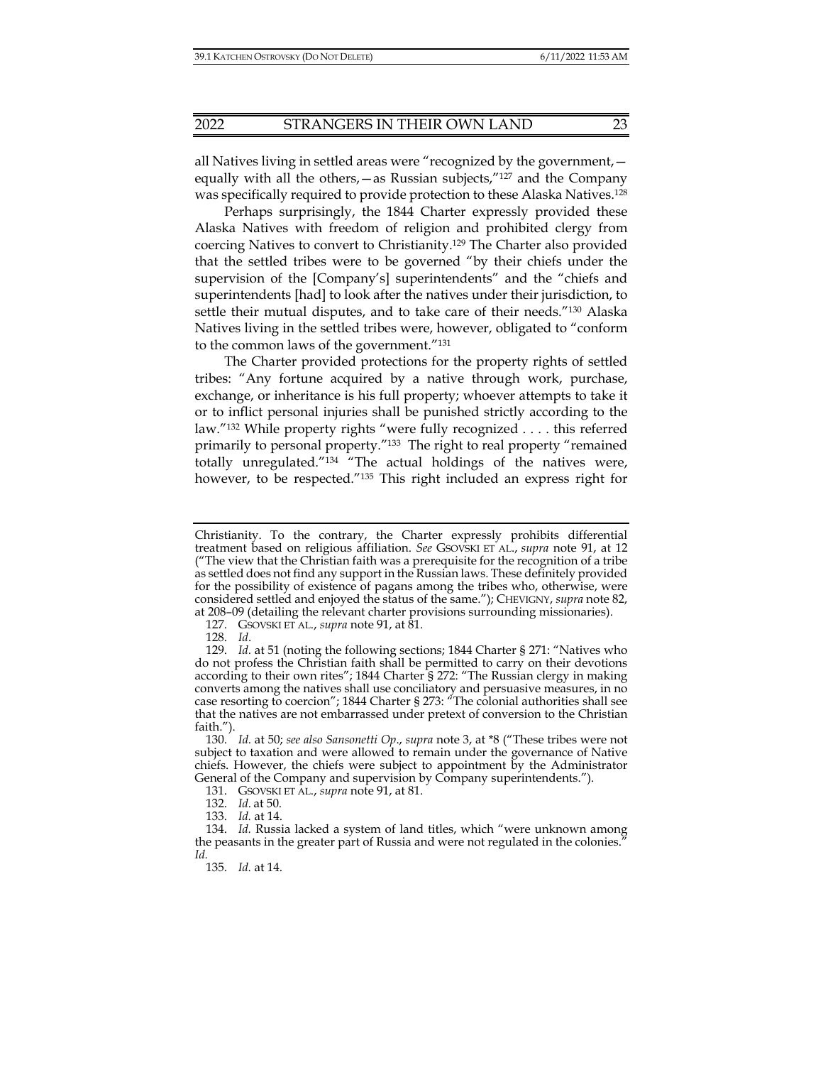all Natives living in settled areas were "recognized by the government,—equally with all the others,—as Russian subjects,"[127] and the Company was specifically required to provide protection to these Alaska Natives.[128]

Perhaps surprisingly, the 1844 Charter expressly provided these Alaska Natives with freedom of religion and prohibited clergy from coercing Natives to convert to Christianity.[129] The Charter also provided that the settled tribes were to be governed "by their chiefs under the supervision of the [Company's] superintendents" and the "chiefs and superintendents [had] to look after the natives under their jurisdiction, to settle their mutual disputes, and to take care of their needs."[130] Alaska Natives living in the settled tribes were, however, obligated to "conform to the common laws of the government."[131]

The Charter provided protections for the property rights of settled tribes: "Any fortune acquired by a native through work, purchase, exchange, or inheritance is his full property; whoever attempts to take it or to inflict personal injuries shall be punished strictly according to the law."[132] While property rights "were fully recognized . . . . this referred primarily to personal property."[133] The right to real property "remained totally unregulated."[134] "The actual holdings of the natives were, however, to be respected."[135] This right included an express right for

---

Christianity. To the contrary, the Charter expressly prohibits differential treatment based on religious affiliation. *See* GSOVSKI ET AL., *supra* note 91, at 12 ("The view that the Christian faith was a prerequisite for the recognition of a tribe as settled does not find any support in the Russian laws. These definitely provided for the possibility of existence of pagans among the tribes who, otherwise, were considered settled and enjoyed the status of the same."); CHEVIGNY, *supra* note 82, at 208–09 (detailing the relevant charter provisions surrounding missionaries).

127. GSOVSKI ET AL., *supra* note 91, at 81.

128. *Id*.

129. *Id.* at 51 (noting the following sections; 1844 Charter § 271: "Natives who do not profess the Christian faith shall be permitted to carry on their devotions according to their own rites"; 1844 Charter § 272: "The Russian clergy in making converts among the natives shall use conciliatory and persuasive measures, in no case resorting to coercion"; 1844 Charter § 273: "The colonial authorities shall see that the natives are not embarrassed under pretext of conversion to the Christian faith.").

130. *Id.* at 50; *see also Sansonetti Op*., *supra* note 3, at *8 ("These tribes were not subject to taxation and were allowed to remain under the governance of Native chiefs. However, the chiefs were subject to appointment by the Administrator General of the Company and supervision by Company superintendents.").

131. GSOVSKI ET AL., *supra* note 91, at 81.

132. *Id.* at 50.

133. *Id.* at 14.

134. *Id.* Russia lacked a system of land titles, which "were unknown among the peasants in the greater part of Russia and were not regulated in the colonies." *Id.*

135. *Id.* at 14.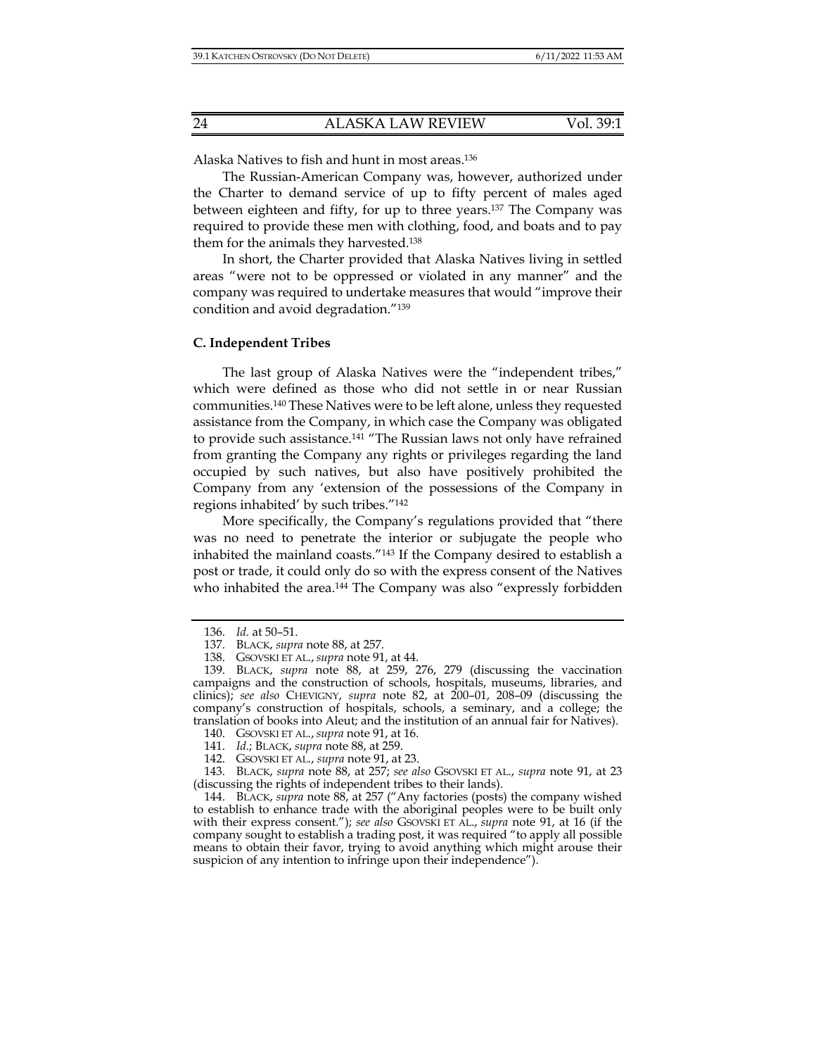Alaska Natives to fish and hunt in most areas.[136]

The Russian-American Company was, however, authorized under the Charter to demand service of up to fifty percent of males aged between eighteen and fifty, for up to three years.[137] The Company was required to provide these men with clothing, food, and boats and to pay them for the animals they harvested.[138]

In short, the Charter provided that Alaska Natives living in settled areas "were not to be oppressed or violated in any manner" and the company was required to undertake measures that would "improve their condition and avoid degradation."[139]

### C. Independent Tribes

The last group of Alaska Natives were the "independent tribes," which were defined as those who did not settle in or near Russian communities.[140] These Natives were to be left alone, unless they requested assistance from the Company, in which case the Company was obligated to provide such assistance.[141] "The Russian laws not only have refrained from granting the Company any rights or privileges regarding the land occupied by such natives, but also have positively prohibited the Company from any 'extension of the possessions of the Company in regions inhabited' by such tribes."[142]

More specifically, the Company's regulations provided that "there was no need to penetrate the interior or subjugate the people who inhabited the mainland coasts."[143] If the Company desired to establish a post or trade, it could only do so with the express consent of the Natives who inhabited the area.[144] The Company was also "expressly forbidden

---

136. *Id.* at 50–51.

137. BLACK, *supra* note 88, at 257.

138. GSOVSKI ET AL., *supra* note 91, at 44.

139. BLACK, *supra* note 88, at 259, 276, 279 (discussing the vaccination campaigns and the construction of schools, hospitals, museums, libraries, and clinics); *see also* CHEVIGNY, *supra* note 82, at 200–01, 208–09 (discussing the company's construction of hospitals, schools, a seminary, and a college; the translation of books into Aleut; and the institution of an annual fair for Natives).

140. GSOVSKI ET AL., *supra* note 91, at 16.

141. *Id.*; BLACK, *supra* note 88, at 259.

142. GSOVSKI ET AL., *supra* note 91, at 23.

143. BLACK, *supra* note 88, at 257; *see also* GSOVSKI ET AL., *supra* note 91, at 23 (discussing the rights of independent tribes to their lands).

144. BLACK, *supra* note 88, at 257 ("Any factories (posts) the company wished to establish to enhance trade with the aboriginal peoples were to be built only with their express consent."); *see also* GSOVSKI ET AL., *supra* note 91, at 16 (if the company sought to establish a trading post, it was required "to apply all possible means to obtain their favor, trying to avoid anything which might arouse their suspicion of any intention to infringe upon their independence").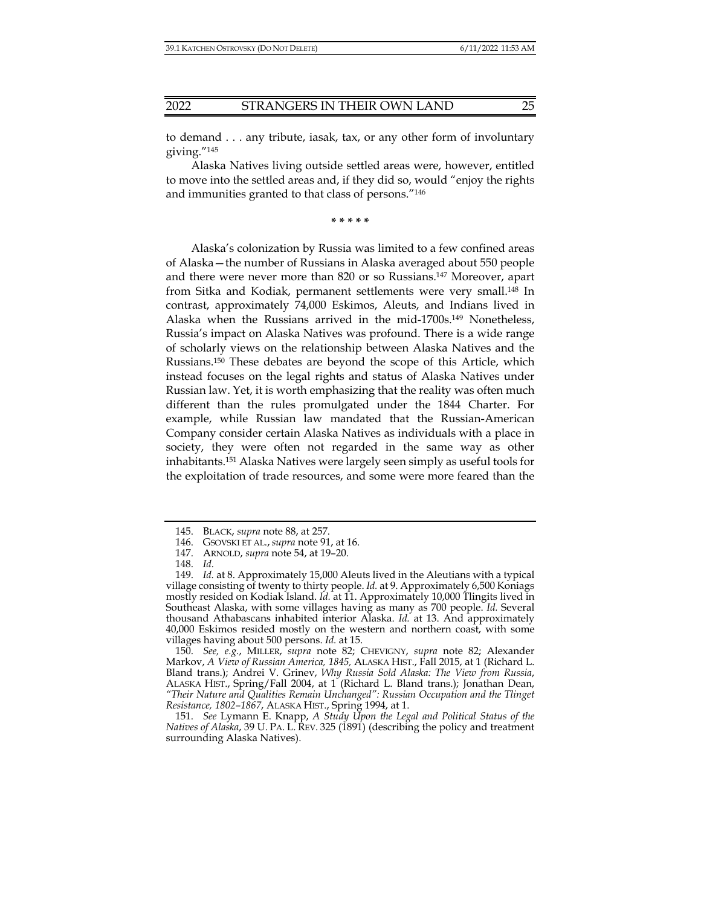to demand . . . any tribute, iasak, tax, or any other form of involuntary giving."[145]

Alaska Natives living outside settled areas were, however, entitled to move into the settled areas and, if they did so, would "enjoy the rights and immunities granted to that class of persons."[146]

\* \* \* \* \*

Alaska's colonization by Russia was limited to a few confined areas of Alaska—the number of Russians in Alaska averaged about 550 people and there were never more than 820 or so Russians.[147] Moreover, apart from Sitka and Kodiak, permanent settlements were very small.[148] In contrast, approximately 74,000 Eskimos, Aleuts, and Indians lived in Alaska when the Russians arrived in the mid-1700s.[149] Nonetheless, Russia's impact on Alaska Natives was profound. There is a wide range of scholarly views on the relationship between Alaska Natives and the Russians.[150] These debates are beyond the scope of this Article, which instead focuses on the legal rights and status of Alaska Natives under Russian law. Yet, it is worth emphasizing that the reality was often much different than the rules promulgated under the 1844 Charter. For example, while Russian law mandated that the Russian-American Company consider certain Alaska Natives as individuals with a place in society, they were often not regarded in the same way as other inhabitants.[151] Alaska Natives were largely seen simply as useful tools for the exploitation of trade resources, and some were more feared than the

---

145. BLACK, *supra* note 88, at 257.

146. GSOVSKI ET AL., *supra* note 91, at 16.

147. ARNOLD, *supra* note 54, at 19–20.

148. *Id.*

149. *Id.* at 8. Approximately 15,000 Aleuts lived in the Aleutians with a typical village consisting of twenty to thirty people. *Id.* at 9. Approximately 6,500 Koniags mostly resided on Kodiak Island. *Id.* at 11. Approximately 10,000 Tlingits lived in Southeast Alaska, with some villages having as many as 700 people. *Id.* Several thousand Athabascans inhabited interior Alaska. *Id.* at 13. And approximately 40,000 Eskimos resided mostly on the western and northern coast, with some villages having about 500 persons. *Id.* at 15.

150. *See, e.g.*, MILLER, *supra* note 82; CHEVIGNY, *supra* note 82; Alexander Markov, *A View of Russian America, 1845,* ALASKA HIST., Fall 2015, at 1 (Richard L. Bland trans.); Andrei V. Grinev, *Why Russia Sold Alaska: The View from Russia*, ALASKA HIST., Spring/Fall 2004, at 1 (Richard L. Bland trans.); Jonathan Dean, *"Their Nature and Qualities Remain Unchanged": Russian Occupation and the Tlinget Resistance, 1802–1867*, ALASKA HIST., Spring 1994, at 1.

151. *See* Lymann E. Knapp, *A Study Upon the Legal and Political Status of the Natives of Alaska*, 39 U. PA. L. REV. 325 (1891) (describing the policy and treatment surrounding Alaska Natives).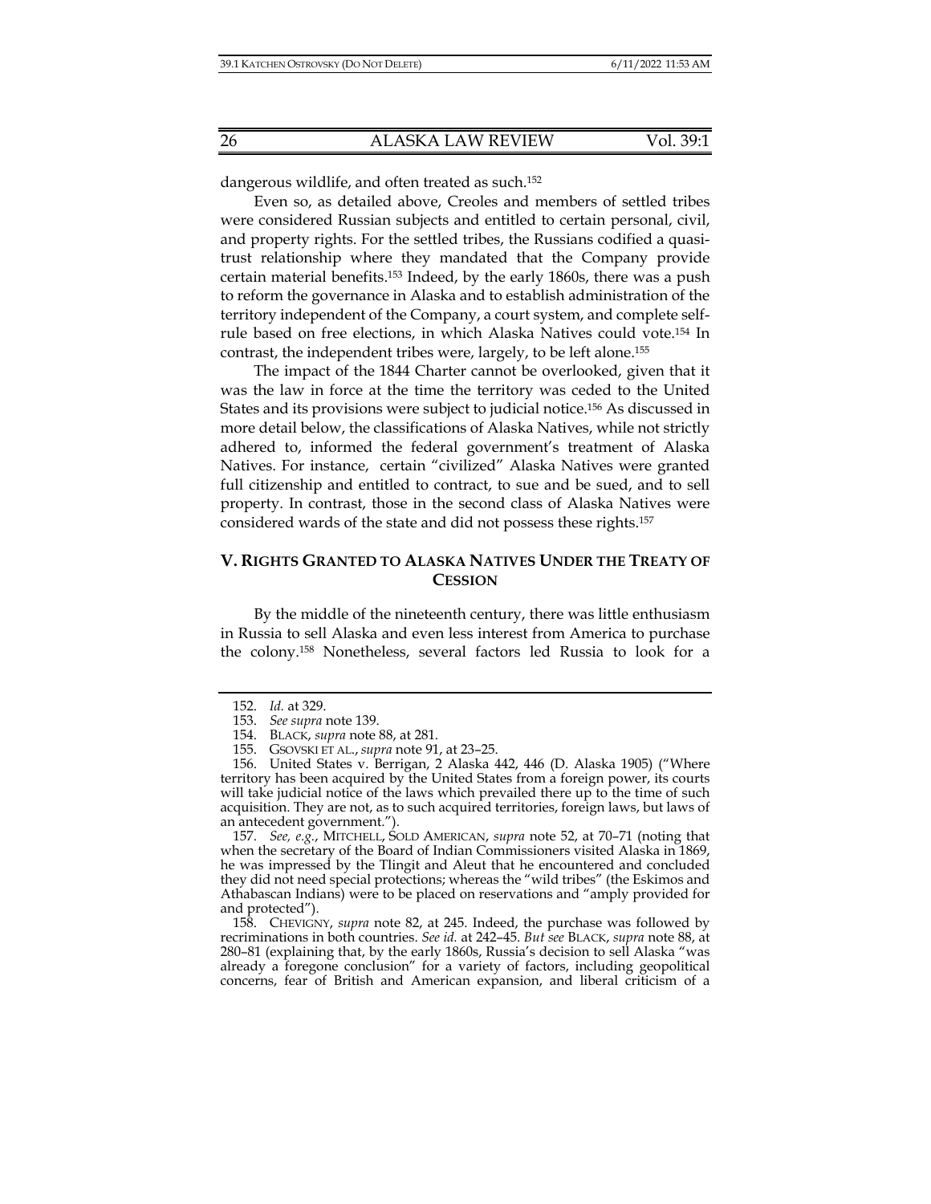dangerous wildlife, and often treated as such.[152]

Even so, as detailed above, Creoles and members of settled tribes were considered Russian subjects and entitled to certain personal, civil, and property rights. For the settled tribes, the Russians codified a quasi-trust relationship where they mandated that the Company provide certain material benefits.[153] Indeed, by the early 1860s, there was a push to reform the governance in Alaska and to establish administration of the territory independent of the Company, a court system, and complete self-rule based on free elections, in which Alaska Natives could vote.[154] In contrast, the independent tribes were, largely, to be left alone.[155]

The impact of the 1844 Charter cannot be overlooked, given that it was the law in force at the time the territory was ceded to the United States and its provisions were subject to judicial notice.[156] As discussed in more detail below, the classifications of Alaska Natives, while not strictly adhered to, informed the federal government's treatment of Alaska Natives. For instance, certain "civilized" Alaska Natives were granted full citizenship and entitled to contract, to sue and be sued, and to sell property. In contrast, those in the second class of Alaska Natives were considered wards of the state and did not possess these rights.[157]

## V. RIGHTS GRANTED TO ALASKA NATIVES UNDER THE TREATY OF CESSION

By the middle of the nineteenth century, there was little enthusiasm in Russia to sell Alaska and even less interest from America to purchase the colony.[158] Nonetheless, several factors led Russia to look for a

---

152. *Id.* at 329.

153. *See supra* note 139.

154. BLACK, *supra* note 88, at 281.

155. GSOVSKI ET AL., *supra* note 91, at 23–25.

156. United States v. Berrigan, 2 Alaska 442, 446 (D. Alaska 1905) ("Where territory has been acquired by the United States from a foreign power, its courts will take judicial notice of the laws which prevailed there up to the time of such acquisition. They are not, as to such acquired territories, foreign laws, but laws of an antecedent government.").

157. *See, e.g.*, MITCHELL, SOLD AMERICAN, *supra* note 52, at 70–71 (noting that when the secretary of the Board of Indian Commissioners visited Alaska in 1869, he was impressed by the Tlingit and Aleut that he encountered and concluded they did not need special protections; whereas the "wild tribes" (the Eskimos and Athabascan Indians) were to be placed on reservations and "amply provided for and protected").

158. CHEVIGNY, *supra* note 82, at 245. Indeed, the purchase was followed by recriminations in both countries. *See id.* at 242–45. *But see* BLACK, *supra* note 88, at 280–81 (explaining that, by the early 1860s, Russia's decision to sell Alaska "was already a foregone conclusion" for a variety of factors, including geopolitical concerns, fear of British and American expansion, and liberal criticism of a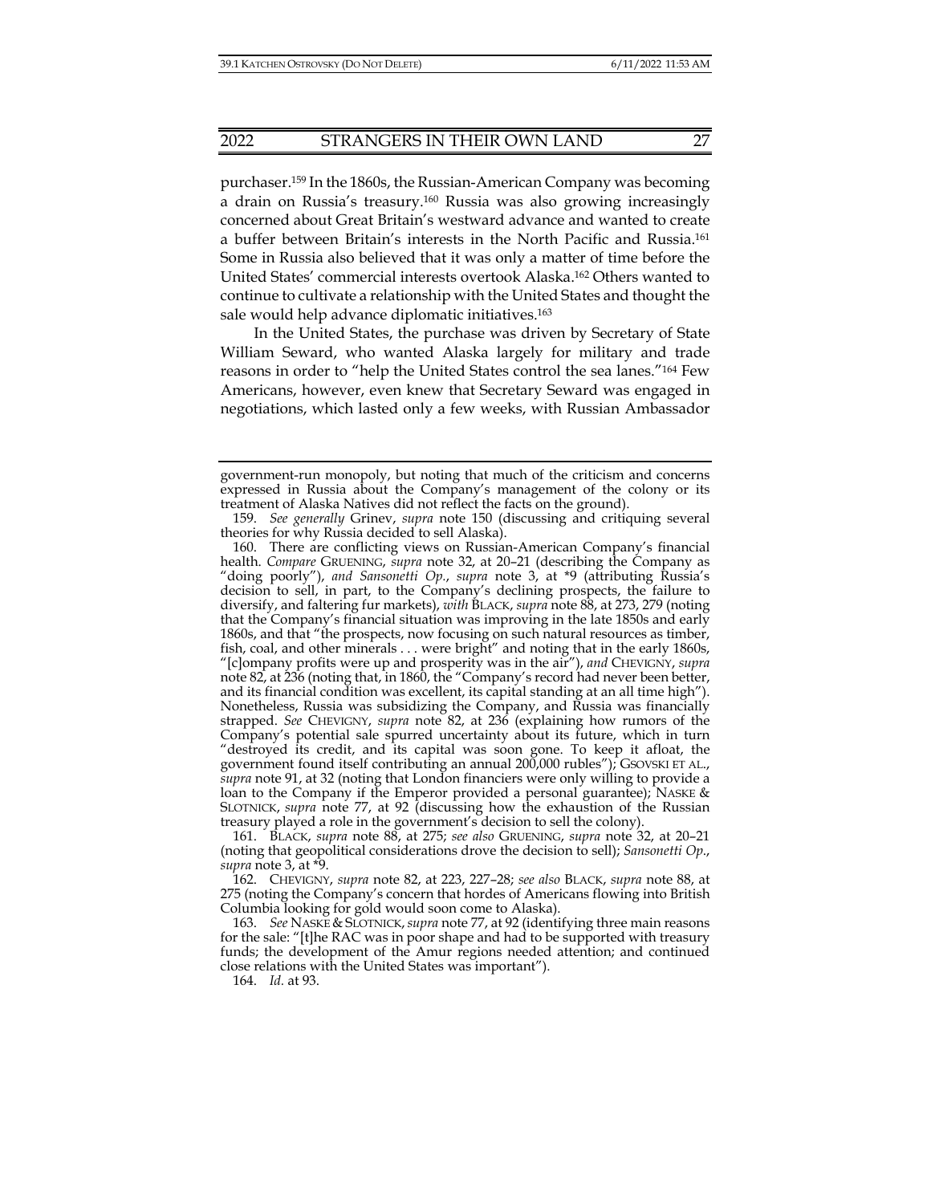purchaser.[159] In the 1860s, the Russian-American Company was becoming a drain on Russia's treasury.[160] Russia was also growing increasingly concerned about Great Britain's westward advance and wanted to create a buffer between Britain's interests in the North Pacific and Russia.[161] Some in Russia also believed that it was only a matter of time before the United States' commercial interests overtook Alaska.[162] Others wanted to continue to cultivate a relationship with the United States and thought the sale would help advance diplomatic initiatives.[163]

In the United States, the purchase was driven by Secretary of State William Seward, who wanted Alaska largely for military and trade reasons in order to "help the United States control the sea lanes."[164] Few Americans, however, even knew that Secretary Seward was engaged in negotiations, which lasted only a few weeks, with Russian Ambassador

---

government-run monopoly, but noting that much of the criticism and concerns expressed in Russia about the Company's management of the colony or its treatment of Alaska Natives did not reflect the facts on the ground).

159. *See generally* Grinev, *supra* note 150 (discussing and critiquing several theories for why Russia decided to sell Alaska).

160. There are conflicting views on Russian-American Company's financial health. *Compare* GRUENING, *supra* note 32, at 20–21 (describing the Company as "doing poorly"), *and Sansonetti Op.*, *supra* note 3, at *9 (attributing Russia's decision to sell, in part, to the Company's declining prospects, the failure to diversify, and faltering fur markets), *with* BLACK, *supra* note 88, at 273, 279 (noting that the Company's financial situation was improving in the late 1850s and early 1860s, and that "the prospects, now focusing on such natural resources as timber, fish, coal, and other minerals . . . were bright" and noting that in the early 1860s, "[c]ompany profits were up and prosperity was in the air"), *and* CHEVIGNY, *supra* note 82, at 236 (noting that, in 1860, the "Company's record had never been better, and its financial condition was excellent, its capital standing at an all time high"). Nonetheless, Russia was subsidizing the Company, and Russia was financially strapped. *See* CHEVIGNY, *supra* note 82, at 236 (explaining how rumors of the Company's potential sale spurred uncertainty about its future, which in turn "destroyed its credit, and its capital was soon gone. To keep it afloat, the government found itself contributing an annual 200,000 rubles"); GSOVSKI ET AL., *supra* note 91, at 32 (noting that London financiers were only willing to provide a loan to the Company if the Emperor provided a personal guarantee); NASKE & SLOTNICK, *supra* note 77, at 92 (discussing how the exhaustion of the Russian treasury played a role in the government's decision to sell the colony).

161. BLACK, *supra* note 88, at 275; *see also* GRUENING, *supra* note 32, at 20–21 (noting that geopolitical considerations drove the decision to sell); *Sansonetti Op.*, *supra* note 3, at *9.

162. CHEVIGNY, *supra* note 82, at 223, 227–28; *see also* BLACK, *supra* note 88, at 275 (noting the Company's concern that hordes of Americans flowing into British Columbia looking for gold would soon come to Alaska).

163. *See* NASKE & SLOTNICK, *supra* note 77, at 92 (identifying three main reasons for the sale: "[t]he RAC was in poor shape and had to be supported with treasury funds; the development of the Amur regions needed attention; and continued close relations with the United States was important").

164. *Id.* at 93.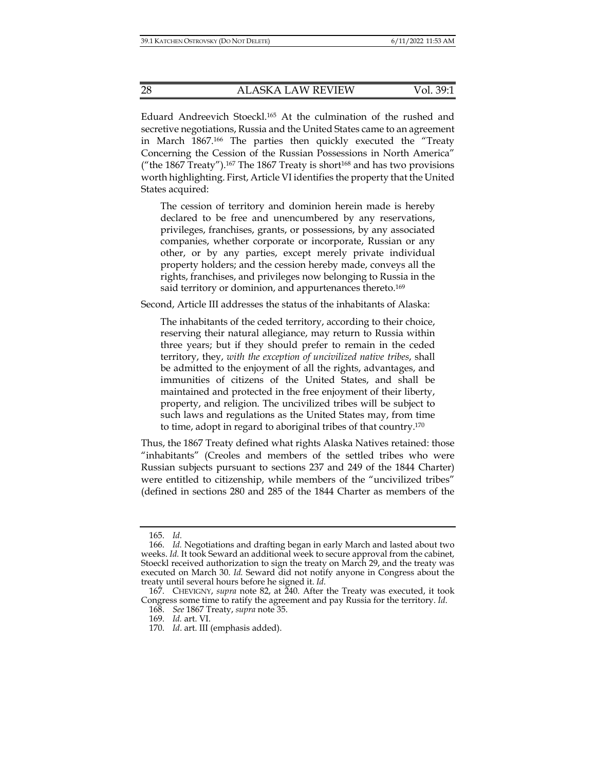Eduard Andreevich Stoeckl.[165] At the culmination of the rushed and secretive negotiations, Russia and the United States came to an agreement in March 1867.[166] The parties then quickly executed the "Treaty Concerning the Cession of the Russian Possessions in North America" ("the 1867 Treaty").[167] The 1867 Treaty is short[168] and has two provisions worth highlighting. First, Article VI identifies the property that the United States acquired:

> The cession of territory and dominion herein made is hereby declared to be free and unencumbered by any reservations, privileges, franchises, grants, or possessions, by any associated companies, whether corporate or incorporate, Russian or any other, or by any parties, except merely private individual property holders; and the cession hereby made, conveys all the rights, franchises, and privileges now belonging to Russia in the said territory or dominion, and appurtenances thereto.[169]

Second, Article III addresses the status of the inhabitants of Alaska:

> The inhabitants of the ceded territory, according to their choice, reserving their natural allegiance, may return to Russia within three years; but if they should prefer to remain in the ceded territory, they, *with the exception of uncivilized native tribes*, shall be admitted to the enjoyment of all the rights, advantages, and immunities of citizens of the United States, and shall be maintained and protected in the free enjoyment of their liberty, property, and religion. The uncivilized tribes will be subject to such laws and regulations as the United States may, from time to time, adopt in regard to aboriginal tribes of that country.[170]

Thus, the 1867 Treaty defined what rights Alaska Natives retained: those "inhabitants" (Creoles and members of the settled tribes who were Russian subjects pursuant to sections 237 and 249 of the 1844 Charter) were entitled to citizenship, while members of the "uncivilized tribes" (defined in sections 280 and 285 of the 1844 Charter as members of the

---

165. *Id.*

166. *Id.* Negotiations and drafting began in early March and lasted about two weeks. *Id.* It took Seward an additional week to secure approval from the cabinet, Stoeckl received authorization to sign the treaty on March 29, and the treaty was executed on March 30. *Id.* Seward did not notify anyone in Congress about the treaty until several hours before he signed it. *Id.*

167. CHEVIGNY, *supra* note 82, at 240. After the Treaty was executed, it took Congress some time to ratify the agreement and pay Russia for the territory. *Id.*

168. *See* 1867 Treaty, *supra* note 35.

169. *Id.* art. VI.

170. *Id*. art. III (emphasis added).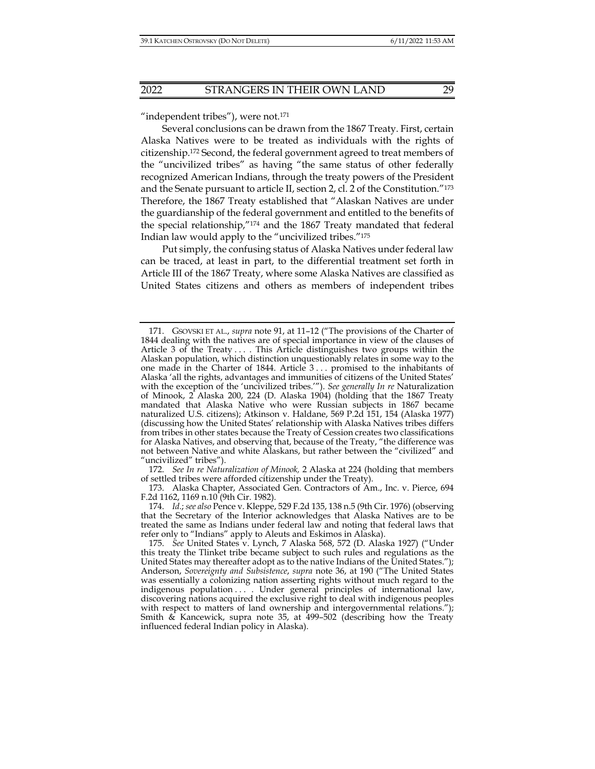"independent tribes"), were not.[171]

Several conclusions can be drawn from the 1867 Treaty. First, certain Alaska Natives were to be treated as individuals with the rights of citizenship.[172] Second, the federal government agreed to treat members of the "uncivilized tribes" as having "the same status of other federally recognized American Indians, through the treaty powers of the President and the Senate pursuant to article II, section 2, cl. 2 of the Constitution."[173] Therefore, the 1867 Treaty established that "Alaskan Natives are under the guardianship of the federal government and entitled to the benefits of the special relationship,"[174] and the 1867 Treaty mandated that federal Indian law would apply to the "uncivilized tribes."[175]

Put simply, the confusing status of Alaska Natives under federal law can be traced, at least in part, to the differential treatment set forth in Article III of the 1867 Treaty, where some Alaska Natives are classified as United States citizens and others as members of independent tribes

---

171. GSOVSKI ET AL., *supra* note 91, at 11–12 ("The provisions of the Charter of 1844 dealing with the natives are of special importance in view of the clauses of Article 3 of the Treaty . . . . This Article distinguishes two groups within the Alaskan population, which distinction unquestionably relates in some way to the one made in the Charter of 1844. Article 3 . . . promised to the inhabitants of Alaska 'all the rights, advantages and immunities of citizens of the United States' with the exception of the 'uncivilized tribes.'"). *See generally In re* Naturalization of Minook, 2 Alaska 200, 224 (D. Alaska 1904) (holding that the 1867 Treaty mandated that Alaska Native who were Russian subjects in 1867 became naturalized U.S. citizens); Atkinson v. Haldane, 569 P.2d 151, 154 (Alaska 1977) (discussing how the United States' relationship with Alaska Natives tribes differs from tribes in other states because the Treaty of Cession creates two classifications for Alaska Natives, and observing that, because of the Treaty, "the difference was not between Native and white Alaskans, but rather between the "civilized" and "uncivilized" tribes").

172. *See In re Naturalization of Minook,* 2 Alaska at 224 (holding that members of settled tribes were afforded citizenship under the Treaty).

173. Alaska Chapter, Associated Gen. Contractors of Am., Inc. v. Pierce, 694 F.2d 1162, 1169 n.10 (9th Cir. 1982).

174. *Id.*; *see also* Pence v. Kleppe, 529 F.2d 135, 138 n.5 (9th Cir. 1976) (observing that the Secretary of the Interior acknowledges that Alaska Natives are to be treated the same as Indians under federal law and noting that federal laws that refer only to "Indians" apply to Aleuts and Eskimos in Alaska).

175. *See* United States v. Lynch, 7 Alaska 568, 572 (D. Alaska 1927) ("Under this treaty the Tlinket tribe became subject to such rules and regulations as the United States may thereafter adopt as to the native Indians of the United States."); Anderson, *Sovereignty and Subsistence*, *supra* note 36, at 190 ("The United States was essentially a colonizing nation asserting rights without much regard to the indigenous population . . . . Under general principles of international law, discovering nations acquired the exclusive right to deal with indigenous peoples with respect to matters of land ownership and intergovernmental relations."); Smith & Kancewick, supra note 35, at 499–502 (describing how the Treaty influenced federal Indian policy in Alaska).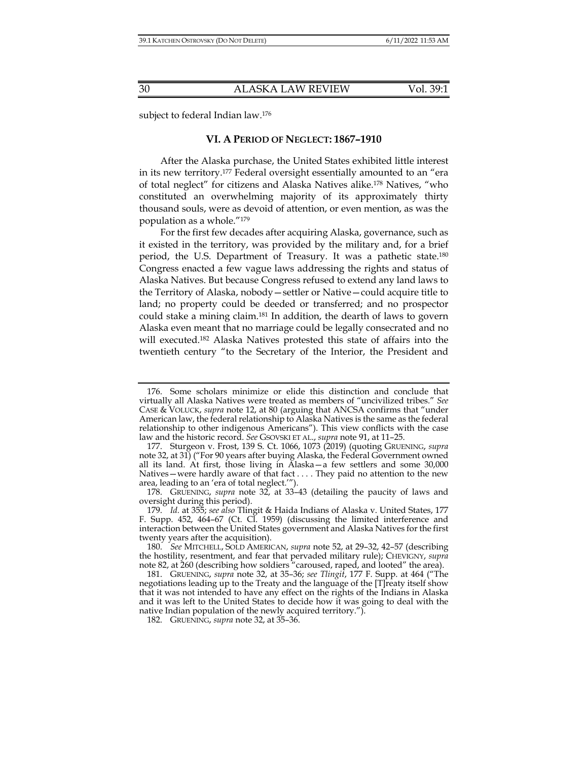subject to federal Indian law.[176]

## VI. A PERIOD OF NEGLECT: 1867–1910

After the Alaska purchase, the United States exhibited little interest in its new territory.[177] Federal oversight essentially amounted to an "era of total neglect" for citizens and Alaska Natives alike.[178] Natives, "who constituted an overwhelming majority of its approximately thirty thousand souls, were as devoid of attention, or even mention, as was the population as a whole."[179]

For the first few decades after acquiring Alaska, governance, such as it existed in the territory, was provided by the military and, for a brief period, the U.S. Department of Treasury. It was a pathetic state.[180] Congress enacted a few vague laws addressing the rights and status of Alaska Natives. But because Congress refused to extend any land laws to the Territory of Alaska, nobody—settler or Native—could acquire title to land; no property could be deeded or transferred; and no prospector could stake a mining claim.[181] In addition, the dearth of laws to govern Alaska even meant that no marriage could be legally consecrated and no will executed.[182] Alaska Natives protested this state of affairs into the twentieth century "to the Secretary of the Interior, the President and

---

176. Some scholars minimize or elide this distinction and conclude that virtually all Alaska Natives were treated as members of "uncivilized tribes." *See* CASE & VOLUCK, *supra* note 12, at 80 (arguing that ANCSA confirms that "under American law, the federal relationship to Alaska Natives is the same as the federal relationship to other indigenous Americans"). This view conflicts with the case law and the historic record. *See* GSOVSKI ET AL., *supra* note 91, at 11–25.

177. Sturgeon v. Frost, 139 S. Ct. 1066, 1073 (2019) (quoting GRUENING, *supra* note 32, at 31) ("For 90 years after buying Alaska, the Federal Government owned all its land. At first, those living in Alaska—a few settlers and some 30,000 Natives—were hardly aware of that fact . . . . They paid no attention to the new area, leading to an 'era of total neglect.'").

178. GRUENING, *supra* note 32, at 33–43 (detailing the paucity of laws and oversight during this period).

179. *Id.* at 355; *see also* Tlingit & Haida Indians of Alaska v. United States, 177 F. Supp. 452, 464–67 (Ct. Cl. 1959) (discussing the limited interference and interaction between the United States government and Alaska Natives for the first twenty years after the acquisition).

180. *See* MITCHELL, SOLD AMERICAN, *supra* note 52, at 29–32, 42–57 (describing the hostility, resentment, and fear that pervaded military rule); CHEVIGNY, *supra* note 82, at 260 (describing how soldiers "caroused, raped, and looted" the area).

181. GRUENING, *supra* note 32, at 35–36; *see Tlingit*, 177 F. Supp. at 464 ("The negotiations leading up to the Treaty and the language of the [T]reaty itself show that it was not intended to have any effect on the rights of the Indians in Alaska and it was left to the United States to decide how it was going to deal with the native Indian population of the newly acquired territory.").

182. GRUENING, *supra* note 32, at 35–36.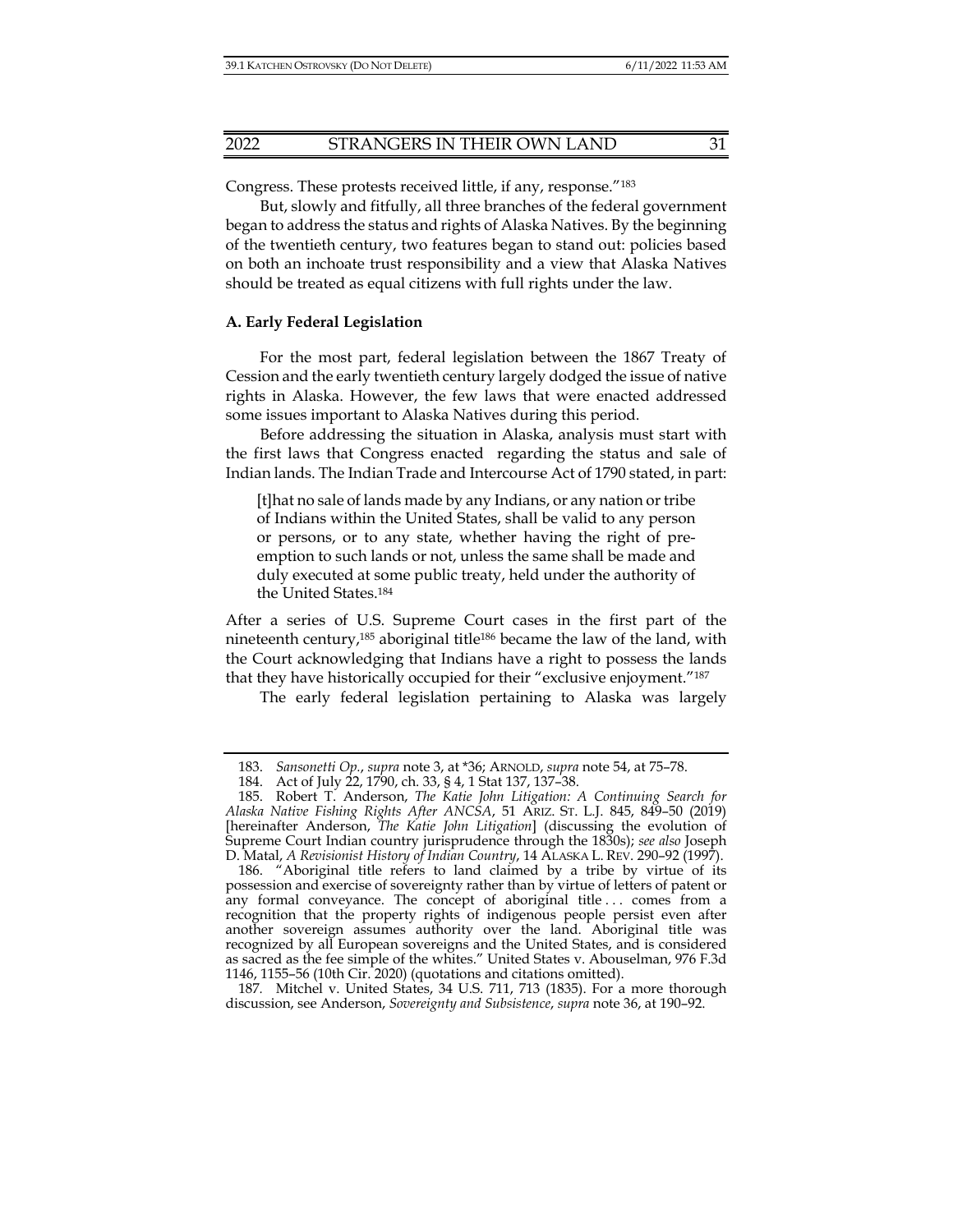Congress. These protests received little, if any, response."[183]

But, slowly and fitfully, all three branches of the federal government began to address the status and rights of Alaska Natives. By the beginning of the twentieth century, two features began to stand out: policies based on both an inchoate trust responsibility and a view that Alaska Natives should be treated as equal citizens with full rights under the law.

### A. Early Federal Legislation

For the most part, federal legislation between the 1867 Treaty of Cession and the early twentieth century largely dodged the issue of native rights in Alaska. However, the few laws that were enacted addressed some issues important to Alaska Natives during this period.

Before addressing the situation in Alaska, analysis must start with the first laws that Congress enacted regarding the status and sale of Indian lands. The Indian Trade and Intercourse Act of 1790 stated, in part:

> [t]hat no sale of lands made by any Indians, or any nation or tribe of Indians within the United States, shall be valid to any person or persons, or to any state, whether having the right of pre-emption to such lands or not, unless the same shall be made and duly executed at some public treaty, held under the authority of the United States.[184]

After a series of U.S. Supreme Court cases in the first part of the nineteenth century,[185] aboriginal title[186] became the law of the land, with the Court acknowledging that Indians have a right to possess the lands that they have historically occupied for their "exclusive enjoyment."[187]

The early federal legislation pertaining to Alaska was largely

---

183. *Sansonetti Op.*, *supra* note 3, at *36; ARNOLD, *supra* note 54, at 75–78.

184. Act of July 22, 1790, ch. 33, § 4, 1 Stat 137, 137–38.

185. Robert T. Anderson, *The Katie John Litigation: A Continuing Search for Alaska Native Fishing Rights After ANCSA*, 51 ARIZ. ST. L.J. 845, 849–50 (2019) [hereinafter Anderson, *The Katie John Litigation*] (discussing the evolution of Supreme Court Indian country jurisprudence through the 1830s); *see also* Joseph D. Matal, *A Revisionist History of Indian Country*, 14 ALASKA L. REV. 290–92 (1997).

186. "Aboriginal title refers to land claimed by a tribe by virtue of its possession and exercise of sovereignty rather than by virtue of letters of patent or any formal conveyance. The concept of aboriginal title . . . comes from a recognition that the property rights of indigenous people persist even after another sovereign assumes authority over the land. Aboriginal title was recognized by all European sovereigns and the United States, and is considered as sacred as the fee simple of the whites." United States v. Abouselman, 976 F.3d 1146, 1155–56 (10th Cir. 2020) (quotations and citations omitted).

187. Mitchel v. United States, 34 U.S. 711, 713 (1835). For a more thorough discussion, see Anderson, *Sovereignty and Subsistence*, *supra* note 36, at 190–92.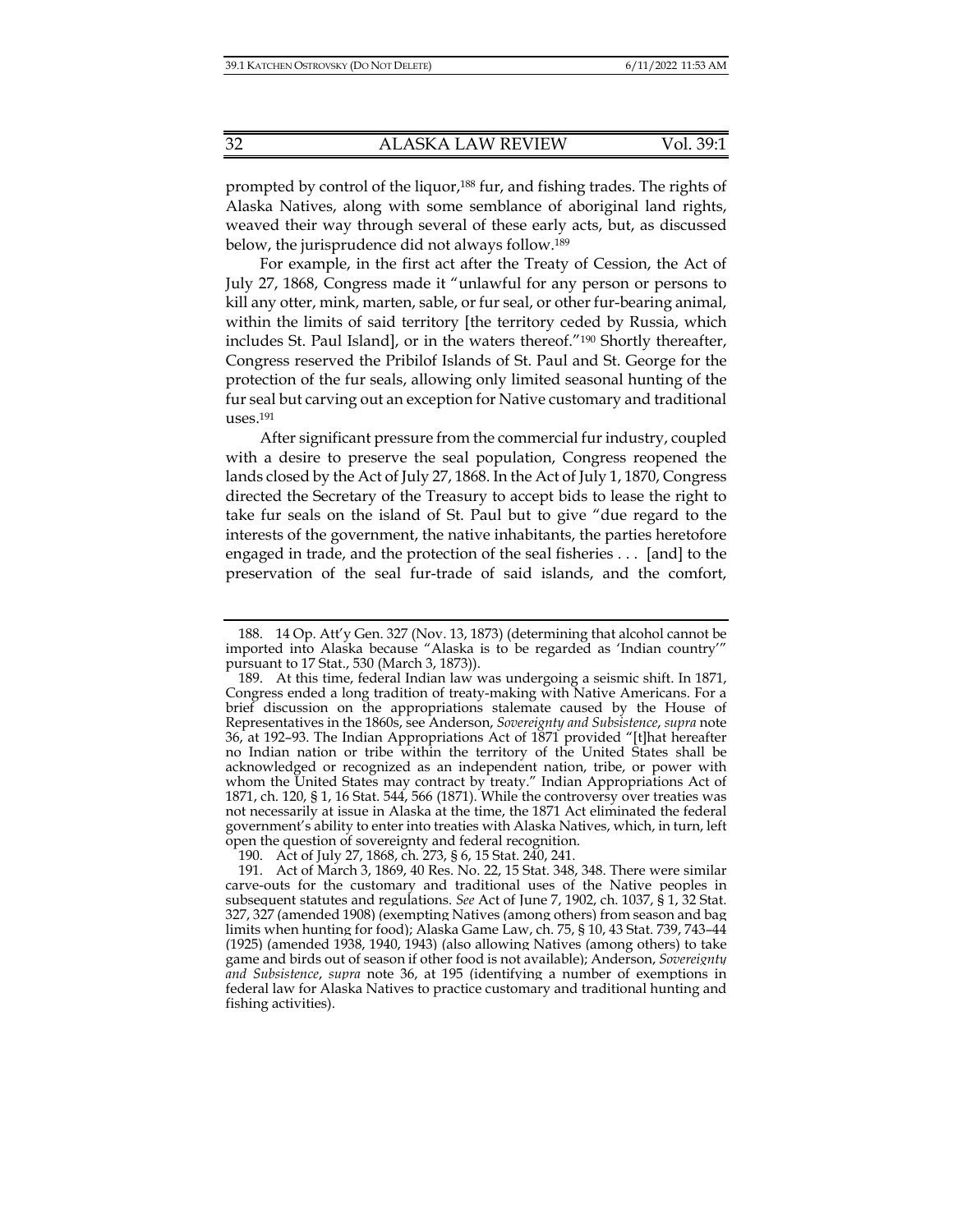prompted by control of the liquor,[188] fur, and fishing trades. The rights of Alaska Natives, along with some semblance of aboriginal land rights, weaved their way through several of these early acts, but, as discussed below, the jurisprudence did not always follow.[189]

For example, in the first act after the Treaty of Cession, the Act of July 27, 1868, Congress made it "unlawful for any person or persons to kill any otter, mink, marten, sable, or fur seal, or other fur-bearing animal, within the limits of said territory [the territory ceded by Russia, which includes St. Paul Island], or in the waters thereof."[190] Shortly thereafter, Congress reserved the Pribilof Islands of St. Paul and St. George for the protection of the fur seals, allowing only limited seasonal hunting of the fur seal but carving out an exception for Native customary and traditional uses.[191]

After significant pressure from the commercial fur industry, coupled with a desire to preserve the seal population, Congress reopened the lands closed by the Act of July 27, 1868. In the Act of July 1, 1870, Congress directed the Secretary of the Treasury to accept bids to lease the right to take fur seals on the island of St. Paul but to give "due regard to the interests of the government, the native inhabitants, the parties heretofore engaged in trade, and the protection of the seal fisheries . . . [and] to the preservation of the seal fur-trade of said islands, and the comfort,

---

188. 14 Op. Att'y Gen. 327 (Nov. 13, 1873) (determining that alcohol cannot be imported into Alaska because "Alaska is to be regarded as 'Indian country'" pursuant to 17 Stat., 530 (March 3, 1873)).

189. At this time, federal Indian law was undergoing a seismic shift. In 1871, Congress ended a long tradition of treaty-making with Native Americans. For a brief discussion on the appropriations stalemate caused by the House of Representatives in the 1860s, see Anderson, *Sovereignty and Subsistence*, *supra* note 36, at 192–93. The Indian Appropriations Act of 1871 provided "[t]hat hereafter no Indian nation or tribe within the territory of the United States shall be acknowledged or recognized as an independent nation, tribe, or power with whom the United States may contract by treaty." Indian Appropriations Act of 1871, ch. 120, § 1, 16 Stat. 544, 566 (1871). While the controversy over treaties was not necessarily at issue in Alaska at the time, the 1871 Act eliminated the federal government's ability to enter into treaties with Alaska Natives, which, in turn, left open the question of sovereignty and federal recognition.

190. Act of July 27, 1868, ch. 273, § 6, 15 Stat. 240, 241.

191. Act of March 3, 1869, 40 Res. No. 22, 15 Stat. 348, 348. There were similar carve-outs for the customary and traditional uses of the Native peoples in subsequent statutes and regulations. *See* Act of June 7, 1902, ch. 1037, § 1, 32 Stat. 327, 327 (amended 1908) (exempting Natives (among others) from season and bag limits when hunting for food); Alaska Game Law, ch. 75, § 10, 43 Stat. 739, 743–44 (1925) (amended 1938, 1940, 1943) (also allowing Natives (among others) to take game and birds out of season if other food is not available); Anderson, *Sovereignty and Subsistence*, *supra* note 36, at 195 (identifying a number of exemptions in federal law for Alaska Natives to practice customary and traditional hunting and fishing activities).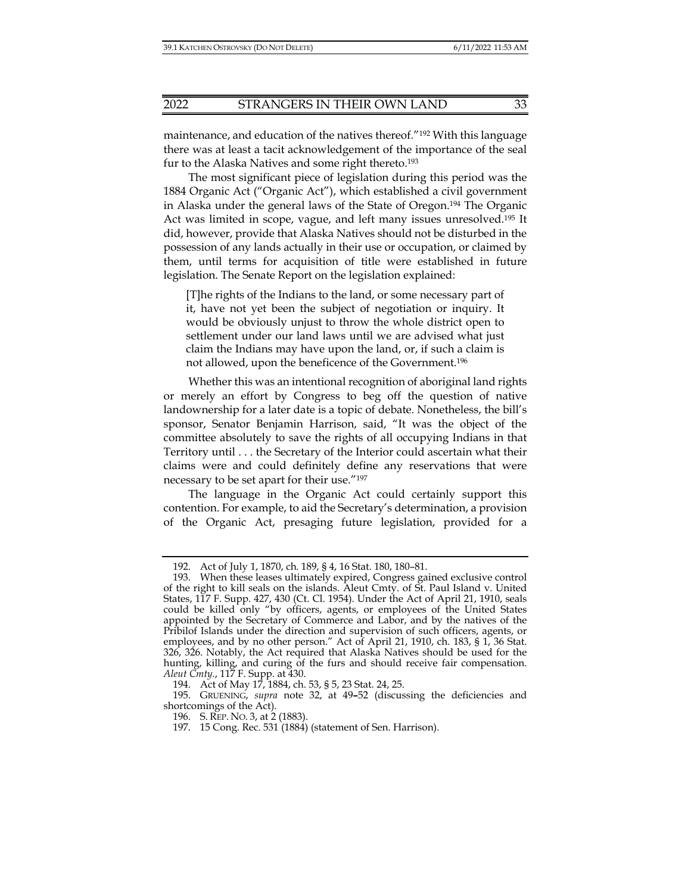maintenance, and education of the natives thereof."[192] With this language there was at least a tacit acknowledgement of the importance of the seal fur to the Alaska Natives and some right thereto.[193]

The most significant piece of legislation during this period was the 1884 Organic Act ("Organic Act"), which established a civil government in Alaska under the general laws of the State of Oregon.[194] The Organic Act was limited in scope, vague, and left many issues unresolved.[195] It did, however, provide that Alaska Natives should not be disturbed in the possession of any lands actually in their use or occupation, or claimed by them, until terms for acquisition of title were established in future legislation. The Senate Report on the legislation explained:

> [T]he rights of the Indians to the land, or some necessary part of it, have not yet been the subject of negotiation or inquiry. It would be obviously unjust to throw the whole district open to settlement under our land laws until we are advised what just claim the Indians may have upon the land, or, if such a claim is not allowed, upon the beneficence of the Government.[196]

Whether this was an intentional recognition of aboriginal land rights or merely an effort by Congress to beg off the question of native landownership for a later date is a topic of debate. Nonetheless, the bill's sponsor, Senator Benjamin Harrison, said, "It was the object of the committee absolutely to save the rights of all occupying Indians in that Territory until . . . the Secretary of the Interior could ascertain what their claims were and could definitely define any reservations that were necessary to be set apart for their use."[197]

The language in the Organic Act could certainly support this contention. For example, to aid the Secretary's determination, a provision of the Organic Act, presaging future legislation, provided for a

---

192. Act of July 1, 1870, ch. 189, § 4, 16 Stat. 180, 180–81.

193. When these leases ultimately expired, Congress gained exclusive control of the right to kill seals on the islands. Aleut Cmty. of St. Paul Island v. United States, 117 F. Supp. 427, 430 (Ct. Cl. 1954). Under the Act of April 21, 1910, seals could be killed only "by officers, agents, or employees of the United States appointed by the Secretary of Commerce and Labor, and by the natives of the Pribilof Islands under the direction and supervision of such officers, agents, or employees, and by no other person." Act of April 21, 1910, ch. 183, § 1, 36 Stat. 326, 326. Notably, the Act required that Alaska Natives should be used for the hunting, killing, and curing of the furs and should receive fair compensation. *Aleut Cmty.*, 117 F. Supp. at 430.

194. Act of May 17, 1884, ch. 53, § 5, 23 Stat. 24, 25.

195. GRUENING, *supra* note 32, at 49–52 (discussing the deficiencies and shortcomings of the Act).

196. S. REP. NO. 3, at 2 (1883).

197. 15 Cong. Rec. 531 (1884) (statement of Sen. Harrison).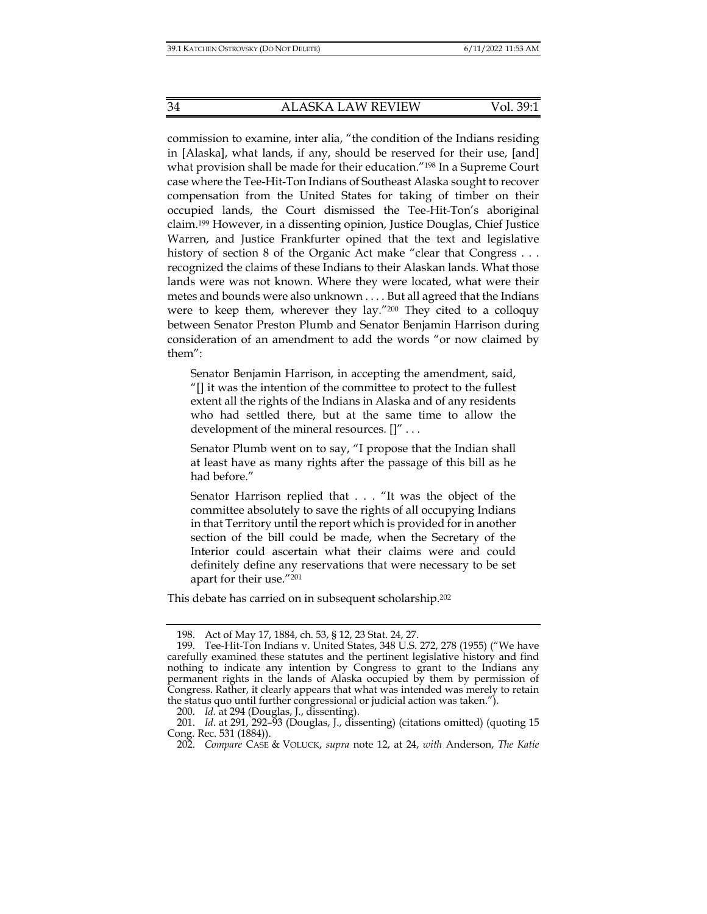commission to examine, inter alia, "the condition of the Indians residing in [Alaska], what lands, if any, should be reserved for their use, [and] what provision shall be made for their education."[198] In a Supreme Court case where the Tee-Hit-Ton Indians of Southeast Alaska sought to recover compensation from the United States for taking of timber on their occupied lands, the Court dismissed the Tee-Hit-Ton's aboriginal claim.[199] However, in a dissenting opinion, Justice Douglas, Chief Justice Warren, and Justice Frankfurter opined that the text and legislative history of section 8 of the Organic Act make "clear that Congress . . . recognized the claims of these Indians to their Alaskan lands. What those lands were was not known. Where they were located, what were their metes and bounds were also unknown . . . . But all agreed that the Indians were to keep them, wherever they lay."[200] They cited to a colloquy between Senator Preston Plumb and Senator Benjamin Harrison during consideration of an amendment to add the words "or now claimed by them":

> Senator Benjamin Harrison, in accepting the amendment, said, "[] it was the intention of the committee to protect to the fullest extent all the rights of the Indians in Alaska and of any residents who had settled there, but at the same time to allow the development of the mineral resources. []" . . .
>
> Senator Plumb went on to say, "I propose that the Indian shall at least have as many rights after the passage of this bill as he had before."
>
> Senator Harrison replied that . . . "It was the object of the committee absolutely to save the rights of all occupying Indians in that Territory until the report which is provided for in another section of the bill could be made, when the Secretary of the Interior could ascertain what their claims were and could definitely define any reservations that were necessary to be set apart for their use."[201]

This debate has carried on in subsequent scholarship.[202]

---

198. Act of May 17, 1884, ch. 53, § 12, 23 Stat. 24, 27.

199. Tee-Hit-Ton Indians v. United States, 348 U.S. 272, 278 (1955) ("We have carefully examined these statutes and the pertinent legislative history and find nothing to indicate any intention by Congress to grant to the Indians any permanent rights in the lands of Alaska occupied by them by permission of Congress. Rather, it clearly appears that what was intended was merely to retain the status quo until further congressional or judicial action was taken.").

200. *Id.* at 294 (Douglas, J., dissenting).

201. *Id.* at 291, 292–93 (Douglas, J., dissenting) (citations omitted) (quoting 15 Cong. Rec. 531 (1884)).

202. *Compare* CASE & VOLUCK, *supra* note 12, at 24, *with* Anderson, *The Katie*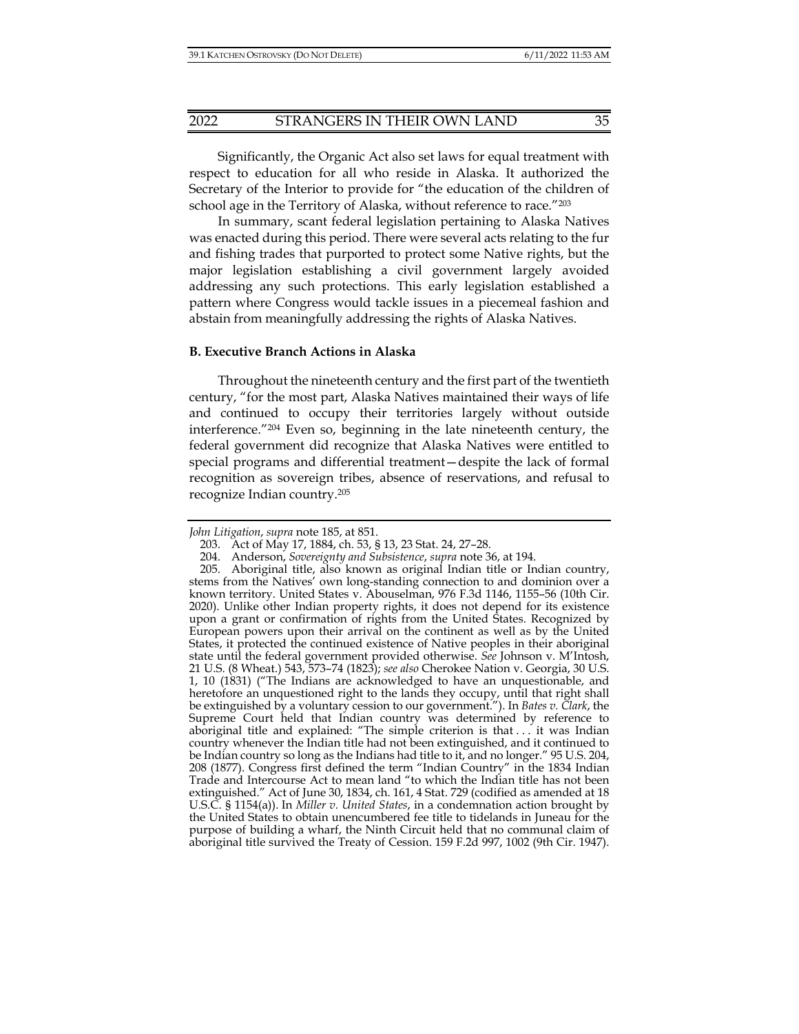Significantly, the Organic Act also set laws for equal treatment with respect to education for all who reside in Alaska. It authorized the Secretary of the Interior to provide for "the education of the children of school age in the Territory of Alaska, without reference to race."[203]

In summary, scant federal legislation pertaining to Alaska Natives was enacted during this period. There were several acts relating to the fur and fishing trades that purported to protect some Native rights, but the major legislation establishing a civil government largely avoided addressing any such protections. This early legislation established a pattern where Congress would tackle issues in a piecemeal fashion and abstain from meaningfully addressing the rights of Alaska Natives.

**B. Executive Branch Actions in Alaska**

Throughout the nineteenth century and the first part of the twentieth century, "for the most part, Alaska Natives maintained their ways of life and continued to occupy their territories largely without outside interference."[204] Even so, beginning in the late nineteenth century, the federal government did recognize that Alaska Natives were entitled to special programs and differential treatment—despite the lack of formal recognition as sovereign tribes, absence of reservations, and refusal to recognize Indian country.[205]

---

*John Litigation*, *supra* note 185, at 851.

203. Act of May 17, 1884, ch. 53, § 13, 23 Stat. 24, 27–28.

204. Anderson, *Sovereignty and Subsistence*, *supra* note 36, at 194.

205. Aboriginal title, also known as original Indian title or Indian country, stems from the Natives' own long-standing connection to and dominion over a known territory. United States v. Abouselman, 976 F.3d 1146, 1155–56 (10th Cir. 2020). Unlike other Indian property rights, it does not depend for its existence upon a grant or confirmation of rights from the United States. Recognized by European powers upon their arrival on the continent as well as by the United States, it protected the continued existence of Native peoples in their aboriginal state until the federal government provided otherwise. *See* Johnson v. M'Intosh, 21 U.S. (8 Wheat.) 543, 573–74 (1823); *see also* Cherokee Nation v. Georgia, 30 U.S. 1, 10 (1831) ("The Indians are acknowledged to have an unquestionable, and heretofore an unquestioned right to the lands they occupy, until that right shall be extinguished by a voluntary cession to our government."). In *Bates v. Clark*, the Supreme Court held that Indian country was determined by reference to aboriginal title and explained: "The simple criterion is that . . . it was Indian country whenever the Indian title had not been extinguished, and it continued to be Indian country so long as the Indians had title to it, and no longer." 95 U.S. 204, 208 (1877). Congress first defined the term "Indian Country" in the 1834 Indian Trade and Intercourse Act to mean land "to which the Indian title has not been extinguished." Act of June 30, 1834, ch. 161, 4 Stat. 729 (codified as amended at 18 U.S.C. § 1154(a)). In *Miller v. United States*, in a condemnation action brought by the United States to obtain unencumbered fee title to tidelands in Juneau for the purpose of building a wharf, the Ninth Circuit held that no communal claim of aboriginal title survived the Treaty of Cession. 159 F.2d 997, 1002 (9th Cir. 1947).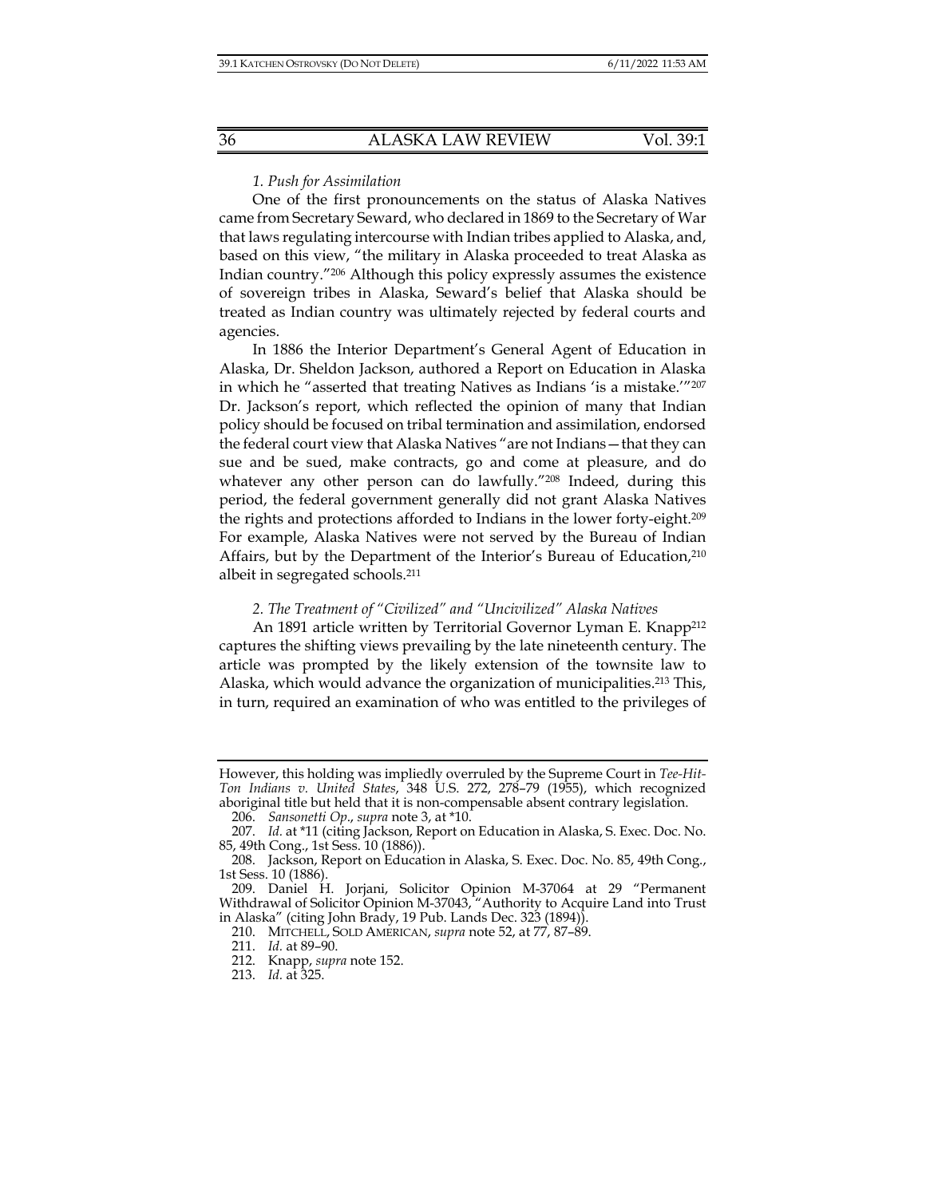### *1. Push for Assimilation*

One of the first pronouncements on the status of Alaska Natives came from Secretary Seward, who declared in 1869 to the Secretary of War that laws regulating intercourse with Indian tribes applied to Alaska, and, based on this view, "the military in Alaska proceeded to treat Alaska as Indian country."[206] Although this policy expressly assumes the existence of sovereign tribes in Alaska, Seward's belief that Alaska should be treated as Indian country was ultimately rejected by federal courts and agencies.

In 1886 the Interior Department's General Agent of Education in Alaska, Dr. Sheldon Jackson, authored a Report on Education in Alaska in which he "asserted that treating Natives as Indians 'is a mistake.'"[207] Dr. Jackson's report, which reflected the opinion of many that Indian policy should be focused on tribal termination and assimilation, endorsed the federal court view that Alaska Natives "are not Indians—that they can sue and be sued, make contracts, go and come at pleasure, and do whatever any other person can do lawfully."[208] Indeed, during this period, the federal government generally did not grant Alaska Natives the rights and protections afforded to Indians in the lower forty-eight.[209] For example, Alaska Natives were not served by the Bureau of Indian Affairs, but by the Department of the Interior's Bureau of Education,[210] albeit in segregated schools.[211]

### *2. The Treatment of "Civilized" and "Uncivilized" Alaska Natives*

An 1891 article written by Territorial Governor Lyman E. Knapp[212] captures the shifting views prevailing by the late nineteenth century. The article was prompted by the likely extension of the townsite law to Alaska, which would advance the organization of municipalities.[213] This, in turn, required an examination of who was entitled to the privileges of

---

However, this holding was impliedly overruled by the Supreme Court in *Tee-Hit-Ton Indians v. United States*, 348 U.S. 272, 278–79 (1955), which recognized aboriginal title but held that it is non-compensable absent contrary legislation.

206. *Sansonetti Op*., *supra* note 3, at *10.

207. *Id.* at *11 (citing Jackson, Report on Education in Alaska, S. Exec. Doc. No. 85, 49th Cong., 1st Sess. 10 (1886)).

208. Jackson, Report on Education in Alaska, S. Exec. Doc. No. 85, 49th Cong., 1st Sess. 10 (1886).

209. Daniel H. Jorjani, Solicitor Opinion M-37064 at 29 "Permanent Withdrawal of Solicitor Opinion M-37043, "Authority to Acquire Land into Trust in Alaska" (citing John Brady, 19 Pub. Lands Dec. 323 (1894)).

210. MITCHELL, SOLD AMERICAN, *supra* note 52, at 77, 87–89.

211. *Id.* at 89–90.

212. Knapp, *supra* note 152.

213. *Id.* at 325.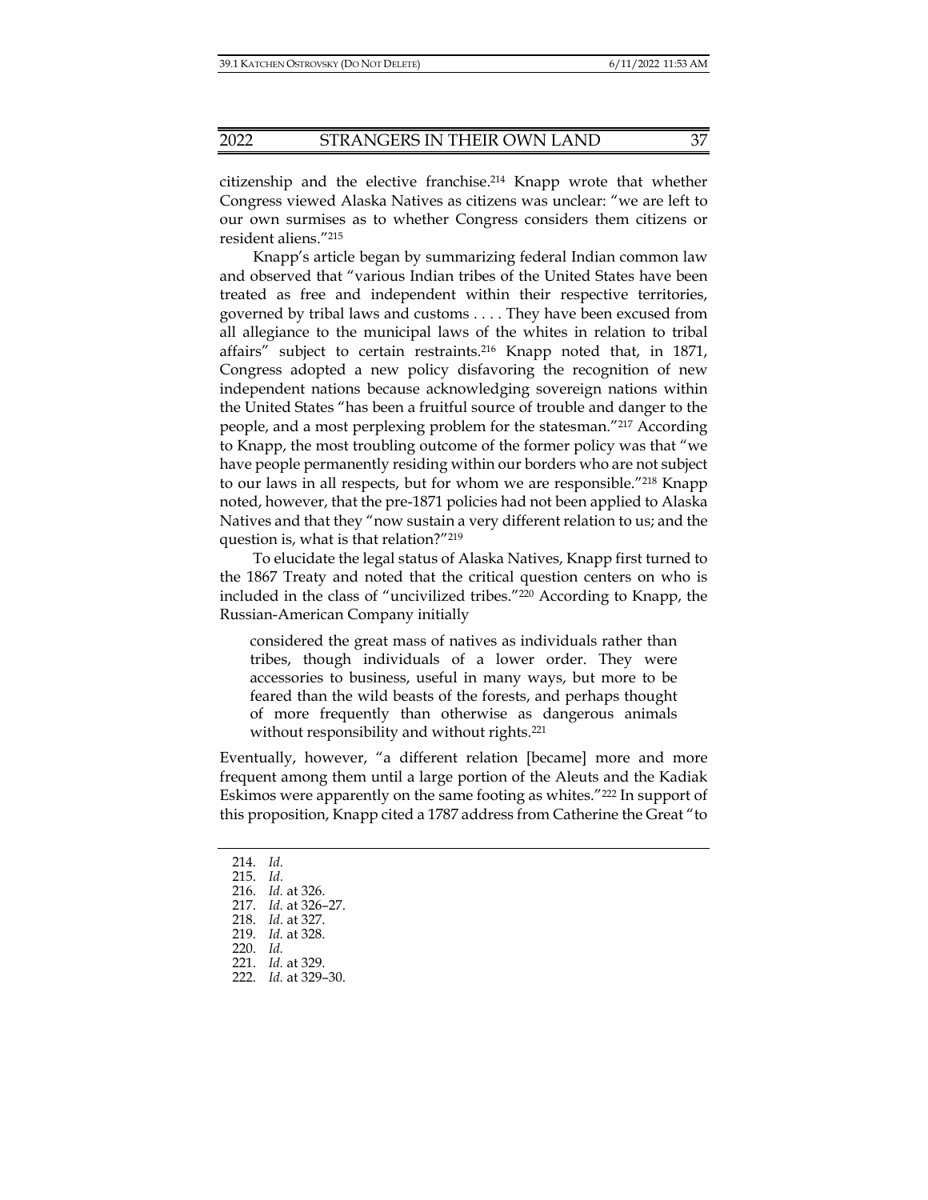citizenship and the elective franchise.[214] Knapp wrote that whether Congress viewed Alaska Natives as citizens was unclear: "we are left to our own surmises as to whether Congress considers them citizens or resident aliens."[215]

Knapp's article began by summarizing federal Indian common law and observed that "various Indian tribes of the United States have been treated as free and independent within their respective territories, governed by tribal laws and customs . . . . They have been excused from all allegiance to the municipal laws of the whites in relation to tribal affairs" subject to certain restraints.[216] Knapp noted that, in 1871, Congress adopted a new policy disfavoring the recognition of new independent nations because acknowledging sovereign nations within the United States "has been a fruitful source of trouble and danger to the people, and a most perplexing problem for the statesman."[217] According to Knapp, the most troubling outcome of the former policy was that "we have people permanently residing within our borders who are not subject to our laws in all respects, but for whom we are responsible."[218] Knapp noted, however, that the pre-1871 policies had not been applied to Alaska Natives and that they "now sustain a very different relation to us; and the question is, what is that relation?"[219]

To elucidate the legal status of Alaska Natives, Knapp first turned to the 1867 Treaty and noted that the critical question centers on who is included in the class of "uncivilized tribes."[220] According to Knapp, the Russian-American Company initially

> considered the great mass of natives as individuals rather than tribes, though individuals of a lower order. They were accessories to business, useful in many ways, but more to be feared than the wild beasts of the forests, and perhaps thought of more frequently than otherwise as dangerous animals without responsibility and without rights.[221]

Eventually, however, "a different relation [became] more and more frequent among them until a large portion of the Aleuts and the Kadiak Eskimos were apparently on the same footing as whites."[222] In support of this proposition, Knapp cited a 1787 address from Catherine the Great "to

---

214. *Id.*
215. *Id.*
216. *Id.* at 326.
217. *Id.* at 326–27.
218. *Id.* at 327.
219. *Id.* at 328.
220. *Id.*
221. *Id.* at 329.
222. *Id.* at 329–30.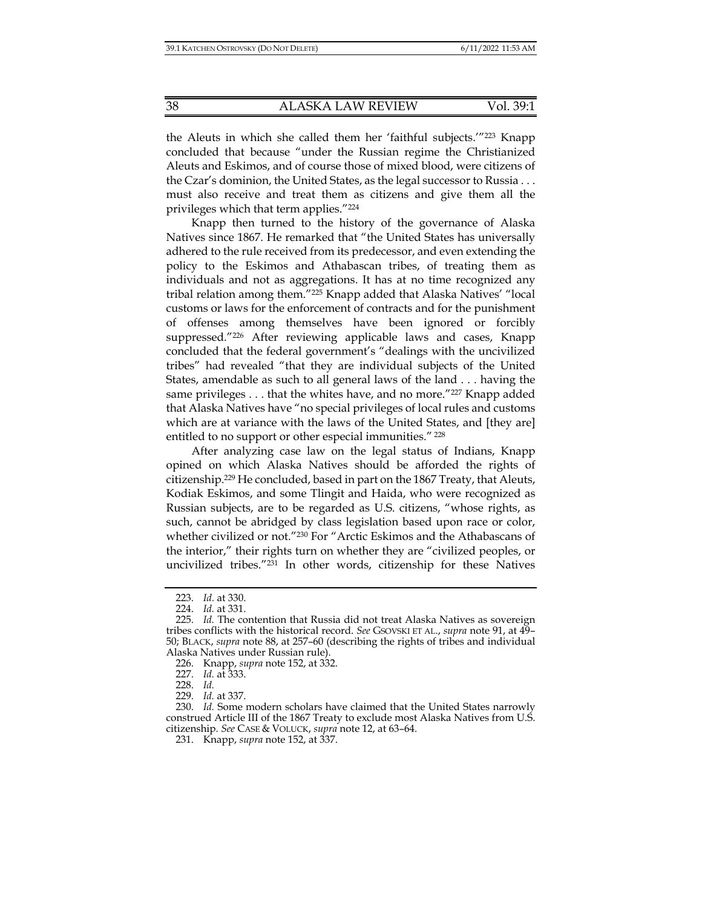the Aleuts in which she called them her 'faithful subjects.'"[223] Knapp concluded that because "under the Russian regime the Christianized Aleuts and Eskimos, and of course those of mixed blood, were citizens of the Czar's dominion, the United States, as the legal successor to Russia . . . must also receive and treat them as citizens and give them all the privileges which that term applies."[224]

Knapp then turned to the history of the governance of Alaska Natives since 1867. He remarked that "the United States has universally adhered to the rule received from its predecessor, and even extending the policy to the Eskimos and Athabascan tribes, of treating them as individuals and not as aggregations. It has at no time recognized any tribal relation among them."[225] Knapp added that Alaska Natives' "local customs or laws for the enforcement of contracts and for the punishment of offenses among themselves have been ignored or forcibly suppressed."[226] After reviewing applicable laws and cases, Knapp concluded that the federal government's "dealings with the uncivilized tribes" had revealed "that they are individual subjects of the United States, amendable as such to all general laws of the land . . . having the same privileges . . . that the whites have, and no more."[227] Knapp added that Alaska Natives have "no special privileges of local rules and customs which are at variance with the laws of the United States, and [they are] entitled to no support or other especial immunities." [228]

After analyzing case law on the legal status of Indians, Knapp opined on which Alaska Natives should be afforded the rights of citizenship.[229] He concluded, based in part on the 1867 Treaty, that Aleuts, Kodiak Eskimos, and some Tlingit and Haida, who were recognized as Russian subjects, are to be regarded as U.S. citizens, "whose rights, as such, cannot be abridged by class legislation based upon race or color, whether civilized or not."[230] For "Arctic Eskimos and the Athabascans of the interior," their rights turn on whether they are "civilized peoples, or uncivilized tribes."[231] In other words, citizenship for these Natives

223. *Id.* at 330.

224. *Id.* at 331.

225. *Id.* The contention that Russia did not treat Alaska Natives as sovereign tribes conflicts with the historical record. *See* GSOVSKI ET AL., *supra* note 91, at 49–50; BLACK, *supra* note 88, at 257–60 (describing the rights of tribes and individual Alaska Natives under Russian rule).

226. Knapp, *supra* note 152, at 332.

227. *Id.* at 333.

228. *Id.*

229. *Id.* at 337.

230. *Id.* Some modern scholars have claimed that the United States narrowly construed Article III of the 1867 Treaty to exclude most Alaska Natives from U.S. citizenship. *See* CASE & VOLUCK, *supra* note 12, at 63–64.

231. Knapp, *supra* note 152, at 337.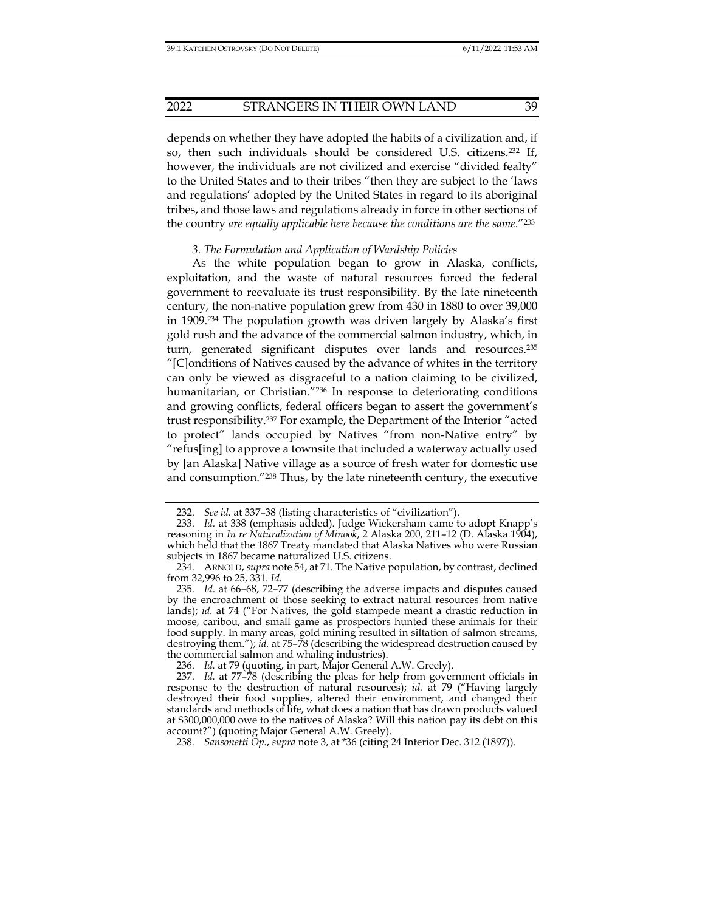depends on whether they have adopted the habits of a civilization and, if so, then such individuals should be considered U.S. citizens.[232] If, however, the individuals are not civilized and exercise "divided fealty" to the United States and to their tribes "then they are subject to the 'laws and regulations' adopted by the United States in regard to its aboriginal tribes, and those laws and regulations already in force in other sections of the country *are equally applicable here because the conditions are the same*."[233]

### *3. The Formulation and Application of Wardship Policies*

As the white population began to grow in Alaska, conflicts, exploitation, and the waste of natural resources forced the federal government to reevaluate its trust responsibility. By the late nineteenth century, the non-native population grew from 430 in 1880 to over 39,000 in 1909.[234] The population growth was driven largely by Alaska's first gold rush and the advance of the commercial salmon industry, which, in turn, generated significant disputes over lands and resources.[235] "[C]onditions of Natives caused by the advance of whites in the territory can only be viewed as disgraceful to a nation claiming to be civilized, humanitarian, or Christian."[236] In response to deteriorating conditions and growing conflicts, federal officers began to assert the government's trust responsibility.[237] For example, the Department of the Interior "acted to protect" lands occupied by Natives "from non-Native entry" by "refus[ing] to approve a townsite that included a waterway actually used by [an Alaska] Native village as a source of fresh water for domestic use and consumption."[238] Thus, by the late nineteenth century, the executive

---

232. *See id.* at 337–38 (listing characteristics of "civilization").

233. *Id.* at 338 (emphasis added). Judge Wickersham came to adopt Knapp's reasoning in *In re Naturalization of Minook*, 2 Alaska 200, 211–12 (D. Alaska 1904), which held that the 1867 Treaty mandated that Alaska Natives who were Russian subjects in 1867 became naturalized U.S. citizens.

234. ARNOLD, *supra* note 54, at 71. The Native population, by contrast, declined from 32,996 to 25, 331. *Id.*

235. *Id.* at 66–68, 72–77 (describing the adverse impacts and disputes caused by the encroachment of those seeking to extract natural resources from native lands); *id.* at 74 ("For Natives, the gold stampede meant a drastic reduction in moose, caribou, and small game as prospectors hunted these animals for their food supply. In many areas, gold mining resulted in siltation of salmon streams, destroying them."); *id.* at 75–78 (describing the widespread destruction caused by the commercial salmon and whaling industries).

236. *Id.* at 79 (quoting, in part, Major General A.W. Greely).

237. *Id.* at 77–78 (describing the pleas for help from government officials in response to the destruction of natural resources); *id.* at 79 ("Having largely destroyed their food supplies, altered their environment, and changed their standards and methods of life, what does a nation that has drawn products valued at $300,000,000 owe to the natives of Alaska? Will this nation pay its debt on this account?") (quoting Major General A.W. Greely).

238. *Sansonetti Op.*, *supra* note 3, at *36 (citing 24 Interior Dec. 312 (1897)).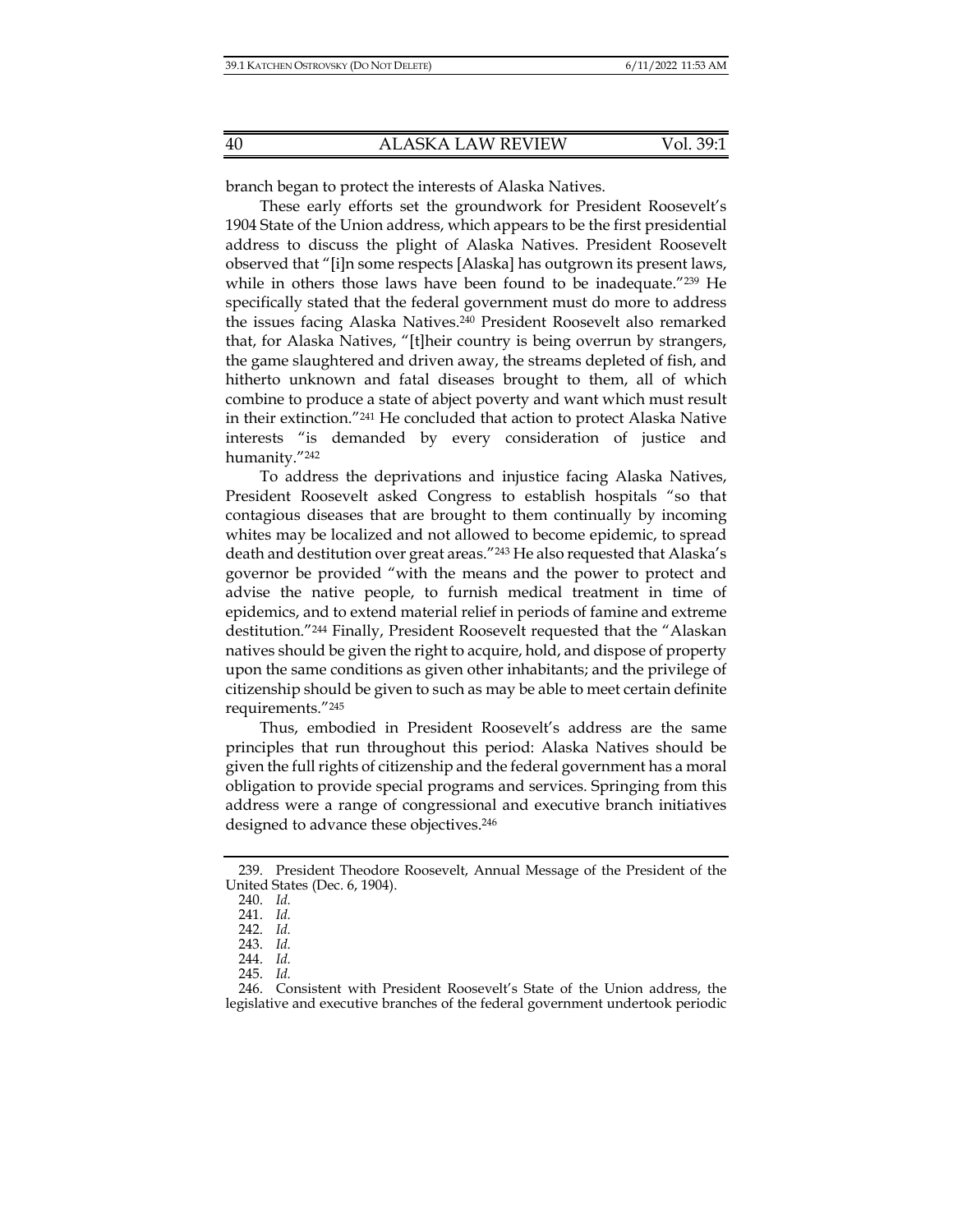branch began to protect the interests of Alaska Natives.

These early efforts set the groundwork for President Roosevelt's 1904 State of the Union address, which appears to be the first presidential address to discuss the plight of Alaska Natives. President Roosevelt observed that "[i]n some respects [Alaska] has outgrown its present laws, while in others those laws have been found to be inadequate."[239] He specifically stated that the federal government must do more to address the issues facing Alaska Natives.[240] President Roosevelt also remarked that, for Alaska Natives, "[t]heir country is being overrun by strangers, the game slaughtered and driven away, the streams depleted of fish, and hitherto unknown and fatal diseases brought to them, all of which combine to produce a state of abject poverty and want which must result in their extinction."[241] He concluded that action to protect Alaska Native interests "is demanded by every consideration of justice and humanity."[242]

To address the deprivations and injustice facing Alaska Natives, President Roosevelt asked Congress to establish hospitals "so that contagious diseases that are brought to them continually by incoming whites may be localized and not allowed to become epidemic, to spread death and destitution over great areas."[243] He also requested that Alaska's governor be provided "with the means and the power to protect and advise the native people, to furnish medical treatment in time of epidemics, and to extend material relief in periods of famine and extreme destitution."[244] Finally, President Roosevelt requested that the "Alaskan natives should be given the right to acquire, hold, and dispose of property upon the same conditions as given other inhabitants; and the privilege of citizenship should be given to such as may be able to meet certain definite requirements."[245]

Thus, embodied in President Roosevelt's address are the same principles that run throughout this period: Alaska Natives should be given the full rights of citizenship and the federal government has a moral obligation to provide special programs and services. Springing from this address were a range of congressional and executive branch initiatives designed to advance these objectives.[246]

239. President Theodore Roosevelt, Annual Message of the President of the United States (Dec. 6, 1904).

240. *Id.*

241. *Id.*

242. *Id.*

243. *Id.*

244. *Id.*

245. *Id.*

246. Consistent with President Roosevelt's State of the Union address, the legislative and executive branches of the federal government undertook periodic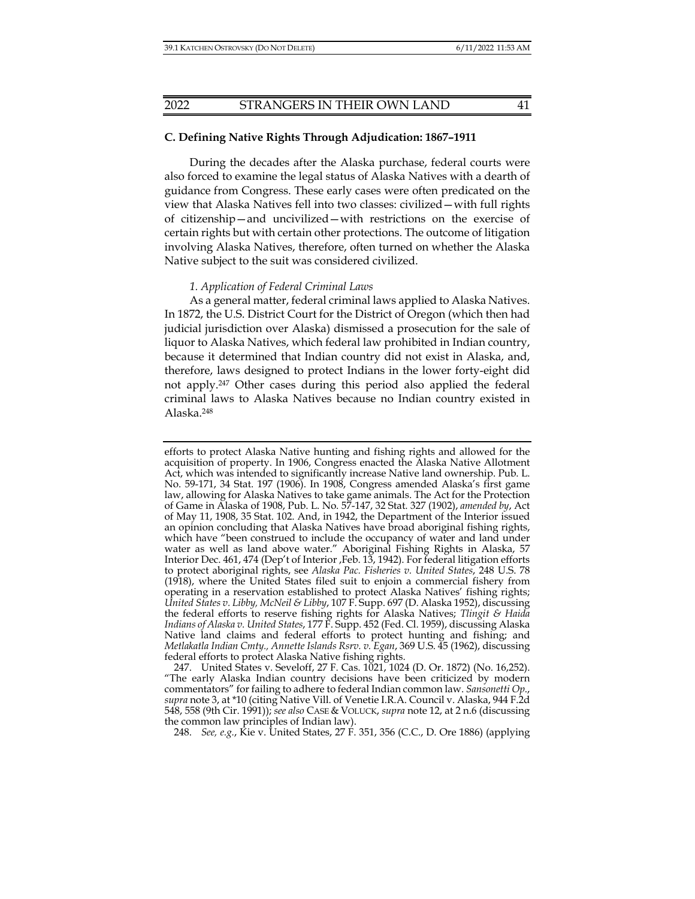### C. Defining Native Rights Through Adjudication: 1867–1911

During the decades after the Alaska purchase, federal courts were also forced to examine the legal status of Alaska Natives with a dearth of guidance from Congress. These early cases were often predicated on the view that Alaska Natives fell into two classes: civilized—with full rights of citizenship—and uncivilized—with restrictions on the exercise of certain rights but with certain other protections. The outcome of litigation involving Alaska Natives, therefore, often turned on whether the Alaska Native subject to the suit was considered civilized.

#### *1. Application of Federal Criminal Laws*

As a general matter, federal criminal laws applied to Alaska Natives. In 1872, the U.S. District Court for the District of Oregon (which then had judicial jurisdiction over Alaska) dismissed a prosecution for the sale of liquor to Alaska Natives, which federal law prohibited in Indian country, because it determined that Indian country did not exist in Alaska, and, therefore, laws designed to protect Indians in the lower forty-eight did not apply.[247] Other cases during this period also applied the federal criminal laws to Alaska Natives because no Indian country existed in Alaska.[248]

---

efforts to protect Alaska Native hunting and fishing rights and allowed for the acquisition of property. In 1906, Congress enacted the Alaska Native Allotment Act, which was intended to significantly increase Native land ownership. Pub. L. No. 59-171, 34 Stat. 197 (1906). In 1908, Congress amended Alaska's first game law, allowing for Alaska Natives to take game animals. The Act for the Protection of Game in Alaska of 1908, Pub. L. No. 57-147, 32 Stat. 327 (1902), *amended by*, Act of May 11, 1908, 35 Stat. 102. And, in 1942, the Department of the Interior issued an opinion concluding that Alaska Natives have broad aboriginal fishing rights, which have "been construed to include the occupancy of water and land under water as well as land above water." Aboriginal Fishing Rights in Alaska, 57 Interior Dec. 461, 474 (Dep't of Interior ,Feb. 13, 1942). For federal litigation efforts to protect aboriginal rights, see *Alaska Pac. Fisheries v. United States*, 248 U.S. 78 (1918), where the United States filed suit to enjoin a commercial fishery from operating in a reservation established to protect Alaska Natives' fishing rights; *United States v. Libby, McNeil & Libby*, 107 F. Supp. 697 (D. Alaska 1952), discussing the federal efforts to reserve fishing rights for Alaska Natives; *Tlingit & Haida Indians of Alaska v. United States*, 177 F. Supp. 452 (Fed. Cl. 1959), discussing Alaska Native land claims and federal efforts to protect hunting and fishing; and *Metlakatla Indian Cmty., Annette Islands Rsrv. v. Egan*, 369 U.S. 45 (1962), discussing federal efforts to protect Alaska Native fishing rights.

247. United States v. Seveloff, 27 F. Cas. 1021, 1024 (D. Or. 1872) (No. 16,252). "The early Alaska Indian country decisions have been criticized by modern commentators" for failing to adhere to federal Indian common law. *Sansonetti Op.*, *supra* note 3, at *10 (citing Native Vill. of Venetie I.R.A. Council v. Alaska, 944 F.2d 548, 558 (9th Cir. 1991)); *see also* CASE & VOLUCK, *supra* note 12, at 2 n.6 (discussing the common law principles of Indian law).

248. *See, e.g.*, Kie v. United States, 27 F. 351, 356 (C.C., D. Ore 1886) (applying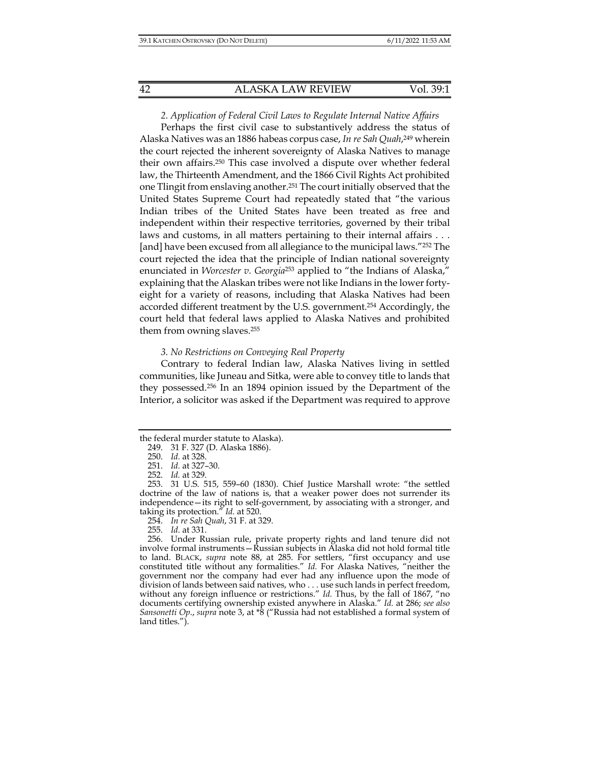*2. Application of Federal Civil Laws to Regulate Internal Native Affairs*

Perhaps the first civil case to substantively address the status of Alaska Natives was an 1886 habeas corpus case, *In re Sah Quah*,[249] wherein the court rejected the inherent sovereignty of Alaska Natives to manage their own affairs.[250] This case involved a dispute over whether federal law, the Thirteenth Amendment, and the 1866 Civil Rights Act prohibited one Tlingit from enslaving another.[251] The court initially observed that the United States Supreme Court had repeatedly stated that "the various Indian tribes of the United States have been treated as free and independent within their respective territories, governed by their tribal laws and customs, in all matters pertaining to their internal affairs . . . [and] have been excused from all allegiance to the municipal laws."[252] The court rejected the idea that the principle of Indian national sovereignty enunciated in *Worcester v. Georgia*[253] applied to "the Indians of Alaska," explaining that the Alaskan tribes were not like Indians in the lower forty-eight for a variety of reasons, including that Alaska Natives had been accorded different treatment by the U.S. government.[254] Accordingly, the court held that federal laws applied to Alaska Natives and prohibited them from owning slaves.[255]

*3. No Restrictions on Conveying Real Property*

Contrary to federal Indian law, Alaska Natives living in settled communities, like Juneau and Sitka, were able to convey title to lands that they possessed.[256] In an 1894 opinion issued by the Department of the Interior, a solicitor was asked if the Department was required to approve

---

the federal murder statute to Alaska).

249. 31 F. 327 (D. Alaska 1886).

250. *Id.* at 328.

251. *Id.* at 327–30.

252. *Id.* at 329.

253. 31 U.S. 515, 559–60 (1830). Chief Justice Marshall wrote: "the settled doctrine of the law of nations is, that a weaker power does not surrender its independence—its right to self-government, by associating with a stronger, and taking its protection." *Id.* at 520.

254. *In re Sah Quah*, 31 F. at 329.

255. *Id.* at 331.

256. Under Russian rule, private property rights and land tenure did not involve formal instruments—Russian subjects in Alaska did not hold formal title to land. BLACK, *supra* note 88, at 285. For settlers, "first occupancy and use constituted title without any formalities." *Id.* For Alaska Natives, "neither the government nor the company had ever had any influence upon the mode of division of lands between said natives, who . . . use such lands in perfect freedom, without any foreign influence or restrictions." *Id.* Thus, by the fall of 1867, "no documents certifying ownership existed anywhere in Alaska." *Id.* at 286; *see also Sansonetti Op*., *supra* note 3, at *8 ("Russia had not established a formal system of land titles.").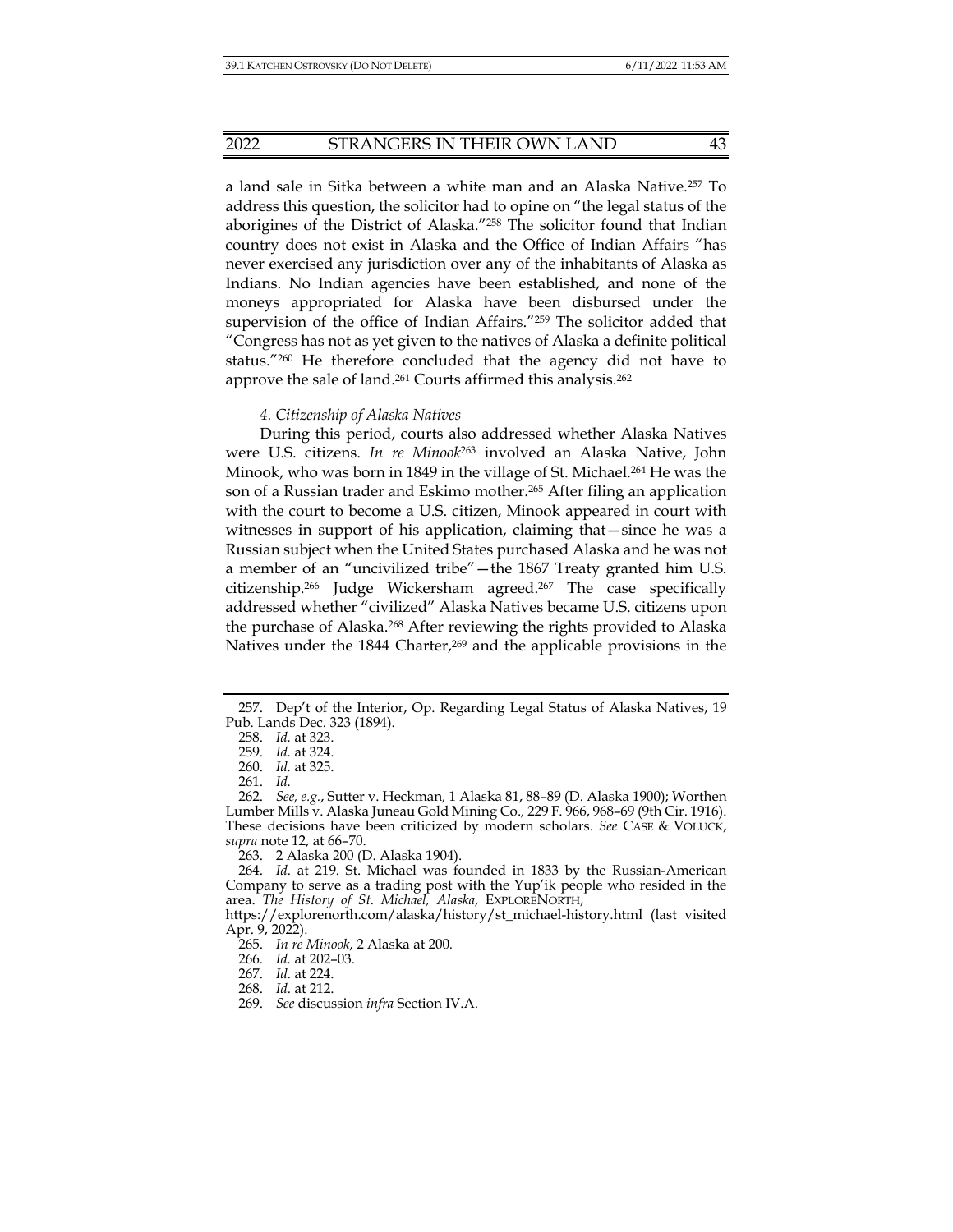a land sale in Sitka between a white man and an Alaska Native.[257] To address this question, the solicitor had to opine on "the legal status of the aborigines of the District of Alaska."[258] The solicitor found that Indian country does not exist in Alaska and the Office of Indian Affairs "has never exercised any jurisdiction over any of the inhabitants of Alaska as Indians. No Indian agencies have been established, and none of the moneys appropriated for Alaska have been disbursed under the supervision of the office of Indian Affairs."[259] The solicitor added that "Congress has not as yet given to the natives of Alaska a definite political status."[260] He therefore concluded that the agency did not have to approve the sale of land.[261] Courts affirmed this analysis.[262]

#### *4. Citizenship of Alaska Natives*

During this period, courts also addressed whether Alaska Natives were U.S. citizens. *In re Minook*[263] involved an Alaska Native, John Minook, who was born in 1849 in the village of St. Michael.[264] He was the son of a Russian trader and Eskimo mother.[265] After filing an application with the court to become a U.S. citizen, Minook appeared in court with witnesses in support of his application, claiming that—since he was a Russian subject when the United States purchased Alaska and he was not a member of an "uncivilized tribe"—the 1867 Treaty granted him U.S. citizenship.[266] Judge Wickersham agreed.[267] The case specifically addressed whether "civilized" Alaska Natives became U.S. citizens upon the purchase of Alaska.[268] After reviewing the rights provided to Alaska Natives under the 1844 Charter,[269] and the applicable provisions in the

---

257. Dep't of the Interior, Op. Regarding Legal Status of Alaska Natives, 19 Pub. Lands Dec. 323 (1894).

258. *Id.* at 323.

259. *Id.* at 324.

260. *Id.* at 325.

261. *Id.*

262. *See, e.g.*, Sutter v. Heckman, 1 Alaska 81, 88–89 (D. Alaska 1900); Worthen Lumber Mills v. Alaska Juneau Gold Mining Co., 229 F. 966, 968–69 (9th Cir. 1916). These decisions have been criticized by modern scholars. *See* CASE & VOLUCK, *supra* note 12, at 66–70.

263. 2 Alaska 200 (D. Alaska 1904).

264. *Id.* at 219. St. Michael was founded in 1833 by the Russian-American Company to serve as a trading post with the Yup'ik people who resided in the area. *The History of St. Michael, Alaska*, EXPLORENORTH, https://explorenorth.com/alaska/history/st_michael-history.html (last visited Apr. 9, 2022).

265. *In re Minook*, 2 Alaska at 200.

266. *Id.* at 202–03.

267. *Id.* at 224.

268. *Id.* at 212.

269. *See* discussion *infra* Section IV.A.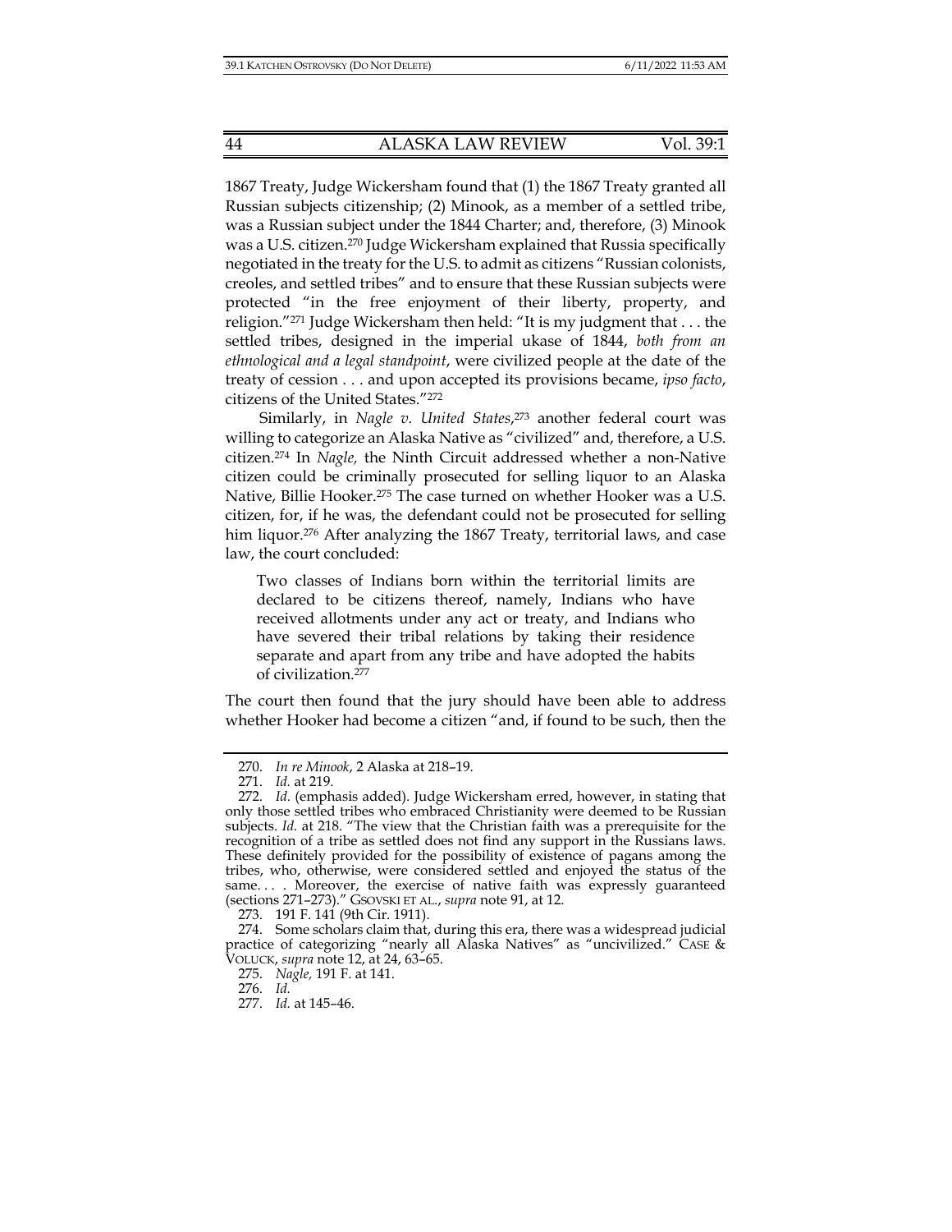1867 Treaty, Judge Wickersham found that (1) the 1867 Treaty granted all Russian subjects citizenship; (2) Minook, as a member of a settled tribe, was a Russian subject under the 1844 Charter; and, therefore, (3) Minook was a U.S. citizen.[270] Judge Wickersham explained that Russia specifically negotiated in the treaty for the U.S. to admit as citizens "Russian colonists, creoles, and settled tribes" and to ensure that these Russian subjects were protected "in the free enjoyment of their liberty, property, and religion."[271] Judge Wickersham then held: "It is my judgment that . . . the settled tribes, designed in the imperial ukase of 1844, *both from an ethnological and a legal standpoint*, were civilized people at the date of the treaty of cession . . . and upon accepted its provisions became, *ipso facto*, citizens of the United States."[272]

Similarly, in *Nagle v. United States*,[273] another federal court was willing to categorize an Alaska Native as "civilized" and, therefore, a U.S. citizen.[274] In *Nagle,* the Ninth Circuit addressed whether a non-Native citizen could be criminally prosecuted for selling liquor to an Alaska Native, Billie Hooker.[275] The case turned on whether Hooker was a U.S. citizen, for, if he was, the defendant could not be prosecuted for selling him liquor.[276] After analyzing the 1867 Treaty, territorial laws, and case law, the court concluded:

> Two classes of Indians born within the territorial limits are declared to be citizens thereof, namely, Indians who have received allotments under any act or treaty, and Indians who have severed their tribal relations by taking their residence separate and apart from any tribe and have adopted the habits of civilization.[277]

The court then found that the jury should have been able to address whether Hooker had become a citizen "and, if found to be such, then the

---

270. *In re Minook*, 2 Alaska at 218–19.

271. *Id.* at 219.

272. *Id.* (emphasis added). Judge Wickersham erred, however, in stating that only those settled tribes who embraced Christianity were deemed to be Russian subjects. *Id.* at 218. "The view that the Christian faith was a prerequisite for the recognition of a tribe as settled does not find any support in the Russians laws. These definitely provided for the possibility of existence of pagans among the tribes, who, otherwise, were considered settled and enjoyed the status of the same. . . . Moreover, the exercise of native faith was expressly guaranteed (sections 271–273)." GSOVSKI ET AL., *supra* note 91, at 12.

273. 191 F. 141 (9th Cir. 1911).

274. Some scholars claim that, during this era, there was a widespread judicial practice of categorizing "nearly all Alaska Natives" as "uncivilized." CASE & VOLUCK, *supra* note 12, at 24, 63–65.

275. *Nagle,* 191 F. at 141.

276. *Id.*

277. *Id.* at 145–46.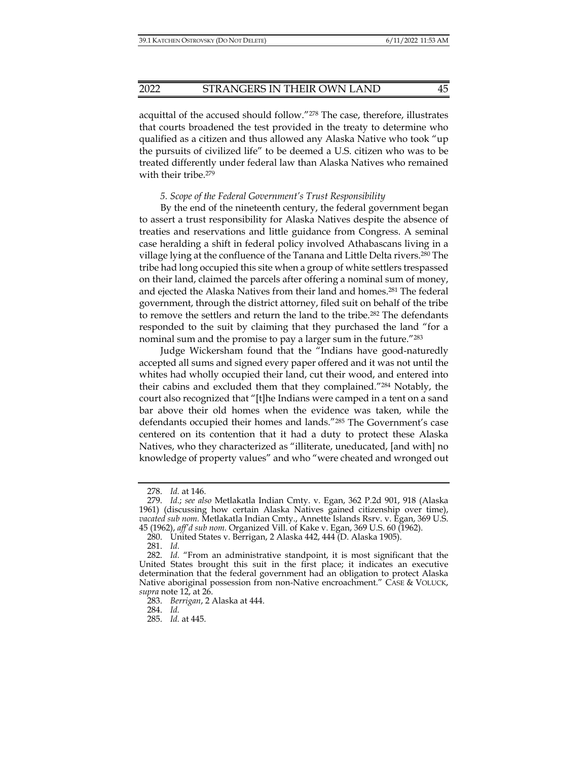acquittal of the accused should follow."[278] The case, therefore, illustrates that courts broadened the test provided in the treaty to determine who qualified as a citizen and thus allowed any Alaska Native who took "up the pursuits of civilized life" to be deemed a U.S. citizen who was to be treated differently under federal law than Alaska Natives who remained with their tribe.[279]

*5. Scope of the Federal Government's Trust Responsibility*

By the end of the nineteenth century, the federal government began to assert a trust responsibility for Alaska Natives despite the absence of treaties and reservations and little guidance from Congress. A seminal case heralding a shift in federal policy involved Athabascans living in a village lying at the confluence of the Tanana and Little Delta rivers.[280] The tribe had long occupied this site when a group of white settlers trespassed on their land, claimed the parcels after offering a nominal sum of money, and ejected the Alaska Natives from their land and homes.[281] The federal government, through the district attorney, filed suit on behalf of the tribe to remove the settlers and return the land to the tribe.[282] The defendants responded to the suit by claiming that they purchased the land "for a nominal sum and the promise to pay a larger sum in the future."[283]

Judge Wickersham found that the "Indians have good-naturedly accepted all sums and signed every paper offered and it was not until the whites had wholly occupied their land, cut their wood, and entered into their cabins and excluded them that they complained."[284] Notably, the court also recognized that "[t]he Indians were camped in a tent on a sand bar above their old homes when the evidence was taken, while the defendants occupied their homes and lands."[285] The Government's case centered on its contention that it had a duty to protect these Alaska Natives, who they characterized as "illiterate, uneducated, [and with] no knowledge of property values" and who "were cheated and wronged out

278. *Id.* at 146.

279. *Id.*; *see also* Metlakatla Indian Cmty. v. Egan, 362 P.2d 901, 918 (Alaska 1961) (discussing how certain Alaska Natives gained citizenship over time), *vacated sub nom.* Metlakatla Indian Cmty., Annette Islands Rsrv. v. Egan, 369 U.S. 45 (1962), *aff'd sub nom.* Organized Vill. of Kake v. Egan, 369 U.S. 60 (1962).

280. United States v. Berrigan, 2 Alaska 442, 444 (D. Alaska 1905).

281. *Id.*

282. *Id.* "From an administrative standpoint, it is most significant that the United States brought this suit in the first place; it indicates an executive determination that the federal government had an obligation to protect Alaska Native aboriginal possession from non-Native encroachment." CASE & VOLUCK, *supra* note 12, at 26.

283. *Berrigan*, 2 Alaska at 444.

284. *Id.*

285. *Id.* at 445.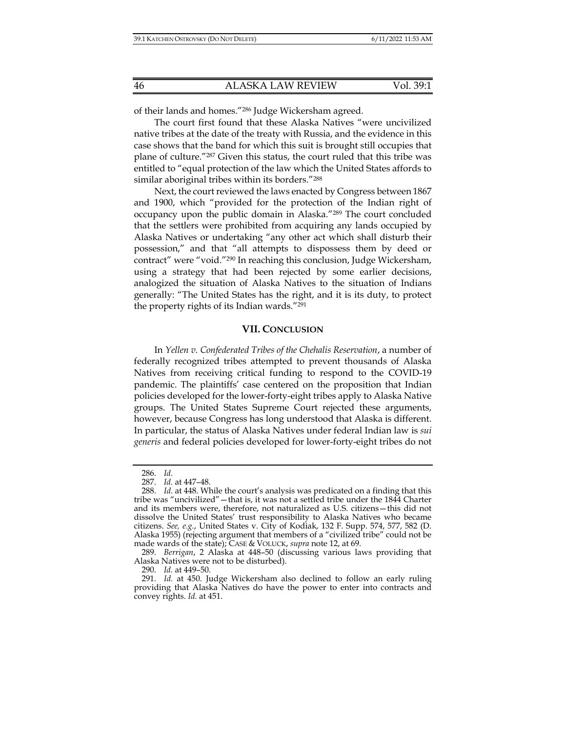of their lands and homes."[286] Judge Wickersham agreed.

The court first found that these Alaska Natives "were uncivilized native tribes at the date of the treaty with Russia, and the evidence in this case shows that the band for which this suit is brought still occupies that plane of culture."[287] Given this status, the court ruled that this tribe was entitled to "equal protection of the law which the United States affords to similar aboriginal tribes within its borders."[288]

Next, the court reviewed the laws enacted by Congress between 1867 and 1900, which "provided for the protection of the Indian right of occupancy upon the public domain in Alaska."[289] The court concluded that the settlers were prohibited from acquiring any lands occupied by Alaska Natives or undertaking "any other act which shall disturb their possession," and that "all attempts to dispossess them by deed or contract" were "void."[290] In reaching this conclusion, Judge Wickersham, using a strategy that had been rejected by some earlier decisions, analogized the situation of Alaska Natives to the situation of Indians generally: "The United States has the right, and it is its duty, to protect the property rights of its Indian wards."[291]

## VII. CONCLUSION

In *Yellen v. Confederated Tribes of the Chehalis Reservation*, a number of federally recognized tribes attempted to prevent thousands of Alaska Natives from receiving critical funding to respond to the COVID-19 pandemic. The plaintiffs' case centered on the proposition that Indian policies developed for the lower-forty-eight tribes apply to Alaska Native groups. The United States Supreme Court rejected these arguments, however, because Congress has long understood that Alaska is different. In particular, the status of Alaska Natives under federal Indian law is *sui generis* and federal policies developed for lower-forty-eight tribes do not

---

286. *Id.*

287. *Id.* at 447–48.

288. *Id.* at 448. While the court's analysis was predicated on a finding that this tribe was "uncivilized"—that is, it was not a settled tribe under the 1844 Charter and its members were, therefore, not naturalized as U.S. citizens—this did not dissolve the United States' trust responsibility to Alaska Natives who became citizens. *See, e.g.*, United States v. City of Kodiak, 132 F. Supp. 574, 577, 582 (D. Alaska 1955) (rejecting argument that members of a "civilized tribe" could not be made wards of the state); CASE & VOLUCK, *supra* note 12, at 69.

289. *Berrigan*, 2 Alaska at 448–50 (discussing various laws providing that Alaska Natives were not to be disturbed).

290. *Id.* at 449–50.

291. *Id.* at 450. Judge Wickersham also declined to follow an early ruling providing that Alaska Natives do have the power to enter into contracts and convey rights. *Id.* at 451.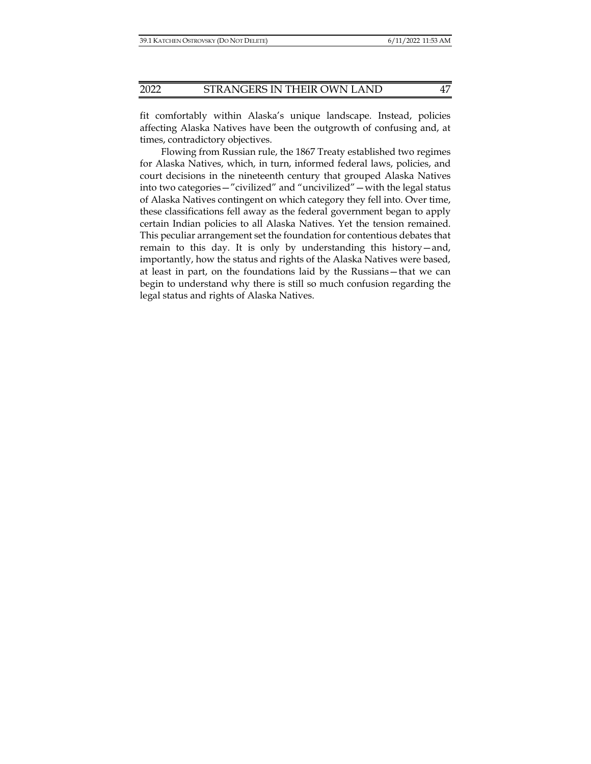fit comfortably within Alaska's unique landscape. Instead, policies affecting Alaska Natives have been the outgrowth of confusing and, at times, contradictory objectives.

Flowing from Russian rule, the 1867 Treaty established two regimes for Alaska Natives, which, in turn, informed federal laws, policies, and court decisions in the nineteenth century that grouped Alaska Natives into two categories—"civilized" and "uncivilized"—with the legal status of Alaska Natives contingent on which category they fell into. Over time, these classifications fell away as the federal government began to apply certain Indian policies to all Alaska Natives. Yet the tension remained. This peculiar arrangement set the foundation for contentious debates that remain to this day. It is only by understanding this history—and, importantly, how the status and rights of the Alaska Natives were based, at least in part, on the foundations laid by the Russians—that we can begin to understand why there is still so much confusion regarding the legal status and rights of Alaska Natives.